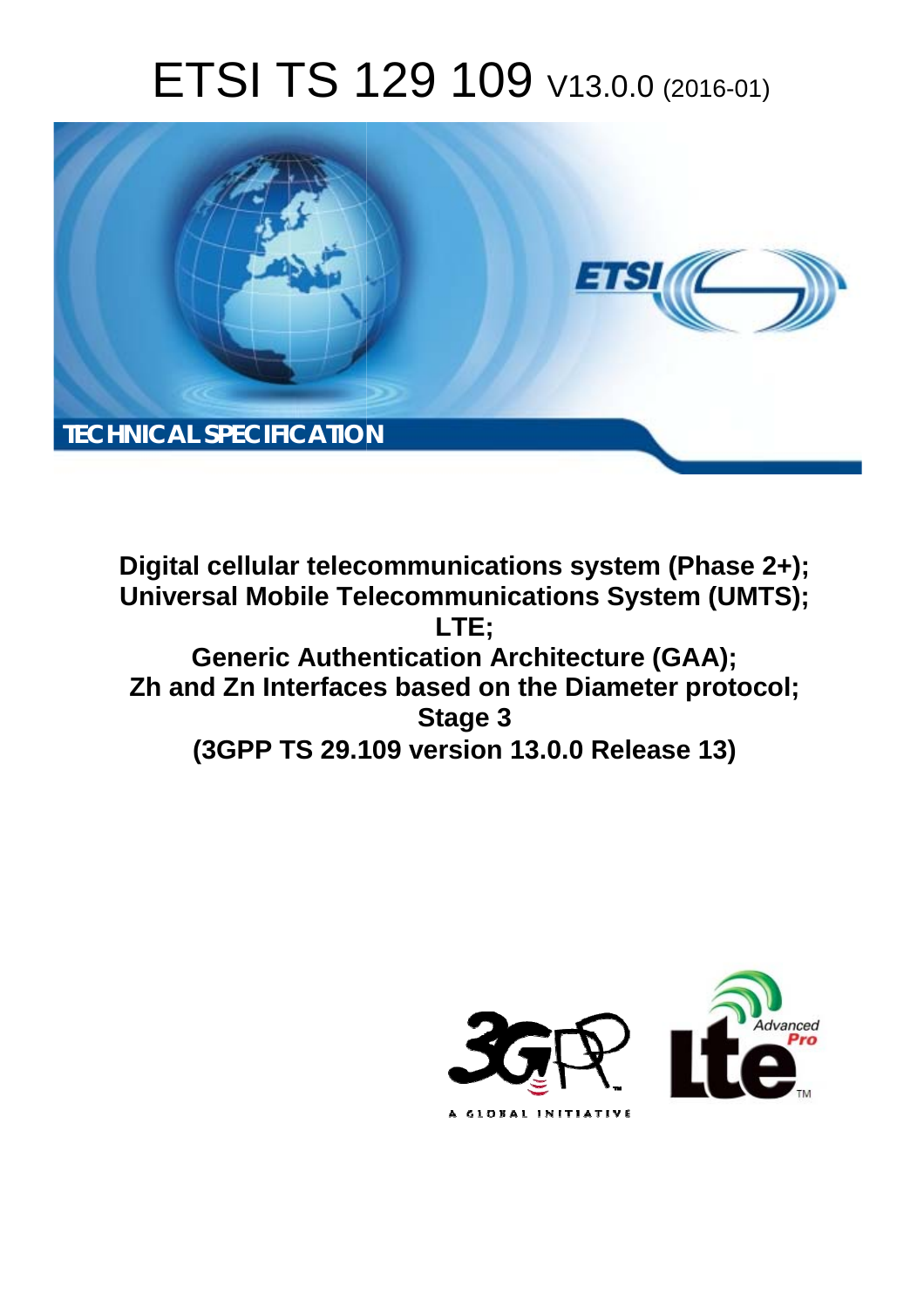# ETSI TS 129 109 V13.0.0 (2016-01)

TECHNICAL SPECIFICATION

**Digital cellular telecommunications system (Phase 2+);**
**Universal Mobile Telecommunications System (UMTS);**
**LTE;**
**Generic Authentication Architecture (GAA);**
**Zh and Zn Interfaces based on the Diameter protocol;**
**Stage 3**
**(3GPP TS 29.109 version 13.0.0 Release 13)**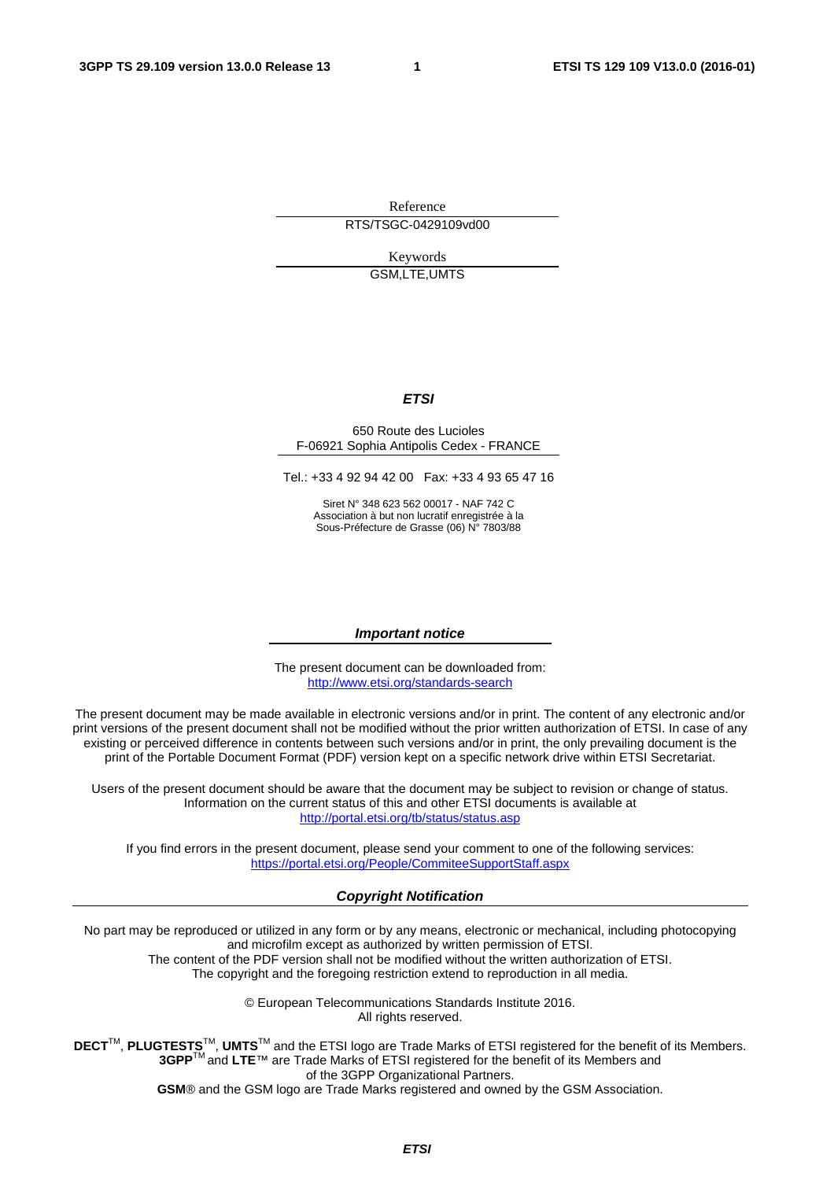Reference

RTS/TSGC-0429109vd00

Keywords

GSM,LTE,UMTS

***ETSI***

650 Route des Lucioles
F-06921 Sophia Antipolis Cedex - FRANCE

Tel.: +33 4 92 94 42 00 Fax: +33 4 93 65 47 16

Siret N° 348 623 562 00017 - NAF 742 C
Association à but non lucratif enregistrée à la
Sous-Préfecture de Grasse (06) N° 7803/88

***Important notice***

The present document can be downloaded from:
http://www.etsi.org/standards-search

The present document may be made available in electronic versions and/or in print. The content of any electronic and/or print versions of the present document shall not be modified without the prior written authorization of ETSI. In case of any existing or perceived difference in contents between such versions and/or in print, the only prevailing document is the print of the Portable Document Format (PDF) version kept on a specific network drive within ETSI Secretariat.

Users of the present document should be aware that the document may be subject to revision or change of status. Information on the current status of this and other ETSI documents is available at
http://portal.etsi.org/tb/status/status.asp

If you find errors in the present document, please send your comment to one of the following services:
https://portal.etsi.org/People/CommiteeSupportStaff.aspx

***Copyright Notification***

No part may be reproduced or utilized in any form or by any means, electronic or mechanical, including photocopying and microfilm except as authorized by written permission of ETSI.
The content of the PDF version shall not be modified without the written authorization of ETSI.
The copyright and the foregoing restriction extend to reproduction in all media.

© European Telecommunications Standards Institute 2016.
All rights reserved.

**DECT**™, **PLUGTESTS**™, **UMTS**™ and the ETSI logo are Trade Marks of ETSI registered for the benefit of its Members.
**3GPP**™ and **LTE**™ are Trade Marks of ETSI registered for the benefit of its Members and of the 3GPP Organizational Partners.
**GSM**® and the GSM logo are Trade Marks registered and owned by the GSM Association.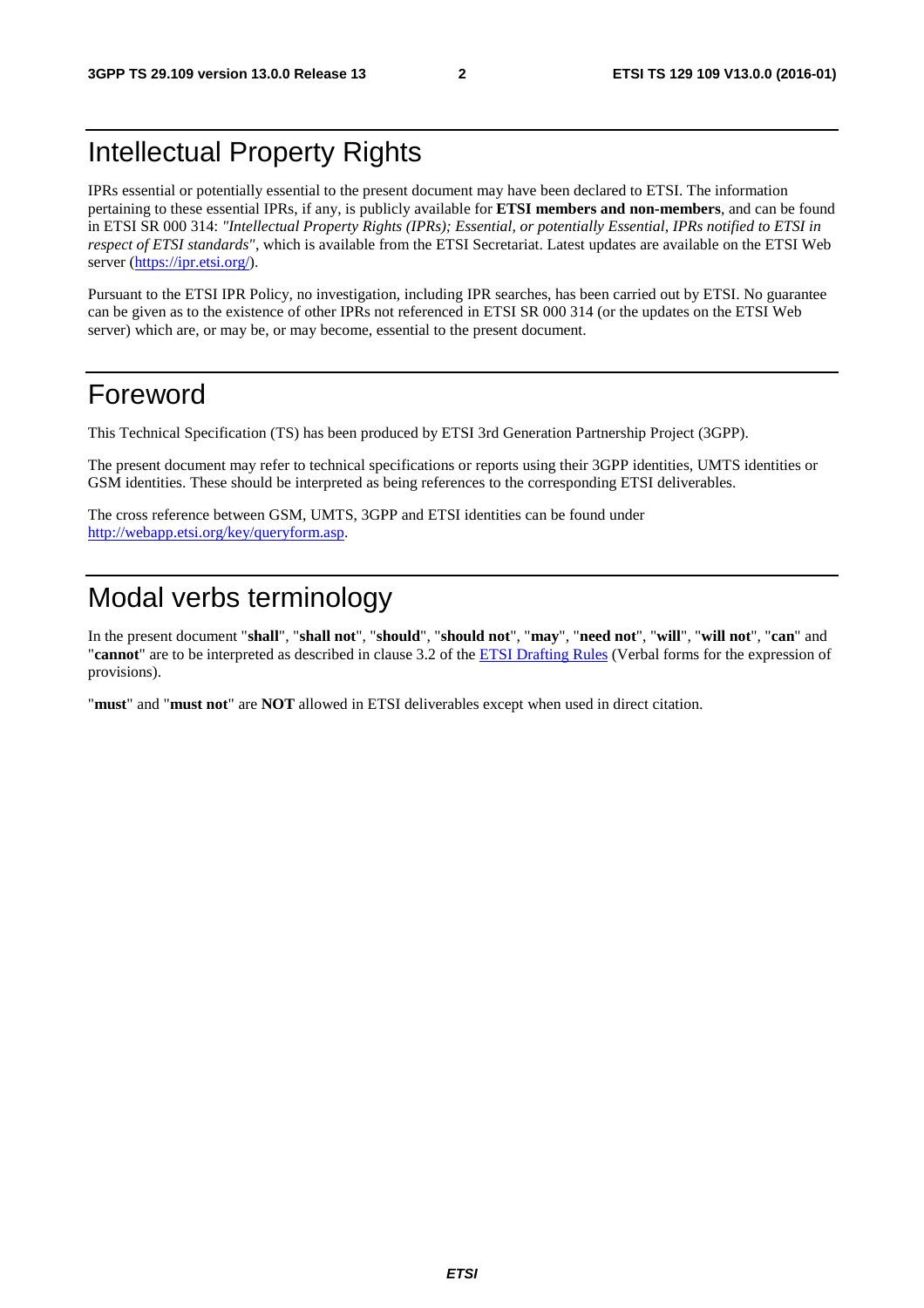# Intellectual Property Rights

IPRs essential or potentially essential to the present document may have been declared to ETSI. The information pertaining to these essential IPRs, if any, is publicly available for **ETSI members and non-members**, and can be found in ETSI SR 000 314: *"Intellectual Property Rights (IPRs); Essential, or potentially Essential, IPRs notified to ETSI in respect of ETSI standards"*, which is available from the ETSI Secretariat. Latest updates are available on the ETSI Web server (https://ipr.etsi.org/).

Pursuant to the ETSI IPR Policy, no investigation, including IPR searches, has been carried out by ETSI. No guarantee can be given as to the existence of other IPRs not referenced in ETSI SR 000 314 (or the updates on the ETSI Web server) which are, or may be, or may become, essential to the present document.

# Foreword

This Technical Specification (TS) has been produced by ETSI 3rd Generation Partnership Project (3GPP).

The present document may refer to technical specifications or reports using their 3GPP identities, UMTS identities or GSM identities. These should be interpreted as being references to the corresponding ETSI deliverables.

The cross reference between GSM, UMTS, 3GPP and ETSI identities can be found under http://webapp.etsi.org/key/queryform.asp.

# Modal verbs terminology

In the present document "**shall**", "**shall not**", "**should**", "**should not**", "**may**", "**need not**", "**will**", "**will not**", "**can**" and "**cannot**" are to be interpreted as described in clause 3.2 of the ETSI Drafting Rules (Verbal forms for the expression of provisions).

"**must**" and "**must not**" are **NOT** allowed in ETSI deliverables except when used in direct citation.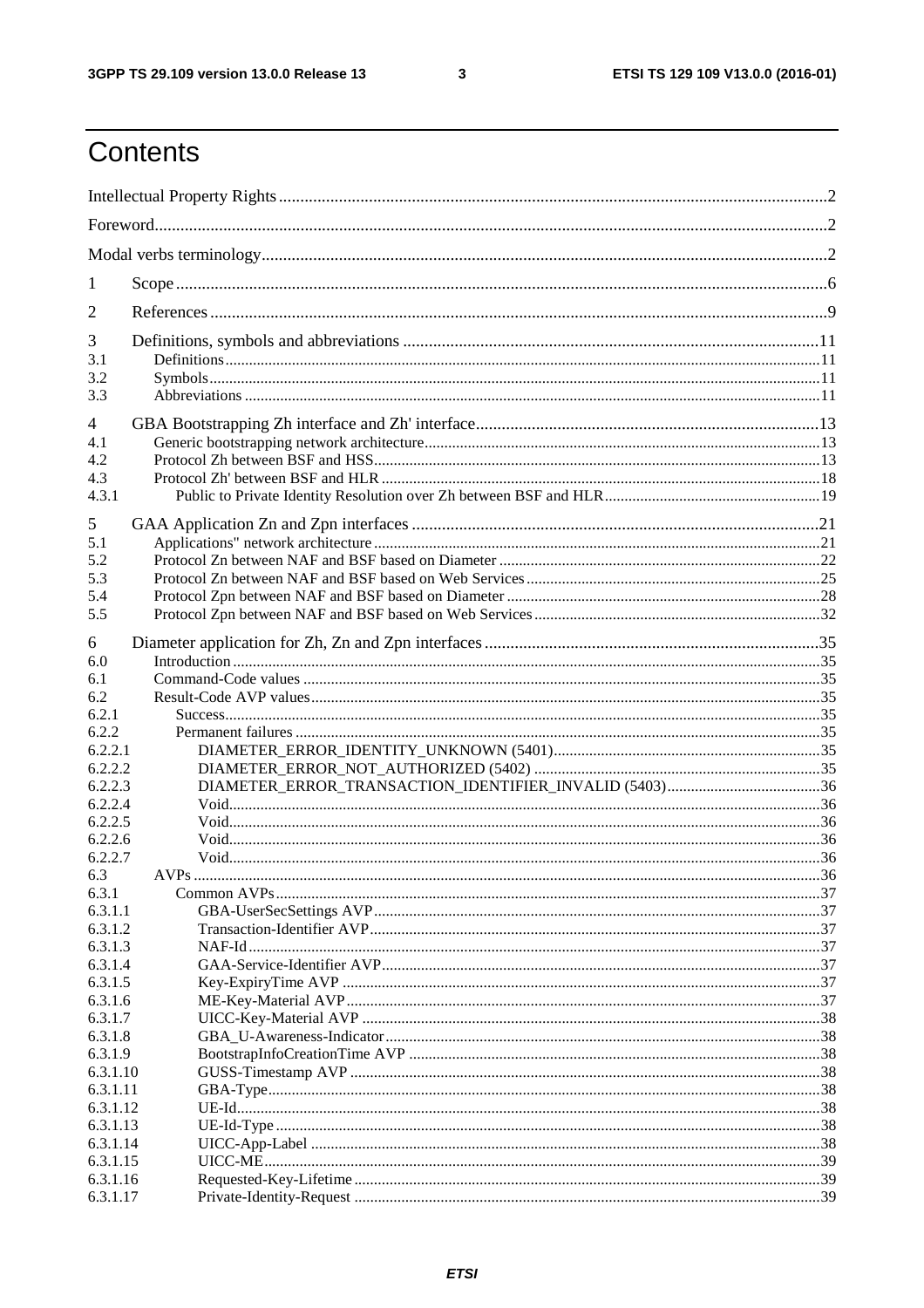# Contents

Intellectual Property Rights ....................................................................................................................2

Foreword....................................................................................................................................................2

Modal verbs terminology...........................................................................................................................2

1 Scope ......................................................................................................................................................6

2 References ..............................................................................................................................................9

3 Definitions, symbols and abbreviations ..............................................................................................11

3.1 Definitions.........................................................................................................................................11

3.2 Symbols.............................................................................................................................................11

3.3 Abbreviations ....................................................................................................................................11

4 GBA Bootstrapping Zh interface and Zh' interface.............................................................................13

4.1 Generic bootstrapping network architecture.......................................................................................13

4.2 Protocol Zh between BSF and HSS...................................................................................................13

4.3 Protocol Zh' between BSF and HLR .................................................................................................18

4.3.1 Public to Private Identity Resolution over Zh between BSF and HLR.............................................19

5 GAA Application Zn and Zpn interfaces ............................................................................................21

5.1 Applications" network architecture ...................................................................................................21

5.2 Protocol Zn between NAF and BSF based on Diameter ....................................................................22

5.3 Protocol Zn between NAF and BSF based on Web Services .............................................................25

5.4 Protocol Zpn between NAF and BSF based on Diameter ..................................................................28

5.5 Protocol Zpn between NAF and BSF based on Web Services............................................................32

6 Diameter application for Zh, Zn and Zpn interfaces ...........................................................................35

6.0 Introduction .......................................................................................................................................35

6.1 Command-Code values .....................................................................................................................35

6.2 Result-Code AVP values....................................................................................................................35

6.2.1 Success............................................................................................................................................35

6.2.2 Permanent failures ..........................................................................................................................35

6.2.2.1 DIAMETER_ERROR_IDENTITY_UNKNOWN (5401)...................................................................35

6.2.2.2 DIAMETER_ERROR_NOT_AUTHORIZED (5402) ........................................................................35

6.2.2.3 DIAMETER_ERROR_TRANSACTION_IDENTIFIER_INVALID (5403).......................................36

6.2.2.4 Void...................................................................................................................................................36

6.2.2.5 Void...................................................................................................................................................36

6.2.2.6 Void...................................................................................................................................................36

6.2.2.7 Void...................................................................................................................................................36

6.3 AVPs .................................................................................................................................................36

6.3.1 Common AVPs ..................................................................................................................................37

6.3.1.1 GBA-UserSecSettings AVP...............................................................................................................37

6.3.1.2 Transaction-Identifier AVP................................................................................................................37

6.3.1.3 NAF-Id..............................................................................................................................................37

6.3.1.4 GAA-Service-Identifier AVP.............................................................................................................37

6.3.1.5 Key-ExpiryTime AVP .......................................................................................................................37

6.3.1.6 ME-Key-Material AVP......................................................................................................................37

6.3.1.7 UICC-Key-Material AVP ..................................................................................................................38

6.3.1.8 GBA_U-Awareness-Indicator............................................................................................................38

6.3.1.9 BootstrapInfoCreationTime AVP ......................................................................................................38

6.3.1.10 GUSS-Timestamp AVP .....................................................................................................................38

6.3.1.11 GBA-Type..........................................................................................................................................38

6.3.1.12 UE-Id.................................................................................................................................................38

6.3.1.13 UE-Id-Type ........................................................................................................................................38

6.3.1.14 UICC-App-Label ...............................................................................................................................38

6.3.1.15 UICC-ME...........................................................................................................................................39

6.3.1.16 Requested-Key-Lifetime ....................................................................................................................39

6.3.1.17 Private-Identity-Request ....................................................................................................................39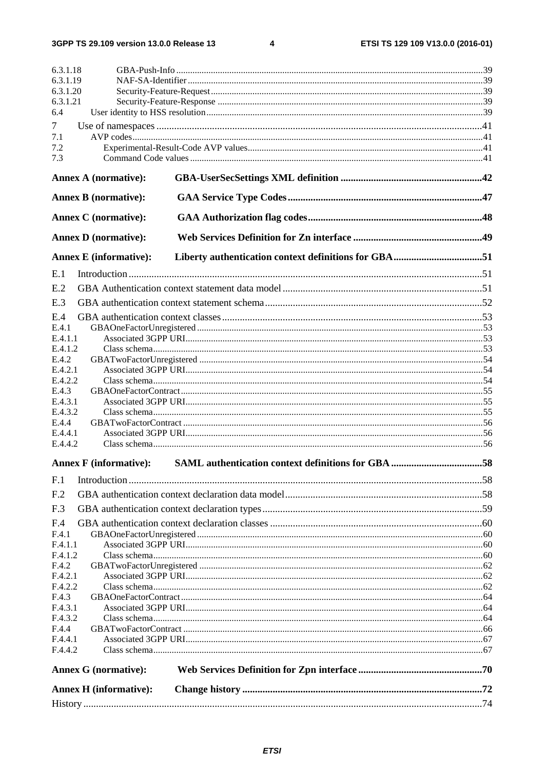6.3.1.18 GBA-Push-Info ....................................................................................................................................39
6.3.1.19 NAF-SA-Identifier ...............................................................................................................................39
6.3.1.20 Security-Feature-Request .....................................................................................................................39
6.3.1.21 Security-Feature-Response ..................................................................................................................39
6.4 User identity to HSS resolution .......................................................................................................................39

7 Use of namespaces .................................................................................................................................41
7.1 AVP codes.......................................................................................................................................................41
7.2 Experimental-Result-Code AVP values.....................................................................................................41
7.3 Command Code values ..............................................................................................................................41

**Annex A (normative): GBA-UserSecSettings XML definition .......................................................42**

**Annex B (normative): GAA Service Type Codes............................................................................47**

**Annex C (normative): GAA Authorization flag codes....................................................................48**

**Annex D (normative): Web Services Definition for Zn interface ..................................................49**

**Annex E (informative): Liberty authentication context definitions for GBA...................................51**

E.1 Introduction ............................................................................................................................................51

E.2 GBA Authentication context statement data model ...............................................................................51

E.3 GBA authentication context statement schema......................................................................................52

E.4 GBA authentication context classes .......................................................................................................53
E.4.1 GBAOneFactorUnregistered ...........................................................................................................................53
E.4.1.1 Associated 3GPP URI................................................................................................................................53
E.4.1.2 Class schema..............................................................................................................................................53
E.4.2 GBATwoFactorUnregistered ..........................................................................................................................54
E.4.2.1 Associated 3GPP URI................................................................................................................................54
E.4.2.2 Class schema..............................................................................................................................................54
E.4.3 GBAOneFactorContract..................................................................................................................................55
E.4.3.1 Associated 3GPP URI................................................................................................................................55
E.4.3.2 Class schema..............................................................................................................................................55
E.4.4 GBATwoFactorContract .................................................................................................................................56
E.4.4.1 Associated 3GPP URI................................................................................................................................56
E.4.4.2 Class schema..............................................................................................................................................56

**Annex F (informative): SAML authentication context definitions for GBA ....................................58**

F.1 Introduction ............................................................................................................................................58

F.2 GBA authentication context declaration data model..............................................................................58

F.3 GBA authentication context declaration types.......................................................................................59

F.4 GBA authentication context declaration classes ....................................................................................60
F.4.1 GBAOneFactorUnregistered ...........................................................................................................................60
F.4.1.1 Associated 3GPP URI................................................................................................................................60
F.4.1.2 Class schema..............................................................................................................................................60
F.4.2 GBATwoFactorUnregistered ..........................................................................................................................62
F.4.2.1 Associated 3GPP URI................................................................................................................................62
F.4.2.2 Class schema..............................................................................................................................................62
F.4.3 GBAOneFactorContract..................................................................................................................................64
F.4.3.1 Associated 3GPP URI................................................................................................................................64
F.4.3.2 Class schema..............................................................................................................................................64
F.4.4 GBATwoFactorContract .................................................................................................................................66
F.4.4.1 Associated 3GPP URI................................................................................................................................67
F.4.4.2 Class schema..............................................................................................................................................67

**Annex G (normative): Web Services Definition for Zpn interface ................................................70**

**Annex H (informative): Change history ..............................................................................................72**

History .............................................................................................................................................................74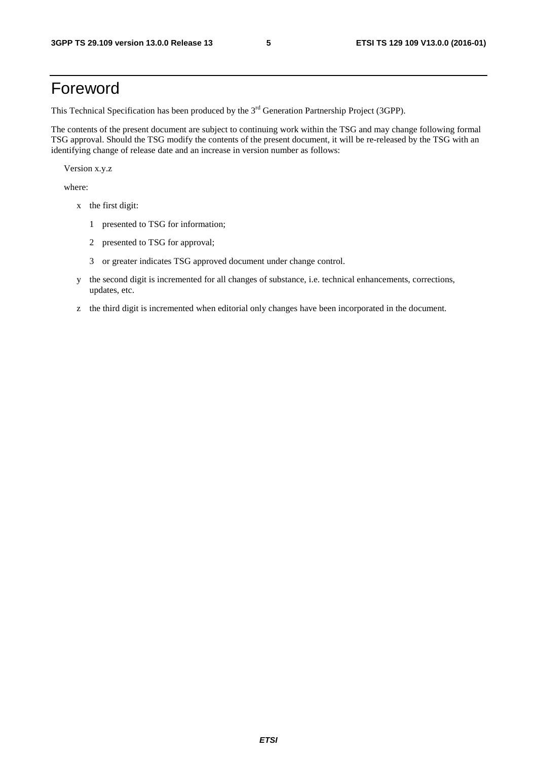# Foreword

This Technical Specification has been produced by the 3rd Generation Partnership Project (3GPP).

The contents of the present document are subject to continuing work within the TSG and may change following formal TSG approval. Should the TSG modify the contents of the present document, it will be re-released by the TSG with an identifying change of release date and an increase in version number as follows:

Version x.y.z

where:

- x the first digit:
  - 1 presented to TSG for information;
  - 2 presented to TSG for approval;
  - 3 or greater indicates TSG approved document under change control.
- y the second digit is incremented for all changes of substance, i.e. technical enhancements, corrections, updates, etc.
- z the third digit is incremented when editorial only changes have been incorporated in the document.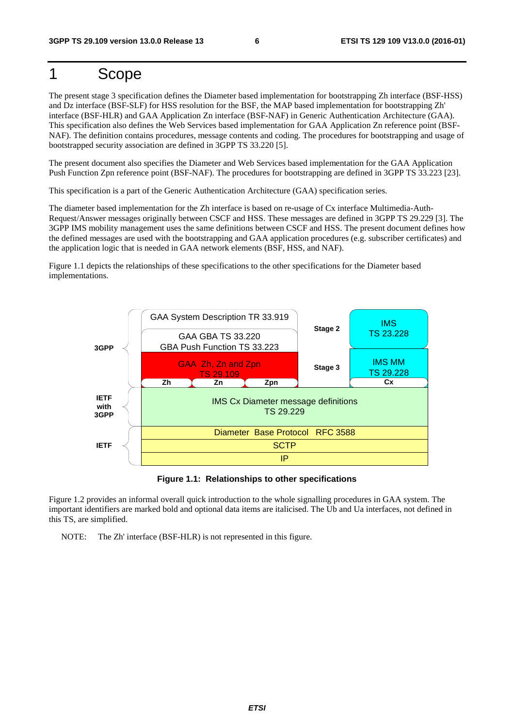# 1 Scope

The present stage 3 specification defines the Diameter based implementation for bootstrapping Zh interface (BSF-HSS) and Dz interface (BSF-SLF) for HSS resolution for the BSF, the MAP based implementation for bootstrapping Zh' interface (BSF-HLR) and GAA Application Zn interface (BSF-NAF) in Generic Authentication Architecture (GAA). This specification also defines the Web Services based implementation for GAA Application Zn reference point (BSF-NAF). The definition contains procedures, message contents and coding. The procedures for bootstrapping and usage of bootstrapped security association are defined in 3GPP TS 33.220 [5].

The present document also specifies the Diameter and Web Services based implementation for the GAA Application Push Function Zpn reference point (BSF-NAF). The procedures for bootstrapping are defined in 3GPP TS 33.223 [23].

This specification is a part of the Generic Authentication Architecture (GAA) specification series.

The diameter based implementation for the Zh interface is based on re-usage of Cx interface Multimedia-Auth-Request/Answer messages originally between CSCF and HSS. These messages are defined in 3GPP TS 29.229 [3]. The 3GPP IMS mobility management uses the same definitions between CSCF and HSS. The present document defines how the defined messages are used with the bootstrapping and GAA application procedures (e.g. subscriber certificates) and the application logic that is needed in GAA network elements (BSF, HSS, and NAF).

Figure 1.1 depicts the relationships of these specifications to the other specifications for the Diameter based implementations.

| | | | |
|---|---|---|---|
| 3GPP | GAA System Description TR 33.919<br>GAA GBA TS 33.220<br>GBA Push Function TS 33.223 | Stage 2 | IMS<br>TS 23.228 |
| | GAA Zh, Zn and Zpn<br>TS 29.109<br>Zh / Zn / Zpn | Stage 3 | IMS MM<br>TS 29.228<br>Cx |
| IETF with 3GPP | IMS Cx Diameter message definitions<br>TS 29.229 | | |
| IETF | Diameter Base Protocol RFC 3588<br>SCTP<br>IP | | |

**Figure 1.1: Relationships to other specifications**

Figure 1.2 provides an informal overall quick introduction to the whole signalling procedures in GAA system. The important identifiers are marked bold and optional data items are italicised. The Ub and Ua interfaces, not defined in this TS, are simplified.

NOTE: The Zh' interface (BSF-HLR) is not represented in this figure.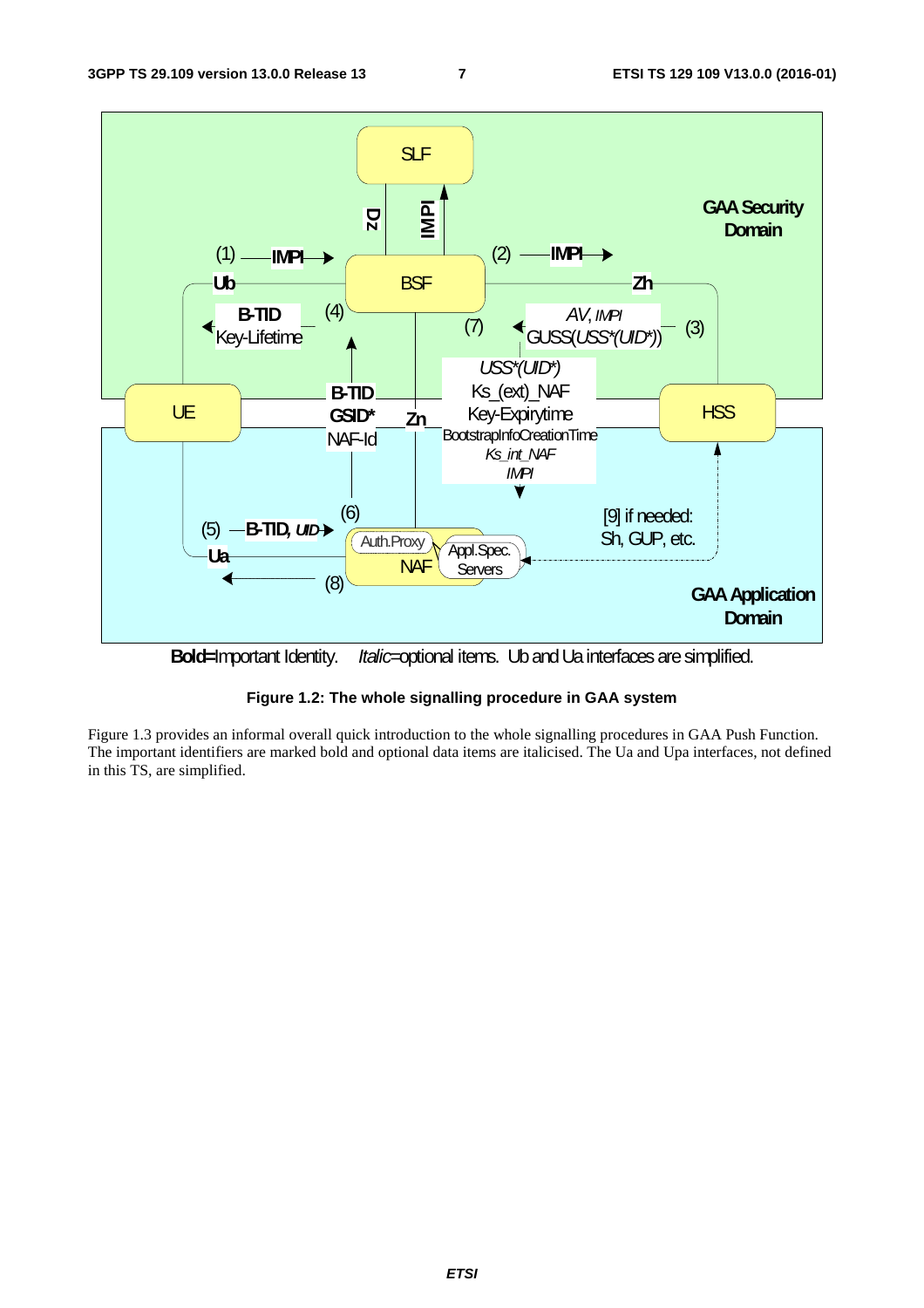Bold=Important Identity. *Italic*=optional items. Ub and Ua interfaces are simplified.

**Figure 1.2: The whole signalling procedure in GAA system**

Figure 1.3 provides an informal overall quick introduction to the whole signalling procedures in GAA Push Function. The important identifiers are marked bold and optional data items are italicised. The Ua and Upa interfaces, not defined in this TS, are simplified.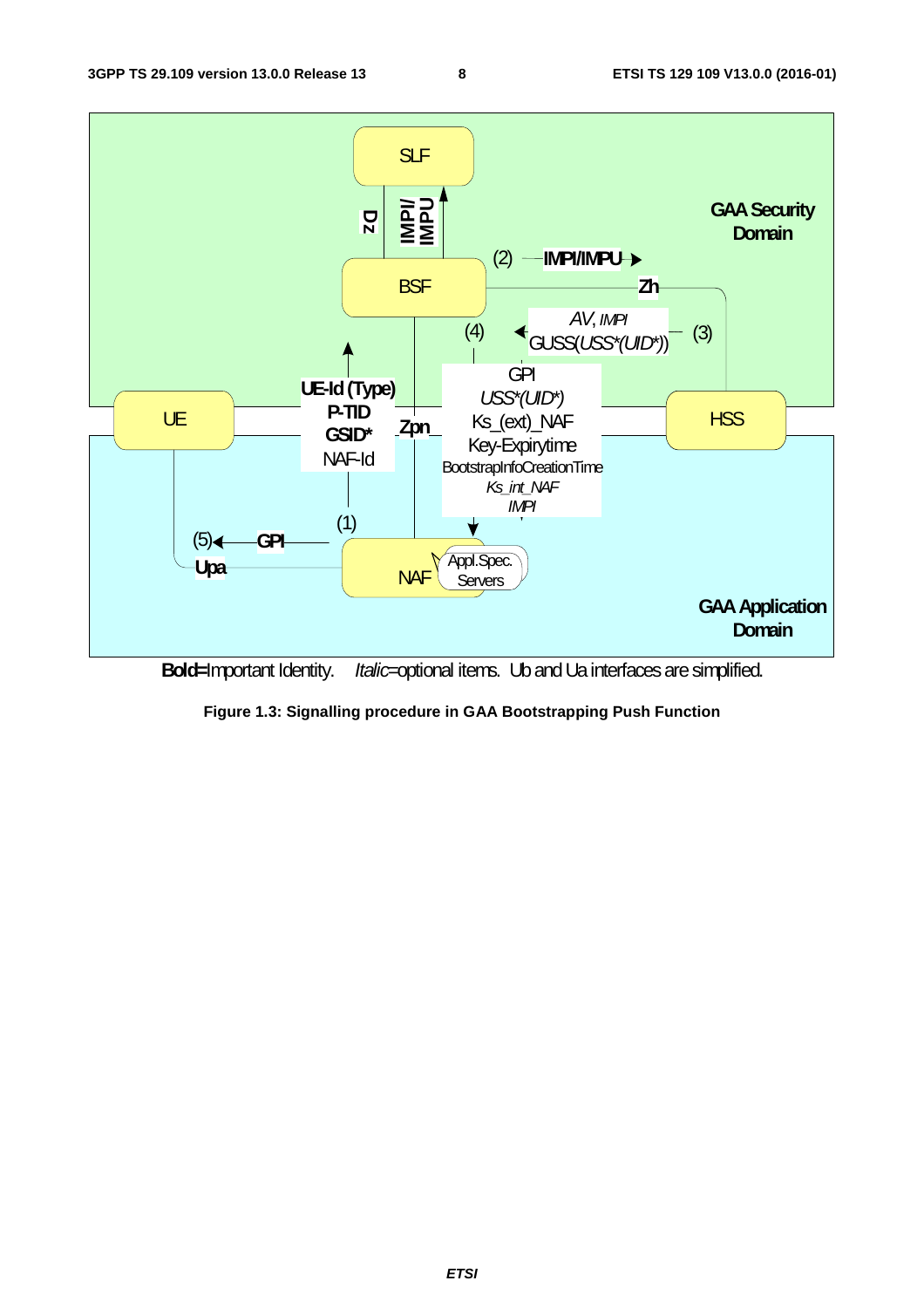SLF

Dz

IMPI/ IMPU

GAA Security Domain

(2) IMPI/IMPU

BSF

Zh

AV, IMPI

(4) GUSS(USS*(UID*)) (3)

GPI

UE-Id (Type)

USS*(UID*)

UE P-TID HSS

Zpn Ks_(ext)_NAF

GSID*

Key-Expirytime

NAF-Id

BootstrapInfoCreationTime

Ks_int_NAF

IMPI

(1)

(5) GPI

Upa

Appl.Spec. Servers

NAF

GAA Application Domain

**Bold**=Important Identity. *Italic*=optional items. Ub and Ua interfaces are simplified.

**Figure 1.3: Signalling procedure in GAA Bootstrapping Push Function**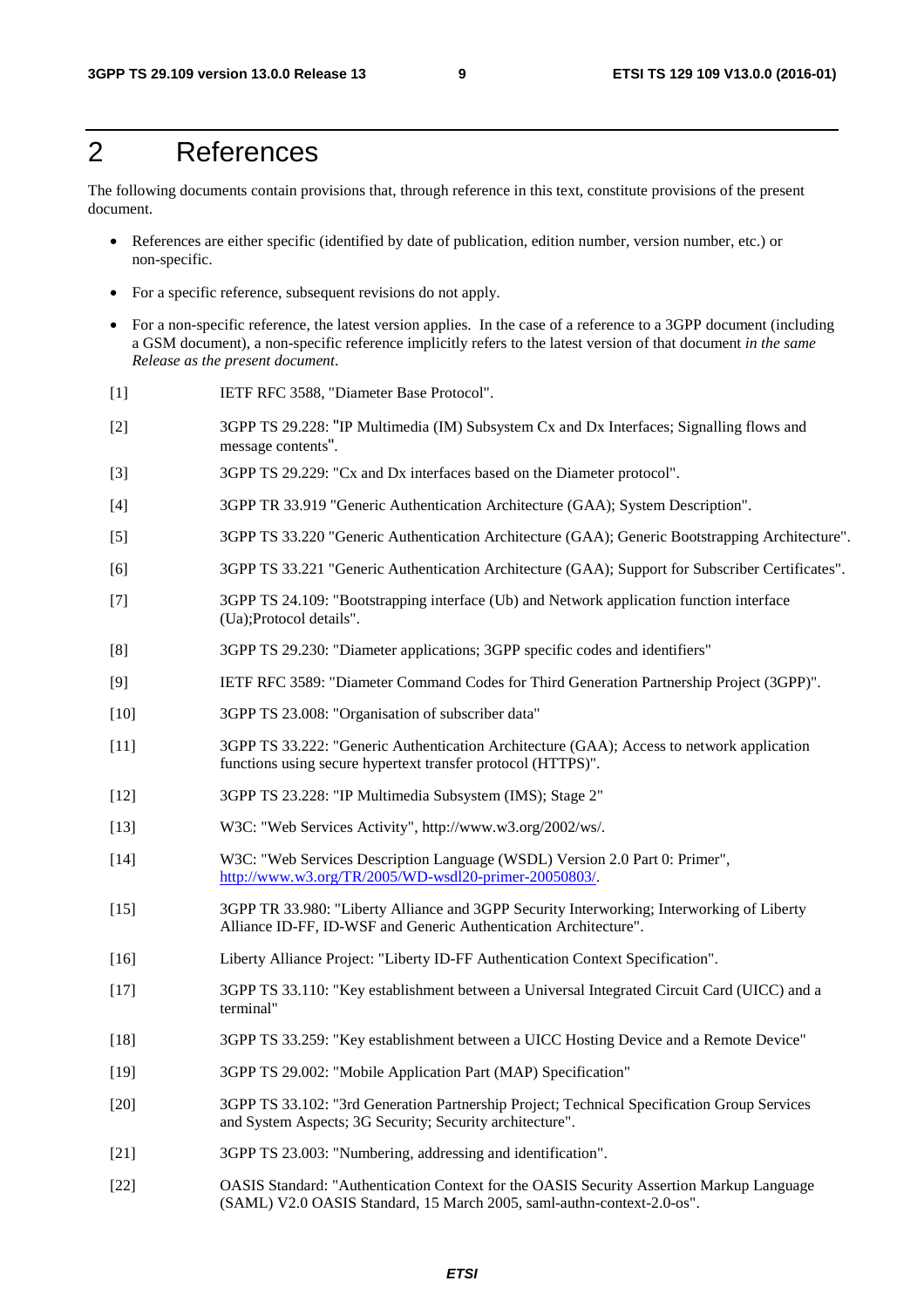# 2 References

The following documents contain provisions that, through reference in this text, constitute provisions of the present document.

- References are either specific (identified by date of publication, edition number, version number, etc.) or non-specific.
- For a specific reference, subsequent revisions do not apply.
- For a non-specific reference, the latest version applies. In the case of a reference to a 3GPP document (including a GSM document), a non-specific reference implicitly refers to the latest version of that document *in the same Release as the present document*.

[1] IETF RFC 3588, "Diameter Base Protocol".

[2] 3GPP TS 29.228: "IP Multimedia (IM) Subsystem Cx and Dx Interfaces; Signalling flows and message contents".

[3] 3GPP TS 29.229: "Cx and Dx interfaces based on the Diameter protocol".

[4] 3GPP TR 33.919 "Generic Authentication Architecture (GAA); System Description".

[5] 3GPP TS 33.220 "Generic Authentication Architecture (GAA); Generic Bootstrapping Architecture".

[6] 3GPP TS 33.221 "Generic Authentication Architecture (GAA); Support for Subscriber Certificates".

[7] 3GPP TS 24.109: "Bootstrapping interface (Ub) and Network application function interface (Ua);Protocol details".

[8] 3GPP TS 29.230: "Diameter applications; 3GPP specific codes and identifiers"

[9] IETF RFC 3589: "Diameter Command Codes for Third Generation Partnership Project (3GPP)".

[10] 3GPP TS 23.008: "Organisation of subscriber data"

[11] 3GPP TS 33.222: "Generic Authentication Architecture (GAA); Access to network application functions using secure hypertext transfer protocol (HTTPS)".

[12] 3GPP TS 23.228: "IP Multimedia Subsystem (IMS); Stage 2"

[13] W3C: "Web Services Activity", http://www.w3.org/2002/ws/.

[14] W3C: "Web Services Description Language (WSDL) Version 2.0 Part 0: Primer", http://www.w3.org/TR/2005/WD-wsdl20-primer-20050803/.

[15] 3GPP TR 33.980: "Liberty Alliance and 3GPP Security Interworking; Interworking of Liberty Alliance ID-FF, ID-WSF and Generic Authentication Architecture".

[16] Liberty Alliance Project: "Liberty ID-FF Authentication Context Specification".

[17] 3GPP TS 33.110: "Key establishment between a Universal Integrated Circuit Card (UICC) and a terminal"

[18] 3GPP TS 33.259: "Key establishment between a UICC Hosting Device and a Remote Device"

[19] 3GPP TS 29.002: "Mobile Application Part (MAP) Specification"

[20] 3GPP TS 33.102: "3rd Generation Partnership Project; Technical Specification Group Services and System Aspects; 3G Security; Security architecture".

[21] 3GPP TS 23.003: "Numbering, addressing and identification".

[22] OASIS Standard: "Authentication Context for the OASIS Security Assertion Markup Language (SAML) V2.0 OASIS Standard, 15 March 2005, saml-authn-context-2.0-os".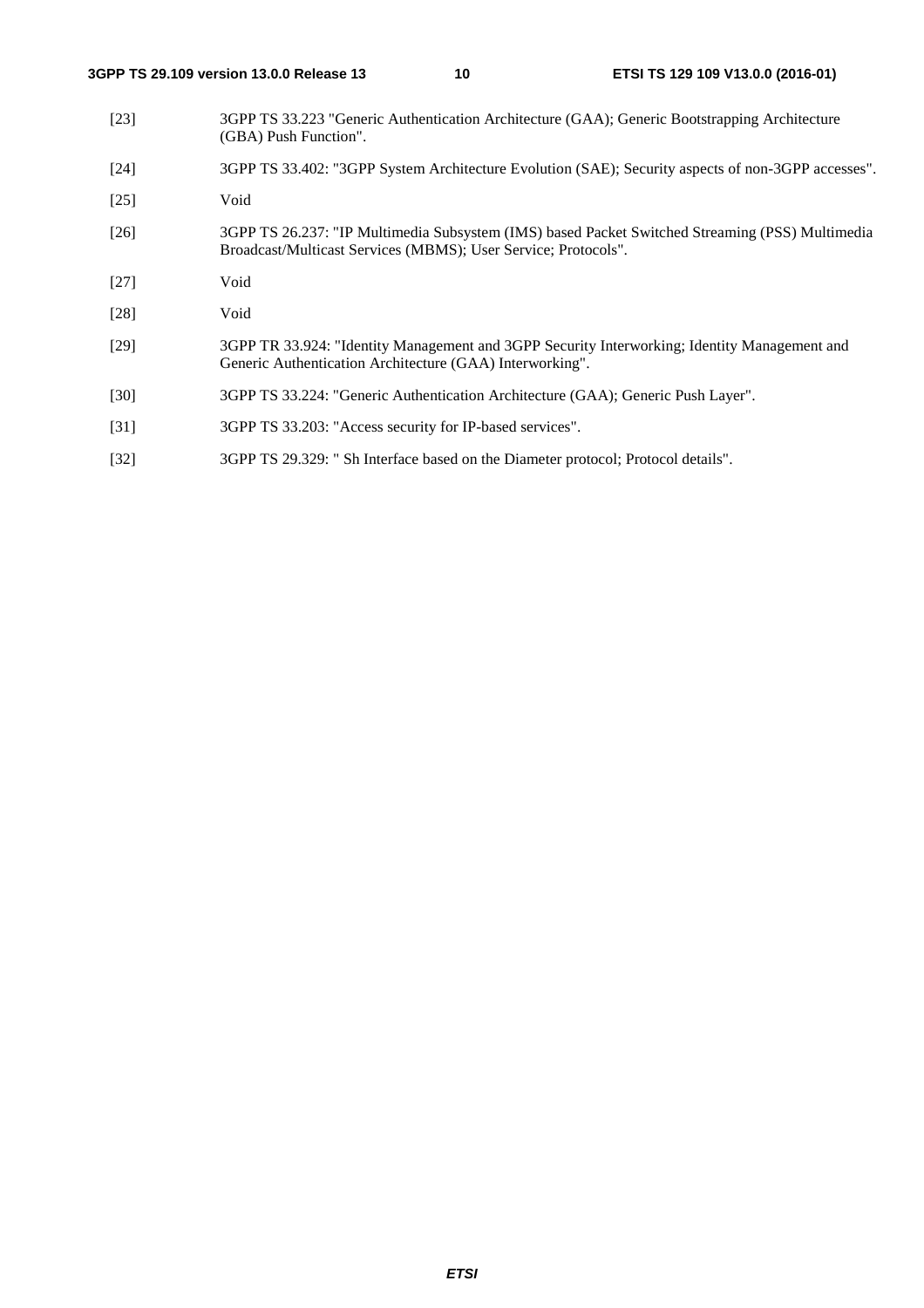[23] 3GPP TS 33.223 "Generic Authentication Architecture (GAA); Generic Bootstrapping Architecture (GBA) Push Function".

[24] 3GPP TS 33.402: "3GPP System Architecture Evolution (SAE); Security aspects of non-3GPP accesses".

[25] Void

[26] 3GPP TS 26.237: "IP Multimedia Subsystem (IMS) based Packet Switched Streaming (PSS) Multimedia Broadcast/Multicast Services (MBMS); User Service; Protocols".

[27] Void

[28] Void

[29] 3GPP TR 33.924: "Identity Management and 3GPP Security Interworking; Identity Management and Generic Authentication Architecture (GAA) Interworking".

[30] 3GPP TS 33.224: "Generic Authentication Architecture (GAA); Generic Push Layer".

[31] 3GPP TS 33.203: "Access security for IP-based services".

[32] 3GPP TS 29.329: " Sh Interface based on the Diameter protocol; Protocol details".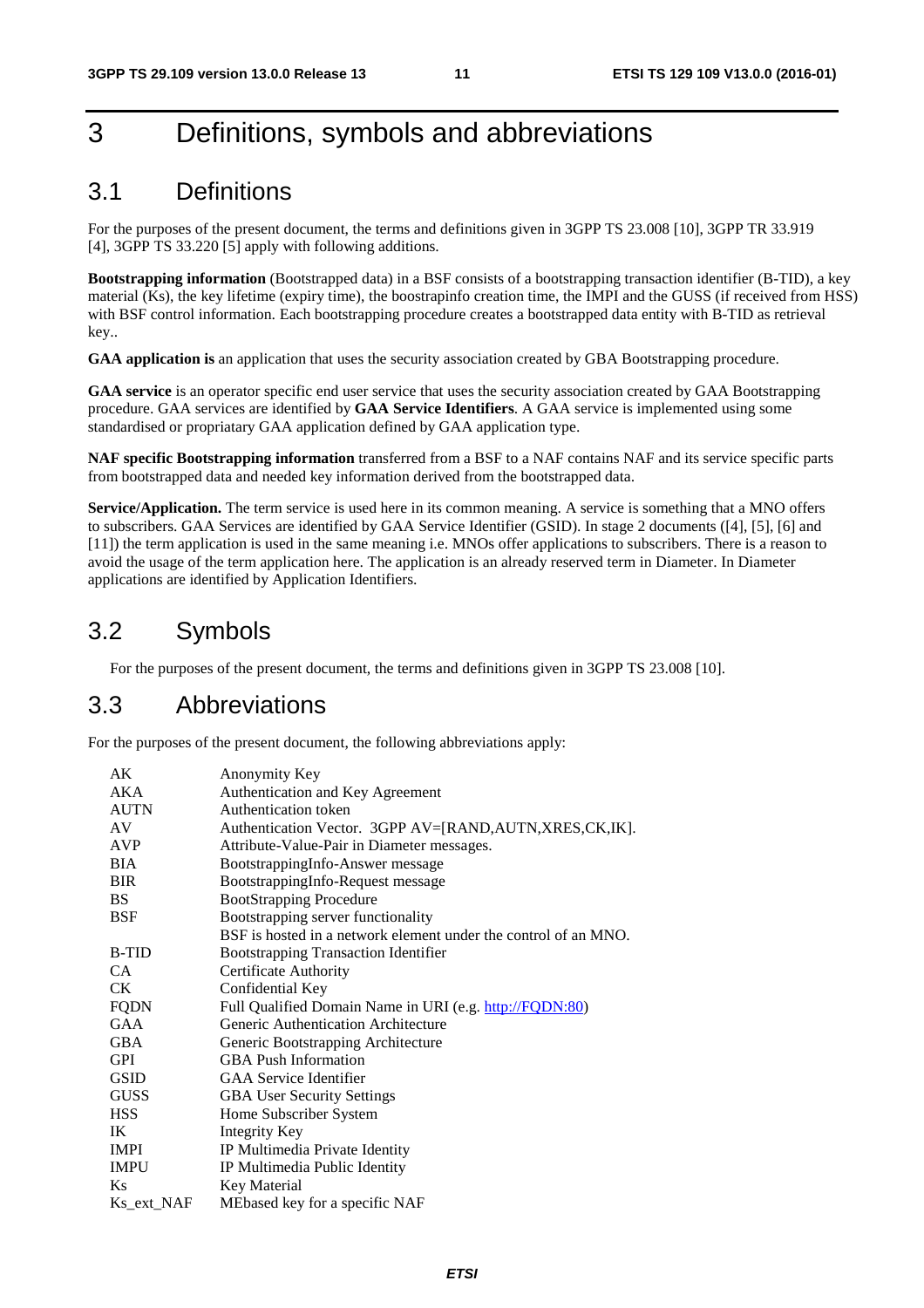# 3 Definitions, symbols and abbreviations

## 3.1 Definitions

For the purposes of the present document, the terms and definitions given in 3GPP TS 23.008 [10], 3GPP TR 33.919 [4], 3GPP TS 33.220 [5] apply with following additions.

**Bootstrapping information** (Bootstrapped data) in a BSF consists of a bootstrapping transaction identifier (B-TID), a key material (Ks), the key lifetime (expiry time), the boostrapinfo creation time, the IMPI and the GUSS (if received from HSS) with BSF control information. Each bootstrapping procedure creates a bootstrapped data entity with B-TID as retrieval key..

**GAA application is** an application that uses the security association created by GBA Bootstrapping procedure.

**GAA service** is an operator specific end user service that uses the security association created by GAA Bootstrapping procedure. GAA services are identified by **GAA Service Identifiers**. A GAA service is implemented using some standardised or propriatary GAA application defined by GAA application type.

**NAF specific Bootstrapping information** transferred from a BSF to a NAF contains NAF and its service specific parts from bootstrapped data and needed key information derived from the bootstrapped data.

**Service/Application.** The term service is used here in its common meaning. A service is something that a MNO offers to subscribers. GAA Services are identified by GAA Service Identifier (GSID). In stage 2 documents ([4], [5], [6] and [11]) the term application is used in the same meaning i.e. MNOs offer applications to subscribers. There is a reason to avoid the usage of the term application here. The application is an already reserved term in Diameter. In Diameter applications are identified by Application Identifiers.

## 3.2 Symbols

For the purposes of the present document, the terms and definitions given in 3GPP TS 23.008 [10].

## 3.3 Abbreviations

For the purposes of the present document, the following abbreviations apply:

| | |
|---|---|
| AK | Anonymity Key |
| AKA | Authentication and Key Agreement |
| AUTN | Authentication token |
| AV | Authentication Vector. 3GPP AV=[RAND,AUTN,XRES,CK,IK]. |
| AVP | Attribute-Value-Pair in Diameter messages. |
| BIA | BootstrappingInfo-Answer message |
| BIR | BootstrappingInfo-Request message |
| BS | BootStrapping Procedure |
| BSF | Bootstrapping server functionality<br>BSF is hosted in a network element under the control of an MNO. |
| B-TID | Bootstrapping Transaction Identifier |
| CA | Certificate Authority |
| CK | Confidential Key |
| FQDN | Full Qualified Domain Name in URI (e.g. http://FQDN:80) |
| GAA | Generic Authentication Architecture |
| GBA | Generic Bootstrapping Architecture |
| GPI | GBA Push Information |
| GSID | GAA Service Identifier |
| GUSS | GBA User Security Settings |
| HSS | Home Subscriber System |
| IK | Integrity Key |
| IMPI | IP Multimedia Private Identity |
| IMPU | IP Multimedia Public Identity |
| Ks | Key Material |
| Ks_ext_NAF | MEbased key for a specific NAF |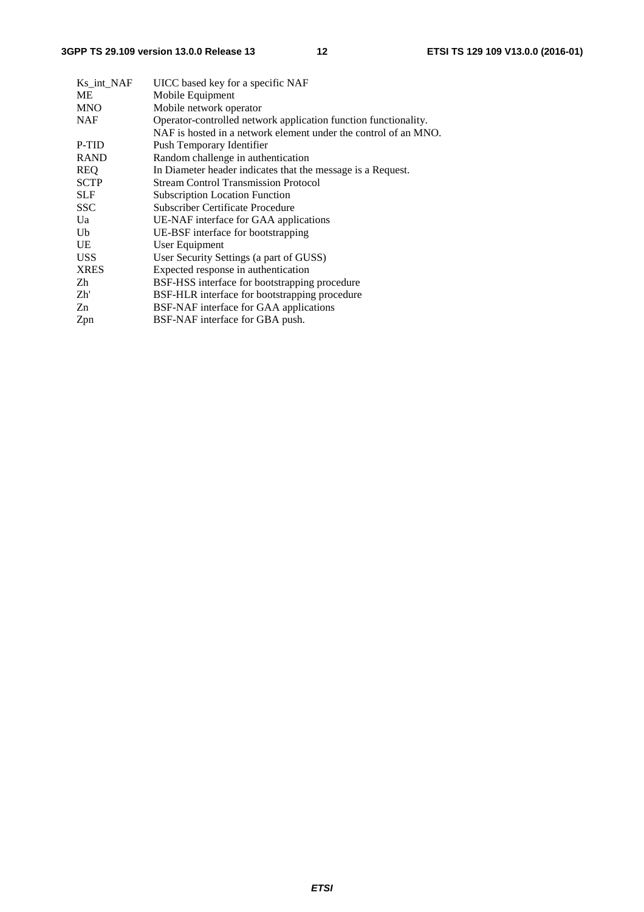| | |
|---|---|
| Ks_int_NAF | UICC based key for a specific NAF |
| ME | Mobile Equipment |
| MNO | Mobile network operator |
| NAF | Operator-controlled network application function functionality. NAF is hosted in a network element under the control of an MNO. |
| P-TID | Push Temporary Identifier |
| RAND | Random challenge in authentication |
| REQ | In Diameter header indicates that the message is a Request. |
| SCTP | Stream Control Transmission Protocol |
| SLF | Subscription Location Function |
| SSC | Subscriber Certificate Procedure |
| Ua | UE-NAF interface for GAA applications |
| Ub | UE-BSF interface for bootstrapping |
| UE | User Equipment |
| USS | User Security Settings (a part of GUSS) |
| XRES | Expected response in authentication |
| Zh | BSF-HSS interface for bootstrapping procedure |
| Zh' | BSF-HLR interface for bootstrapping procedure |
| Zn | BSF-NAF interface for GAA applications |
| Zpn | BSF-NAF interface for GBA push. |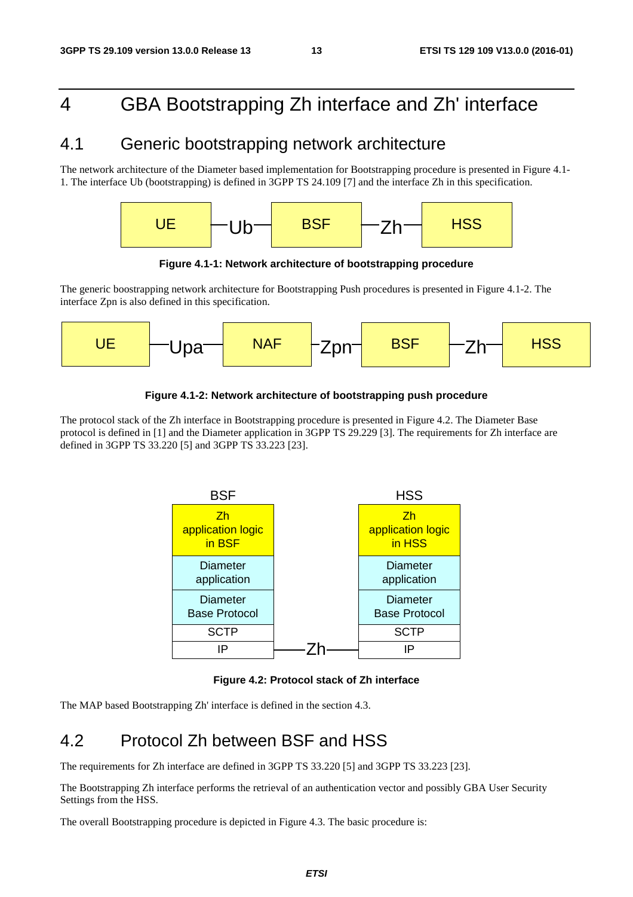# 4 GBA Bootstrapping Zh interface and Zh' interface

## 4.1 Generic bootstrapping network architecture

The network architecture of the Diameter based implementation for Bootstrapping procedure is presented in Figure 4.1-1. The interface Ub (bootstrapping) is defined in 3GPP TS 24.109 [7] and the interface Zh in this specification.

UE —Ub— BSF —Zh— HSS

**Figure 4.1-1: Network architecture of bootstrapping procedure**

The generic boostrapping network architecture for Bootstrapping Push procedures is presented in Figure 4.1-2. The interface Zpn is also defined in this specification.

UE —Upa— NAF —Zpn— BSF —Zh— HSS

**Figure 4.1-2: Network architecture of bootstrapping push procedure**

The protocol stack of the Zh interface in Bootstrapping procedure is presented in Figure 4.2. The Diameter Base protocol is defined in [1] and the Diameter application in 3GPP TS 29.229 [3]. The requirements for Zh interface are defined in 3GPP TS 33.220 [5] and 3GPP TS 33.223 [23].

| BSF | | HSS |
|---|---|---|
| Zh application logic in BSF | | Zh application logic in HSS |
| Diameter application | | Diameter application |
| Diameter Base Protocol | | Diameter Base Protocol |
| SCTP | | SCTP |
| IP | —Zh— | IP |

**Figure 4.2: Protocol stack of Zh interface**

The MAP based Bootstrapping Zh' interface is defined in the section 4.3.

## 4.2 Protocol Zh between BSF and HSS

The requirements for Zh interface are defined in 3GPP TS 33.220 [5] and 3GPP TS 33.223 [23].

The Bootstrapping Zh interface performs the retrieval of an authentication vector and possibly GBA User Security Settings from the HSS.

The overall Bootstrapping procedure is depicted in Figure 4.3. The basic procedure is: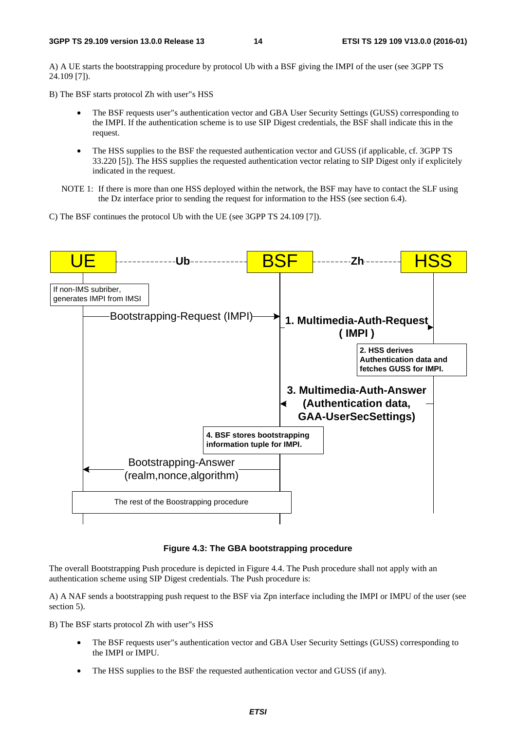A) A UE starts the bootstrapping procedure by protocol Ub with a BSF giving the IMPI of the user (see 3GPP TS 24.109 [7]).

B) The BSF starts protocol Zh with user"s HSS

- The BSF requests user"s authentication vector and GBA User Security Settings (GUSS) corresponding to the IMPI. If the authentication scheme is to use SIP Digest credentials, the BSF shall indicate this in the request.
- The HSS supplies to the BSF the requested authentication vector and GUSS (if applicable, cf. 3GPP TS 33.220 [5]). The HSS supplies the requested authentication vector relating to SIP Digest only if explicitely indicated in the request.

NOTE 1: If there is more than one HSS deployed within the network, the BSF may have to contact the SLF using the Dz interface prior to sending the request for information to the HSS (see section 6.4).

C) The BSF continues the protocol Ub with the UE (see 3GPP TS 24.109 [7]).

UE ------Ub------ BSF ------Zh------ HSS

If non-IMS subriber, generates IMPI from IMSI

Bootstrapping-Request (IMPI)

1. Multimedia-Auth-Request ( IMPI )

2. HSS derives Authentication data and fetches GUSS for IMPI.

3. Multimedia-Auth-Answer (Authentication data, GAA-UserSecSettings)

4. BSF stores bootstrapping information tuple for IMPI.

Bootstrapping-Answer (realm,nonce,algorithm)

The rest of the Boostrapping procedure

**Figure 4.3: The GBA bootstrapping procedure**

The overall Bootstrapping Push procedure is depicted in Figure 4.4. The Push procedure shall not apply with an authentication scheme using SIP Digest credentials. The Push procedure is:

A) A NAF sends a bootstrapping push request to the BSF via Zpn interface including the IMPI or IMPU of the user (see section 5).

B) The BSF starts protocol Zh with user"s HSS

- The BSF requests user"s authentication vector and GBA User Security Settings (GUSS) corresponding to the IMPI or IMPU.
- The HSS supplies to the BSF the requested authentication vector and GUSS (if any).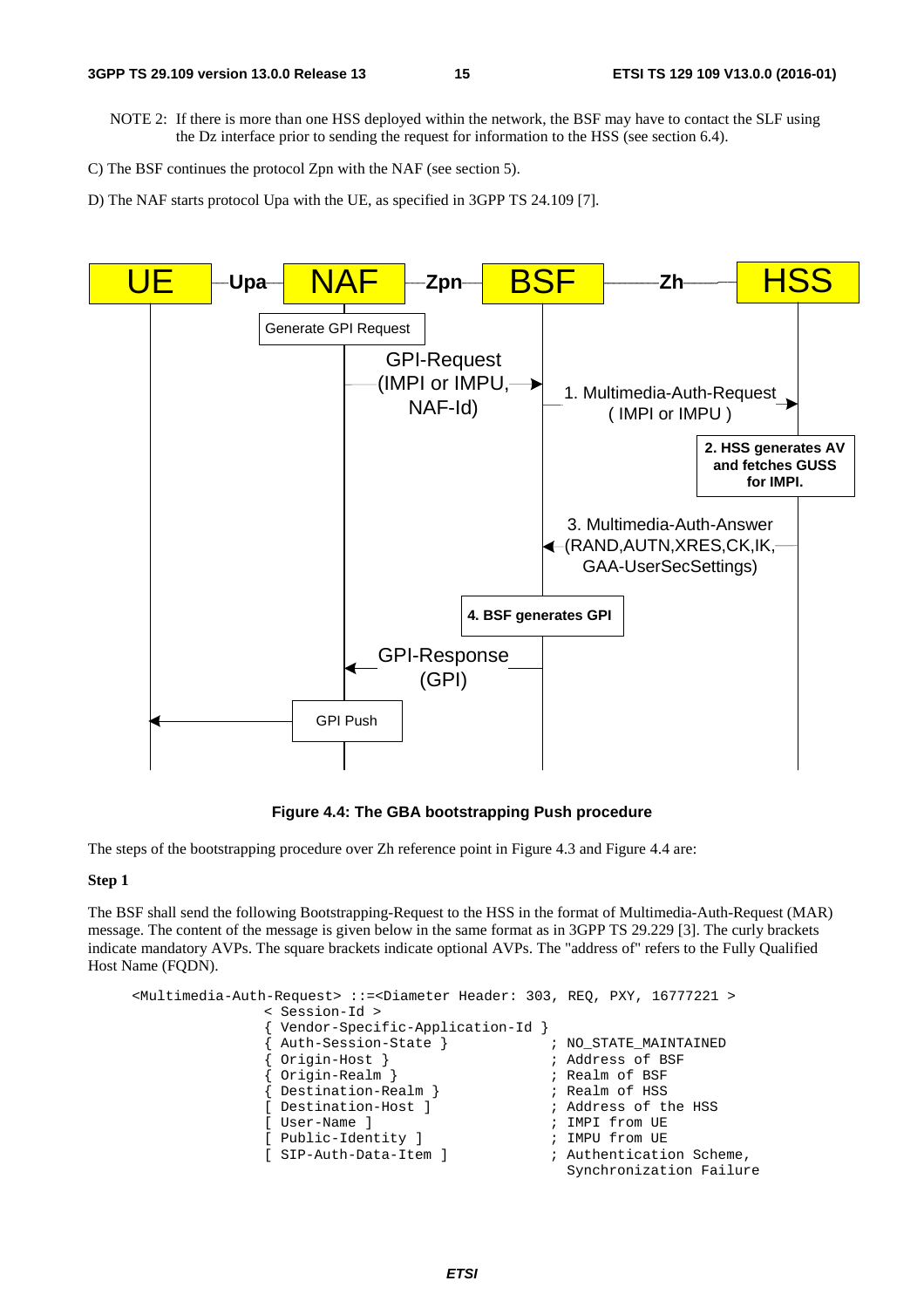NOTE 2: If there is more than one HSS deployed within the network, the BSF may have to contact the SLF using the Dz interface prior to sending the request for information to the HSS (see section 6.4).

C) The BSF continues the protocol Zpn with the NAF (see section 5).

D) The NAF starts protocol Upa with the UE, as specified in 3GPP TS 24.109 [7].

UE —Upa— NAF —Zpn— BSF —Zh— HSS

Generate GPI Request

GPI-Request (IMPI or IMPU, NAF-Id)

1. Multimedia-Auth-Request ( IMPI or IMPU )

**2. HSS generates AV and fetches GUSS for IMPI.**

3. Multimedia-Auth-Answer (RAND,AUTN,XRES,CK,IK, GAA-UserSecSettings)

**4. BSF generates GPI**

GPI-Response (GPI)

GPI Push

**Figure 4.4: The GBA bootstrapping Push procedure**

The steps of the bootstrapping procedure over Zh reference point in Figure 4.3 and Figure 4.4 are:

**Step 1**

The BSF shall send the following Bootstrapping-Request to the HSS in the format of Multimedia-Auth-Request (MAR) message. The content of the message is given below in the same format as in 3GPP TS 29.229 [3]. The curly brackets indicate mandatory AVPs. The square brackets indicate optional AVPs. The "address of" refers to the Fully Qualified Host Name (FQDN).

```
<Multimedia-Auth-Request> ::=<Diameter Header: 303, REQ, PXY, 16777221 >
                < Session-Id >
                { Vendor-Specific-Application-Id }
                { Auth-Session-State }            ; NO_STATE_MAINTAINED
                { Origin-Host }                   ; Address of BSF
                { Origin-Realm }                  ; Realm of BSF
                { Destination-Realm }             ; Realm of HSS
                [ Destination-Host ]              ; Address of the HSS
                [ User-Name ]                     ; IMPI from UE
                [ Public-Identity ]               ; IMPU from UE
                [ SIP-Auth-Data-Item ]            ; Authentication Scheme,
                                                    Synchronization Failure
```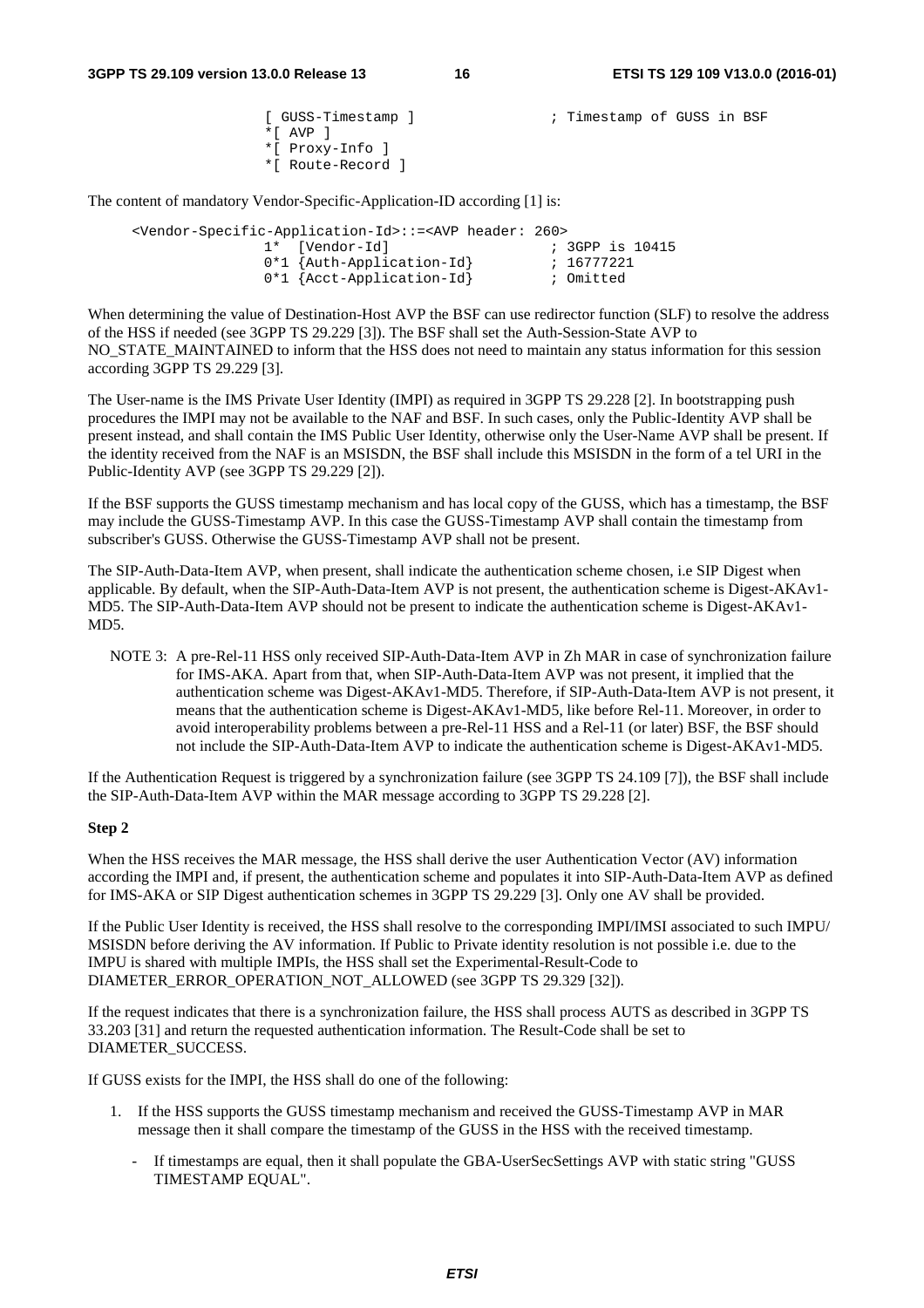```
                 [ GUSS-Timestamp ]              ; Timestamp of GUSS in BSF
                 *[ AVP ]
                 *[ Proxy-Info ]
                 *[ Route-Record ]
```

The content of mandatory Vendor-Specific-Application-ID according [1] is:

```
    <Vendor-Specific-Application-Id>::=<AVP header: 260>
                 1*  [Vendor-Id]                  ; 3GPP is 10415
                 0*1 {Auth-Application-Id}        ; 16777221
                 0*1 {Acct-Application-Id}        ; Omitted
```

When determining the value of Destination-Host AVP the BSF can use redirector function (SLF) to resolve the address of the HSS if needed (see 3GPP TS 29.229 [3]). The BSF shall set the Auth-Session-State AVP to NO_STATE_MAINTAINED to inform that the HSS does not need to maintain any status information for this session according 3GPP TS 29.229 [3].

The User-name is the IMS Private User Identity (IMPI) as required in 3GPP TS 29.228 [2]. In bootstrapping push procedures the IMPI may not be available to the NAF and BSF. In such cases, only the Public-Identity AVP shall be present instead, and shall contain the IMS Public User Identity, otherwise only the User-Name AVP shall be present. If the identity received from the NAF is an MSISDN, the BSF shall include this MSISDN in the form of a tel URI in the Public-Identity AVP (see 3GPP TS 29.229 [2]).

If the BSF supports the GUSS timestamp mechanism and has local copy of the GUSS, which has a timestamp, the BSF may include the GUSS-Timestamp AVP. In this case the GUSS-Timestamp AVP shall contain the timestamp from subscriber's GUSS. Otherwise the GUSS-Timestamp AVP shall not be present.

The SIP-Auth-Data-Item AVP, when present, shall indicate the authentication scheme chosen, i.e SIP Digest when applicable. By default, when the SIP-Auth-Data-Item AVP is not present, the authentication scheme is Digest-AKAv1-MD5. The SIP-Auth-Data-Item AVP should not be present to indicate the authentication scheme is Digest-AKAv1-MD5.

NOTE 3: A pre-Rel-11 HSS only received SIP-Auth-Data-Item AVP in Zh MAR in case of synchronization failure for IMS-AKA. Apart from that, when SIP-Auth-Data-Item AVP was not present, it implied that the authentication scheme was Digest-AKAv1-MD5. Therefore, if SIP-Auth-Data-Item AVP is not present, it means that the authentication scheme is Digest-AKAv1-MD5, like before Rel-11. Moreover, in order to avoid interoperability problems between a pre-Rel-11 HSS and a Rel-11 (or later) BSF, the BSF should not include the SIP-Auth-Data-Item AVP to indicate the authentication scheme is Digest-AKAv1-MD5.

If the Authentication Request is triggered by a synchronization failure (see 3GPP TS 24.109 [7]), the BSF shall include the SIP-Auth-Data-Item AVP within the MAR message according to 3GPP TS 29.228 [2].

**Step 2**

When the HSS receives the MAR message, the HSS shall derive the user Authentication Vector (AV) information according the IMPI and, if present, the authentication scheme and populates it into SIP-Auth-Data-Item AVP as defined for IMS-AKA or SIP Digest authentication schemes in 3GPP TS 29.229 [3]. Only one AV shall be provided.

If the Public User Identity is received, the HSS shall resolve to the corresponding IMPI/IMSI associated to such IMPU/ MSISDN before deriving the AV information. If Public to Private identity resolution is not possible i.e. due to the IMPU is shared with multiple IMPIs, the HSS shall set the Experimental-Result-Code to DIAMETER_ERROR_OPERATION_NOT_ALLOWED (see 3GPP TS 29.329 [32]).

If the request indicates that there is a synchronization failure, the HSS shall process AUTS as described in 3GPP TS 33.203 [31] and return the requested authentication information. The Result-Code shall be set to DIAMETER_SUCCESS.

If GUSS exists for the IMPI, the HSS shall do one of the following:

1. If the HSS supports the GUSS timestamp mechanism and received the GUSS-Timestamp AVP in MAR message then it shall compare the timestamp of the GUSS in the HSS with the received timestamp.

    - If timestamps are equal, then it shall populate the GBA-UserSecSettings AVP with static string "GUSS TIMESTAMP EQUAL".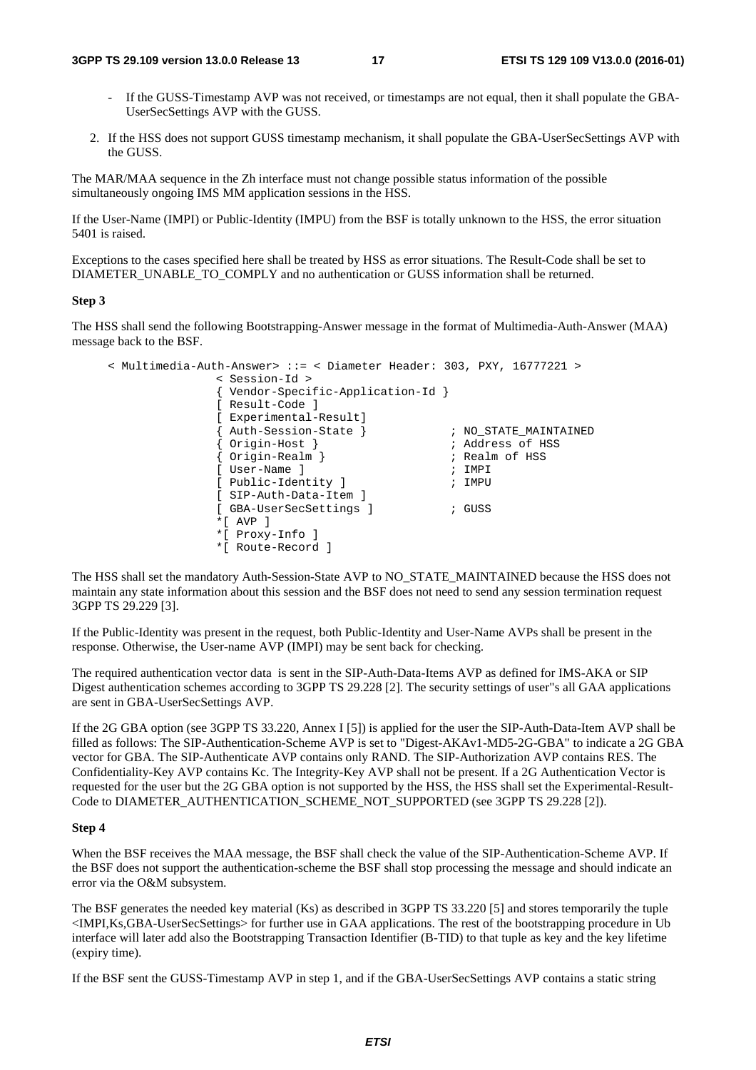- If the GUSS-Timestamp AVP was not received, or timestamps are not equal, then it shall populate the GBA-UserSecSettings AVP with the GUSS.

2. If the HSS does not support GUSS timestamp mechanism, it shall populate the GBA-UserSecSettings AVP with the GUSS.

The MAR/MAA sequence in the Zh interface must not change possible status information of the possible simultaneously ongoing IMS MM application sessions in the HSS.

If the User-Name (IMPI) or Public-Identity (IMPU) from the BSF is totally unknown to the HSS, the error situation 5401 is raised.

Exceptions to the cases specified here shall be treated by HSS as error situations. The Result-Code shall be set to DIAMETER_UNABLE_TO_COMPLY and no authentication or GUSS information shall be returned.

**Step 3**

The HSS shall send the following Bootstrapping-Answer message in the format of Multimedia-Auth-Answer (MAA) message back to the BSF.

```
< Multimedia-Auth-Answer> ::= < Diameter Header: 303, PXY, 16777221 >
                < Session-Id >
                { Vendor-Specific-Application-Id }
                [ Result-Code ]
                [ Experimental-Result]
                { Auth-Session-State }            ; NO_STATE_MAINTAINED
                { Origin-Host }                   ; Address of HSS
                { Origin-Realm }                  ; Realm of HSS
                [ User-Name ]                     ; IMPI
                [ Public-Identity ]               ; IMPU
                [ SIP-Auth-Data-Item ]
                [ GBA-UserSecSettings ]           ; GUSS
                *[ AVP ]
                *[ Proxy-Info ]
                *[ Route-Record ]
```

The HSS shall set the mandatory Auth-Session-State AVP to NO_STATE_MAINTAINED because the HSS does not maintain any state information about this session and the BSF does not need to send any session termination request 3GPP TS 29.229 [3].

If the Public-Identity was present in the request, both Public-Identity and User-Name AVPs shall be present in the response. Otherwise, the User-name AVP (IMPI) may be sent back for checking.

The required authentication vector data is sent in the SIP-Auth-Data-Items AVP as defined for IMS-AKA or SIP Digest authentication schemes according to 3GPP TS 29.228 [2]. The security settings of user"s all GAA applications are sent in GBA-UserSecSettings AVP.

If the 2G GBA option (see 3GPP TS 33.220, Annex I [5]) is applied for the user the SIP-Auth-Data-Item AVP shall be filled as follows: The SIP-Authentication-Scheme AVP is set to "Digest-AKAv1-MD5-2G-GBA" to indicate a 2G GBA vector for GBA. The SIP-Authenticate AVP contains only RAND. The SIP-Authorization AVP contains RES. The Confidentiality-Key AVP contains Kc. The Integrity-Key AVP shall not be present. If a 2G Authentication Vector is requested for the user but the 2G GBA option is not supported by the HSS, the HSS shall set the Experimental-Result-Code to DIAMETER_AUTHENTICATION_SCHEME_NOT_SUPPORTED (see 3GPP TS 29.228 [2]).

**Step 4**

When the BSF receives the MAA message, the BSF shall check the value of the SIP-Authentication-Scheme AVP. If the BSF does not support the authentication-scheme the BSF shall stop processing the message and should indicate an error via the O&M subsystem.

The BSF generates the needed key material (Ks) as described in 3GPP TS 33.220 [5] and stores temporarily the tuple <IMPI,Ks,GBA-UserSecSettings> for further use in GAA applications. The rest of the bootstrapping procedure in Ub interface will later add also the Bootstrapping Transaction Identifier (B-TID) to that tuple as key and the key lifetime (expiry time).

If the BSF sent the GUSS-Timestamp AVP in step 1, and if the GBA-UserSecSettings AVP contains a static string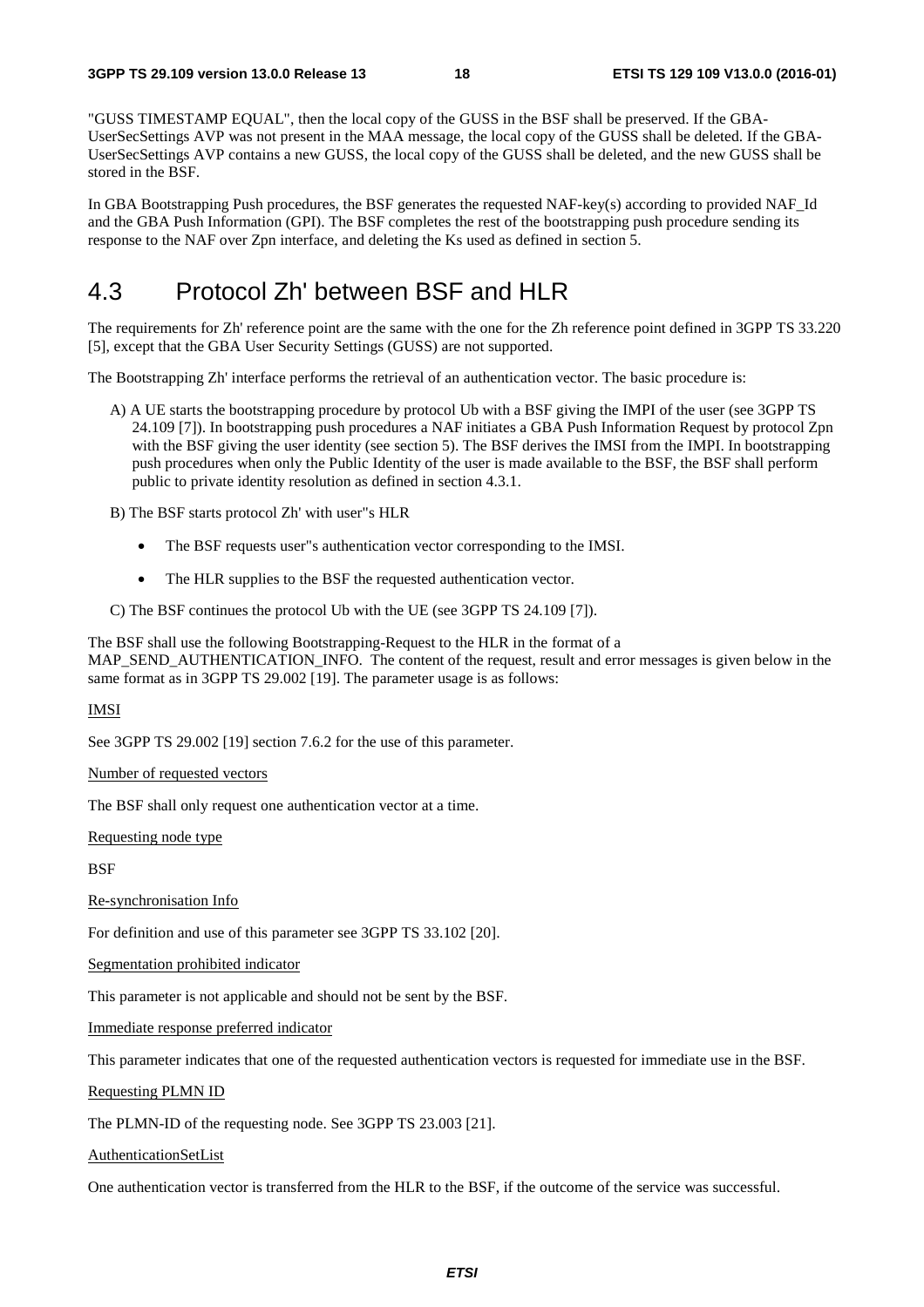"GUSS TIMESTAMP EQUAL", then the local copy of the GUSS in the BSF shall be preserved. If the GBA-UserSecSettings AVP was not present in the MAA message, the local copy of the GUSS shall be deleted. If the GBA-UserSecSettings AVP contains a new GUSS, the local copy of the GUSS shall be deleted, and the new GUSS shall be stored in the BSF.

In GBA Bootstrapping Push procedures, the BSF generates the requested NAF-key(s) according to provided NAF_Id and the GBA Push Information (GPI). The BSF completes the rest of the bootstrapping push procedure sending its response to the NAF over Zpn interface, and deleting the Ks used as defined in section 5.

# 4.3 Protocol Zh' between BSF and HLR

The requirements for Zh' reference point are the same with the one for the Zh reference point defined in 3GPP TS 33.220 [5], except that the GBA User Security Settings (GUSS) are not supported.

The Bootstrapping Zh' interface performs the retrieval of an authentication vector. The basic procedure is:

A) A UE starts the bootstrapping procedure by protocol Ub with a BSF giving the IMPI of the user (see 3GPP TS 24.109 [7]). In bootstrapping push procedures a NAF initiates a GBA Push Information Request by protocol Zpn with the BSF giving the user identity (see section 5). The BSF derives the IMSI from the IMPI. In bootstrapping push procedures when only the Public Identity of the user is made available to the BSF, the BSF shall perform public to private identity resolution as defined in section 4.3.1.

B) The BSF starts protocol Zh' with user"s HLR

- The BSF requests user"s authentication vector corresponding to the IMSI.
- The HLR supplies to the BSF the requested authentication vector.

C) The BSF continues the protocol Ub with the UE (see 3GPP TS 24.109 [7]).

The BSF shall use the following Bootstrapping-Request to the HLR in the format of a MAP_SEND_AUTHENTICATION_INFO. The content of the request, result and error messages is given below in the same format as in 3GPP TS 29.002 [19]. The parameter usage is as follows:

<u>IMSI</u>

See 3GPP TS 29.002 [19] section 7.6.2 for the use of this parameter.

<u>Number of requested vectors</u>

The BSF shall only request one authentication vector at a time.

<u>Requesting node type</u>

BSF

<u>Re-synchronisation Info</u>

For definition and use of this parameter see 3GPP TS 33.102 [20].

<u>Segmentation prohibited indicator</u>

This parameter is not applicable and should not be sent by the BSF.

<u>Immediate response preferred indicator</u>

This parameter indicates that one of the requested authentication vectors is requested for immediate use in the BSF.

<u>Requesting PLMN ID</u>

The PLMN-ID of the requesting node. See 3GPP TS 23.003 [21].

<u>AuthenticationSetList</u>

One authentication vector is transferred from the HLR to the BSF, if the outcome of the service was successful.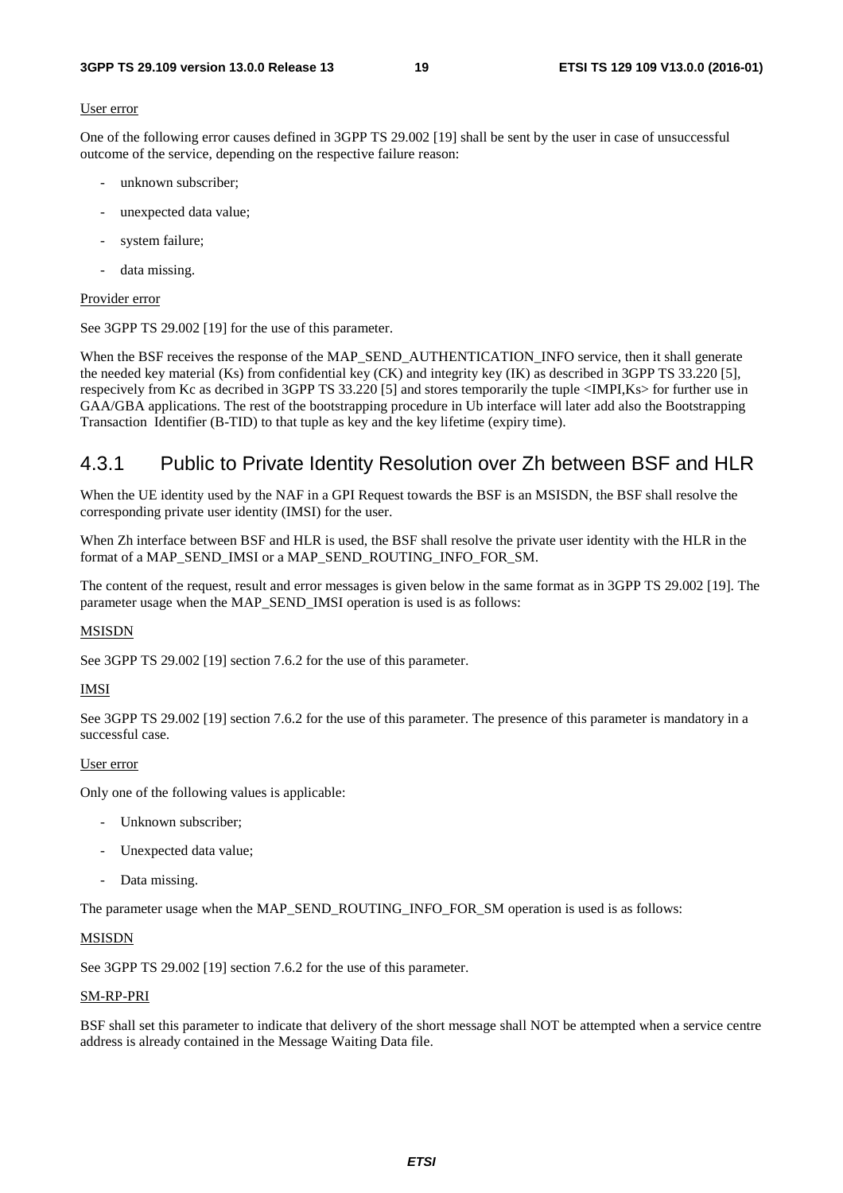User error

One of the following error causes defined in 3GPP TS 29.002 [19] shall be sent by the user in case of unsuccessful outcome of the service, depending on the respective failure reason:

- unknown subscriber;
- unexpected data value;
- system failure;
- data missing.

Provider error

See 3GPP TS 29.002 [19] for the use of this parameter.

When the BSF receives the response of the MAP_SEND_AUTHENTICATION_INFO service, then it shall generate the needed key material (Ks) from confidential key (CK) and integrity key (IK) as described in 3GPP TS 33.220 [5], respecively from Kc as decribed in 3GPP TS 33.220 [5] and stores temporarily the tuple <IMPI,Ks> for further use in GAA/GBA applications. The rest of the bootstrapping procedure in Ub interface will later add also the Bootstrapping Transaction Identifier (B-TID) to that tuple as key and the key lifetime (expiry time).

## 4.3.1 Public to Private Identity Resolution over Zh between BSF and HLR

When the UE identity used by the NAF in a GPI Request towards the BSF is an MSISDN, the BSF shall resolve the corresponding private user identity (IMSI) for the user.

When Zh interface between BSF and HLR is used, the BSF shall resolve the private user identity with the HLR in the format of a MAP_SEND_IMSI or a MAP_SEND_ROUTING_INFO_FOR_SM.

The content of the request, result and error messages is given below in the same format as in 3GPP TS 29.002 [19]. The parameter usage when the MAP_SEND_IMSI operation is used is as follows:

MSISDN

See 3GPP TS 29.002 [19] section 7.6.2 for the use of this parameter.

IMSI

See 3GPP TS 29.002 [19] section 7.6.2 for the use of this parameter. The presence of this parameter is mandatory in a successful case.

User error

Only one of the following values is applicable:

- Unknown subscriber;
- Unexpected data value;
- Data missing.

The parameter usage when the MAP_SEND_ROUTING_INFO_FOR_SM operation is used is as follows:

MSISDN

See 3GPP TS 29.002 [19] section 7.6.2 for the use of this parameter.

SM-RP-PRI

BSF shall set this parameter to indicate that delivery of the short message shall NOT be attempted when a service centre address is already contained in the Message Waiting Data file.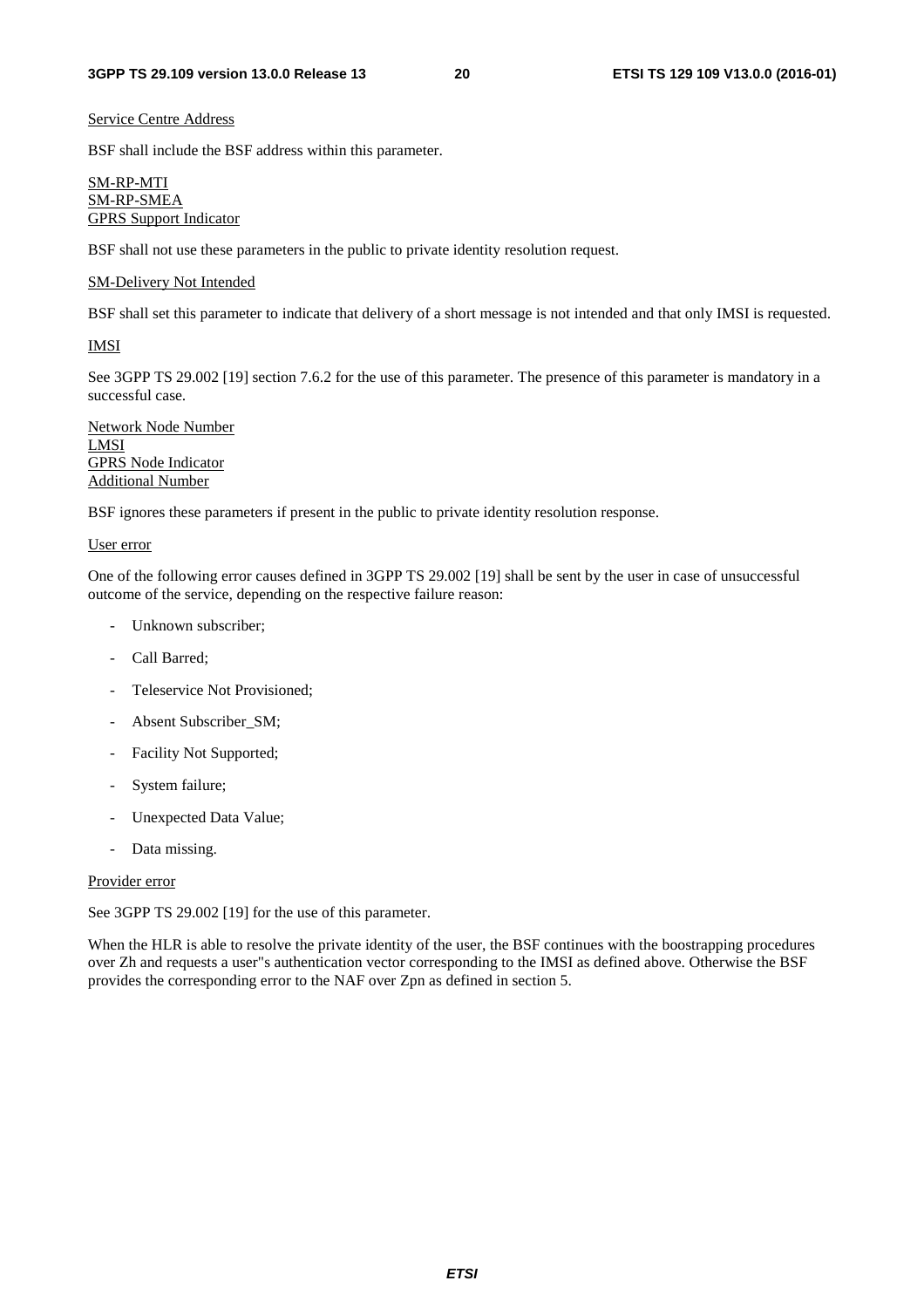Service Centre Address

BSF shall include the BSF address within this parameter.

SM-RP-MTI
SM-RP-SMEA
GPRS Support Indicator

BSF shall not use these parameters in the public to private identity resolution request.

SM-Delivery Not Intended

BSF shall set this parameter to indicate that delivery of a short message is not intended and that only IMSI is requested.

IMSI

See 3GPP TS 29.002 [19] section 7.6.2 for the use of this parameter. The presence of this parameter is mandatory in a successful case.

Network Node Number
LMSI
GPRS Node Indicator
Additional Number

BSF ignores these parameters if present in the public to private identity resolution response.

User error

One of the following error causes defined in 3GPP TS 29.002 [19] shall be sent by the user in case of unsuccessful outcome of the service, depending on the respective failure reason:

- Unknown subscriber;
- Call Barred;
- Teleservice Not Provisioned;
- Absent Subscriber_SM;
- Facility Not Supported;
- System failure;
- Unexpected Data Value;
- Data missing.

Provider error

See 3GPP TS 29.002 [19] for the use of this parameter.

When the HLR is able to resolve the private identity of the user, the BSF continues with the boostrapping procedures over Zh and requests a user"s authentication vector corresponding to the IMSI as defined above. Otherwise the BSF provides the corresponding error to the NAF over Zpn as defined in section 5.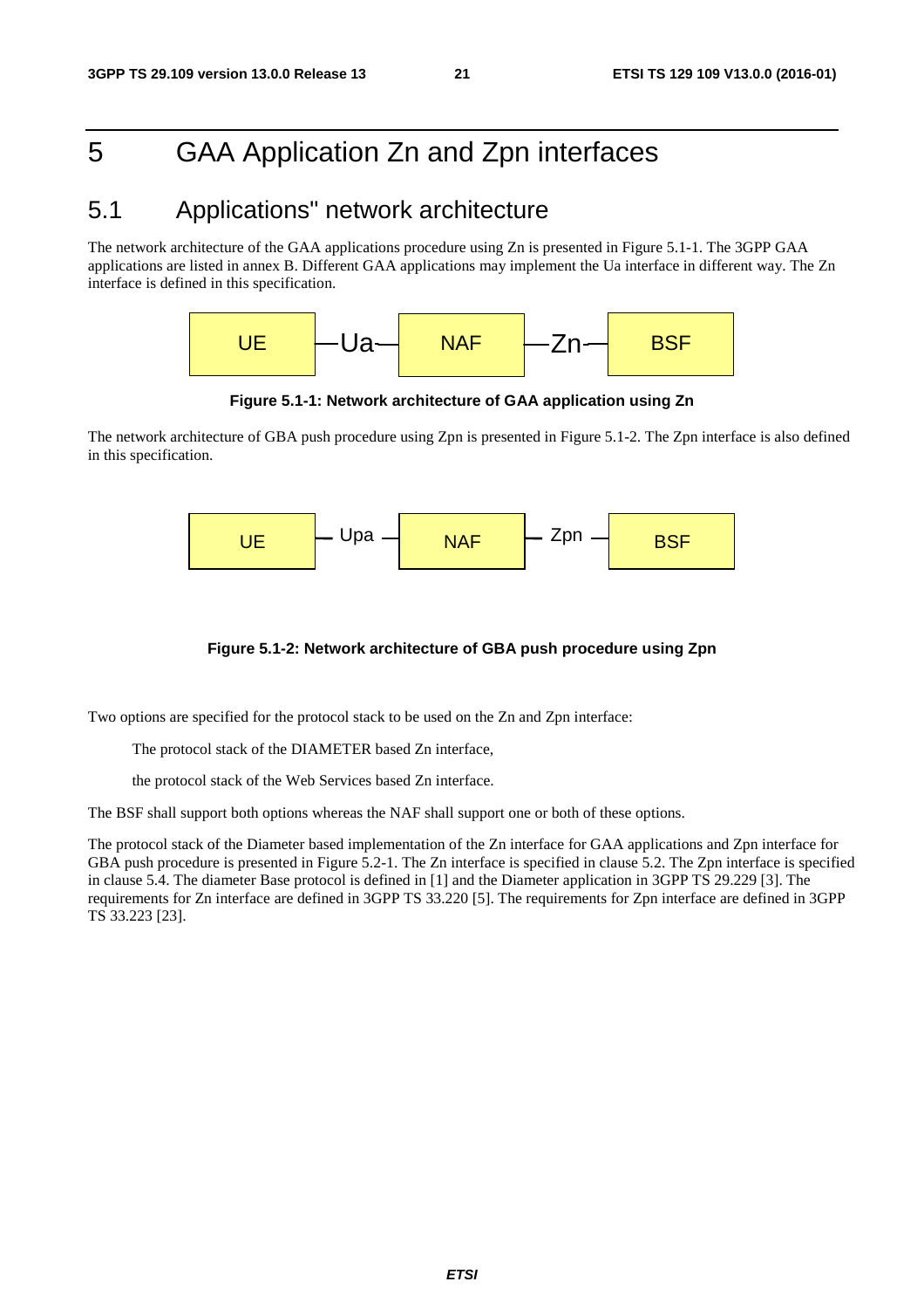# 5 GAA Application Zn and Zpn interfaces

## 5.1 Applications" network architecture

The network architecture of the GAA applications procedure using Zn is presented in Figure 5.1-1. The 3GPP GAA applications are listed in annex B. Different GAA applications may implement the Ua interface in different way. The Zn interface is defined in this specification.

UE —Ua— NAF —Zn— BSF

**Figure 5.1-1: Network architecture of GAA application using Zn**

The network architecture of GBA push procedure using Zpn is presented in Figure 5.1-2. The Zpn interface is also defined in this specification.

UE — Upa — NAF — Zpn — BSF

**Figure 5.1-2: Network architecture of GBA push procedure using Zpn**

Two options are specified for the protocol stack to be used on the Zn and Zpn interface:

The protocol stack of the DIAMETER based Zn interface,

the protocol stack of the Web Services based Zn interface.

The BSF shall support both options whereas the NAF shall support one or both of these options.

The protocol stack of the Diameter based implementation of the Zn interface for GAA applications and Zpn interface for GBA push procedure is presented in Figure 5.2-1. The Zn interface is specified in clause 5.2. The Zpn interface is specified in clause 5.4. The diameter Base protocol is defined in [1] and the Diameter application in 3GPP TS 29.229 [3]. The requirements for Zn interface are defined in 3GPP TS 33.220 [5]. The requirements for Zpn interface are defined in 3GPP TS 33.223 [23].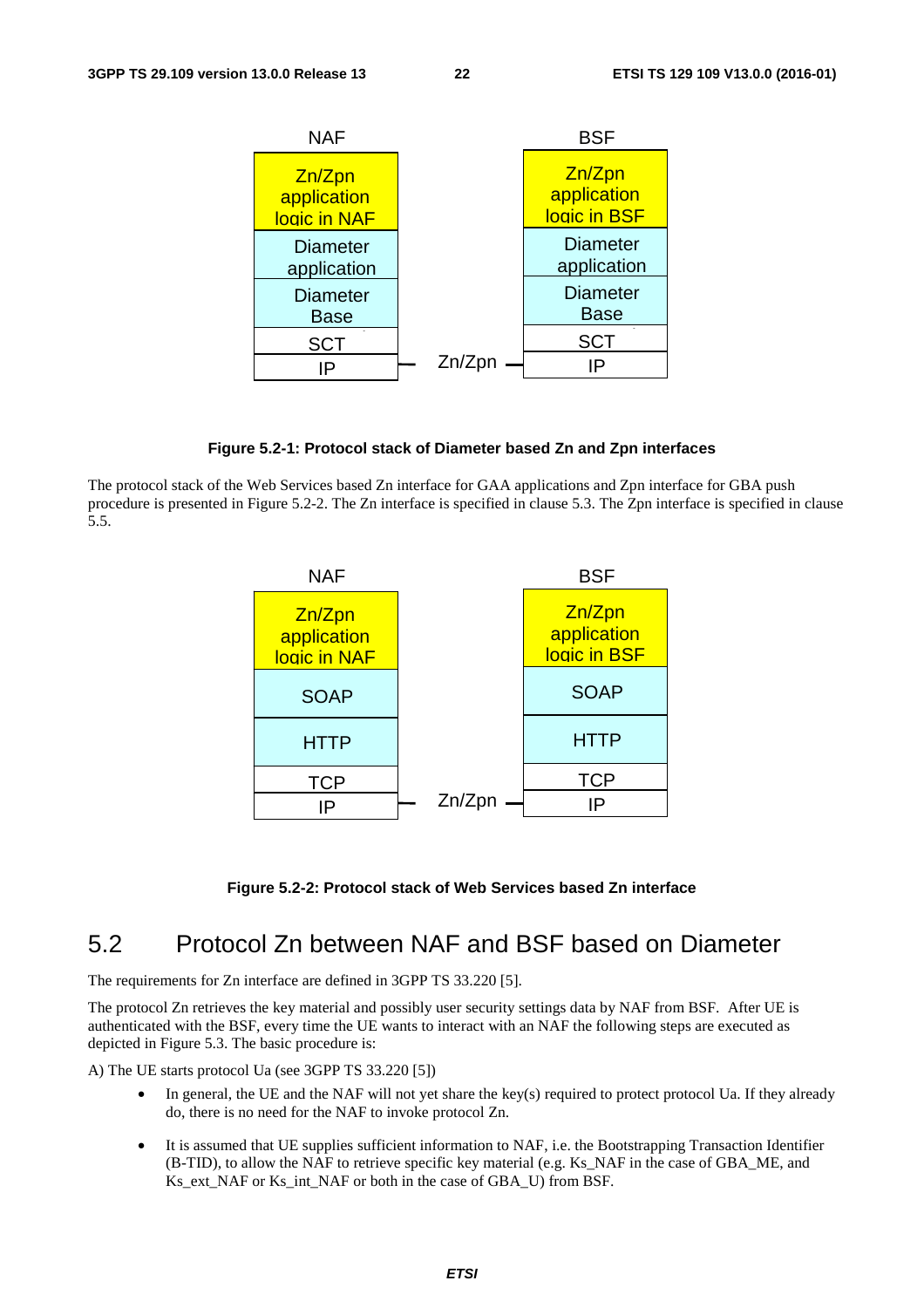| NAF | | BSF |
|---|---|---|
| Zn/Zpn application logic in NAF | | Zn/Zpn application logic in BSF |
| Diameter application | | Diameter application |
| Diameter Base | | Diameter Base |
| SCT | | SCT |
| IP | Zn/Zpn | IP |

**Figure 5.2-1: Protocol stack of Diameter based Zn and Zpn interfaces**

The protocol stack of the Web Services based Zn interface for GAA applications and Zpn interface for GBA push procedure is presented in Figure 5.2-2. The Zn interface is specified in clause 5.3. The Zpn interface is specified in clause 5.5.

| NAF | | BSF |
|---|---|---|
| Zn/Zpn application logic in NAF | | Zn/Zpn application logic in BSF |
| SOAP | | SOAP |
| HTTP | | HTTP |
| TCP | | TCP |
| IP | Zn/Zpn | IP |

**Figure 5.2-2: Protocol stack of Web Services based Zn interface**

## 5.2 Protocol Zn between NAF and BSF based on Diameter

The requirements for Zn interface are defined in 3GPP TS 33.220 [5].

The protocol Zn retrieves the key material and possibly user security settings data by NAF from BSF. After UE is authenticated with the BSF, every time the UE wants to interact with an NAF the following steps are executed as depicted in Figure 5.3. The basic procedure is:

A) The UE starts protocol Ua (see 3GPP TS 33.220 [5])

- In general, the UE and the NAF will not yet share the key(s) required to protect protocol Ua. If they already do, there is no need for the NAF to invoke protocol Zn.
- It is assumed that UE supplies sufficient information to NAF, i.e. the Bootstrapping Transaction Identifier (B-TID), to allow the NAF to retrieve specific key material (e.g. Ks_NAF in the case of GBA_ME, and Ks_ext_NAF or Ks_int_NAF or both in the case of GBA_U) from BSF.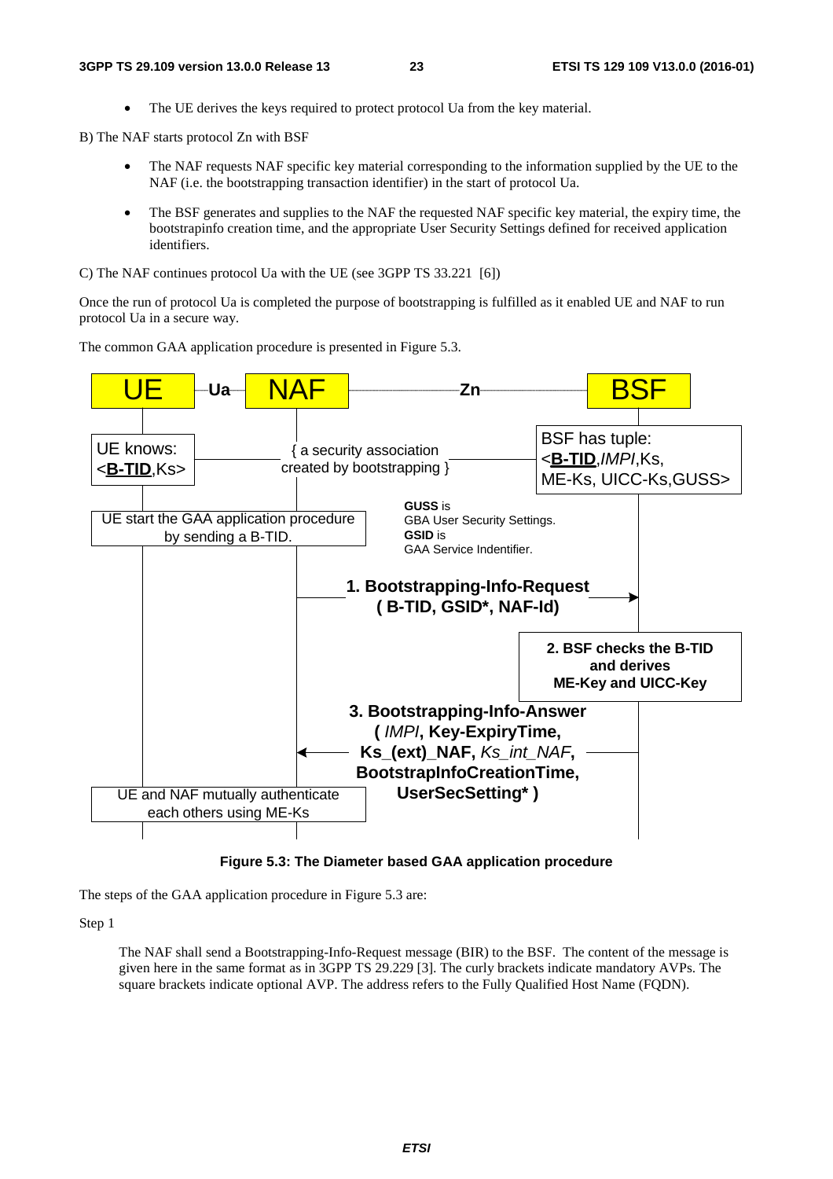- The UE derives the keys required to protect protocol Ua from the key material.

B) The NAF starts protocol Zn with BSF

- The NAF requests NAF specific key material corresponding to the information supplied by the UE to the NAF (i.e. the bootstrapping transaction identifier) in the start of protocol Ua.
- The BSF generates and supplies to the NAF the requested NAF specific key material, the expiry time, the bootstrapinfo creation time, and the appropriate User Security Settings defined for received application identifiers.

C) The NAF continues protocol Ua with the UE (see 3GPP TS 33.221 [6])

Once the run of protocol Ua is completed the purpose of bootstrapping is fulfilled as it enabled UE and NAF to run protocol Ua in a secure way.

The common GAA application procedure is presented in Figure 5.3.

**Figure 5.3: The Diameter based GAA application procedure**

The steps of the GAA application procedure in Figure 5.3 are:

Step 1

The NAF shall send a Bootstrapping-Info-Request message (BIR) to the BSF. The content of the message is given here in the same format as in 3GPP TS 29.229 [3]. The curly brackets indicate mandatory AVPs. The square brackets indicate optional AVP. The address refers to the Fully Qualified Host Name (FQDN).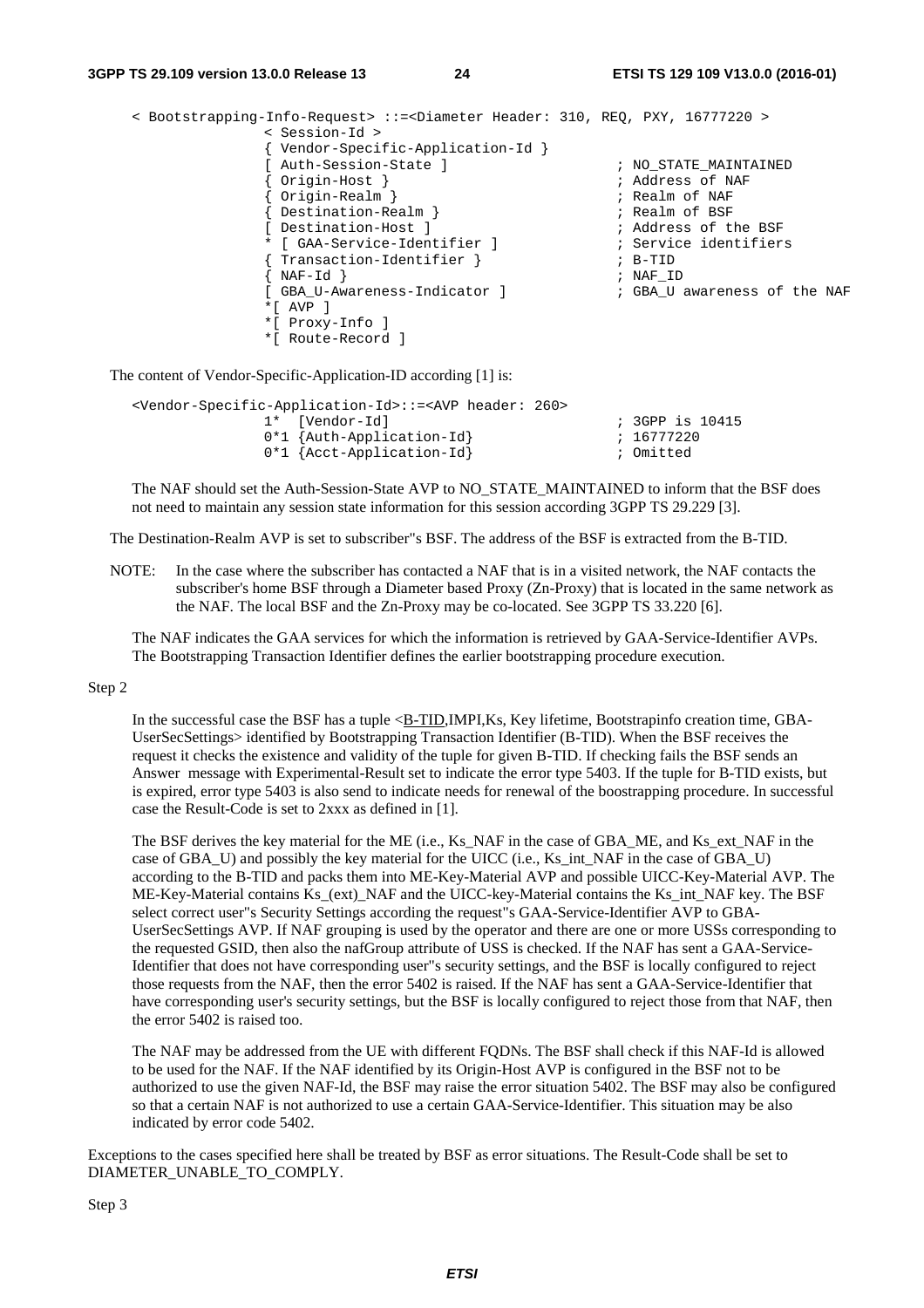```
< Bootstrapping-Info-Request> ::=<Diameter Header: 310, REQ, PXY, 16777220 >
                < Session-Id >
                { Vendor-Specific-Application-Id }
                [ Auth-Session-State ]                  ; NO_STATE_MAINTAINED
                { Origin-Host }                         ; Address of NAF
                { Origin-Realm }                        ; Realm of NAF
                { Destination-Realm }                   ; Realm of BSF
                [ Destination-Host ]                    ; Address of the BSF
                * [ GAA-Service-Identifier ]            ; Service identifiers
                { Transaction-Identifier }              ; B-TID
                { NAF-Id }                              ; NAF_ID
                [ GBA_U-Awareness-Indicator ]           ; GBA_U awareness of the NAF
                *[ AVP ]
                *[ Proxy-Info ]
                *[ Route-Record ]
```

The content of Vendor-Specific-Application-ID according [1] is:

```
<Vendor-Specific-Application-Id>::=<AVP header: 260>
                1*  [Vendor-Id]                         ; 3GPP is 10415
                0*1 {Auth-Application-Id}               ; 16777220
                0*1 {Acct-Application-Id}               ; Omitted
```

The NAF should set the Auth-Session-State AVP to NO_STATE_MAINTAINED to inform that the BSF does not need to maintain any session state information for this session according 3GPP TS 29.229 [3].

The Destination-Realm AVP is set to subscriber"s BSF. The address of the BSF is extracted from the B-TID.

NOTE: In the case where the subscriber has contacted a NAF that is in a visited network, the NAF contacts the subscriber's home BSF through a Diameter based Proxy (Zn-Proxy) that is located in the same network as the NAF. The local BSF and the Zn-Proxy may be co-located. See 3GPP TS 33.220 [6].

The NAF indicates the GAA services for which the information is retrieved by GAA-Service-Identifier AVPs. The Bootstrapping Transaction Identifier defines the earlier bootstrapping procedure execution.

Step 2

In the successful case the BSF has a tuple <B-TID,IMPI,Ks, Key lifetime, Bootstrapinfo creation time, GBA-UserSecSettings> identified by Bootstrapping Transaction Identifier (B-TID). When the BSF receives the request it checks the existence and validity of the tuple for given B-TID. If checking fails the BSF sends an Answer message with Experimental-Result set to indicate the error type 5403. If the tuple for B-TID exists, but is expired, error type 5403 is also send to indicate needs for renewal of the boostrapping procedure. In successful case the Result-Code is set to 2xxx as defined in [1].

The BSF derives the key material for the ME (i.e., Ks_NAF in the case of GBA_ME, and Ks_ext_NAF in the case of GBA_U) and possibly the key material for the UICC (i.e., Ks_int_NAF in the case of GBA_U) according to the B-TID and packs them into ME-Key-Material AVP and possible UICC-Key-Material AVP. The ME-Key-Material contains Ks_(ext)_NAF and the UICC-key-Material contains the Ks_int_NAF key. The BSF select correct user"s Security Settings according the request"s GAA-Service-Identifier AVP to GBA-UserSecSettings AVP. If NAF grouping is used by the operator and there are one or more USSs corresponding to the requested GSID, then also the nafGroup attribute of USS is checked. If the NAF has sent a GAA-Service-Identifier that does not have corresponding user"s security settings, and the BSF is locally configured to reject those requests from the NAF, then the error 5402 is raised. If the NAF has sent a GAA-Service-Identifier that have corresponding user's security settings, but the BSF is locally configured to reject those from that NAF, then the error 5402 is raised too.

The NAF may be addressed from the UE with different FQDNs. The BSF shall check if this NAF-Id is allowed to be used for the NAF. If the NAF identified by its Origin-Host AVP is configured in the BSF not to be authorized to use the given NAF-Id, the BSF may raise the error situation 5402. The BSF may also be configured so that a certain NAF is not authorized to use a certain GAA-Service-Identifier. This situation may be also indicated by error code 5402.

Exceptions to the cases specified here shall be treated by BSF as error situations. The Result-Code shall be set to DIAMETER_UNABLE_TO_COMPLY.

Step 3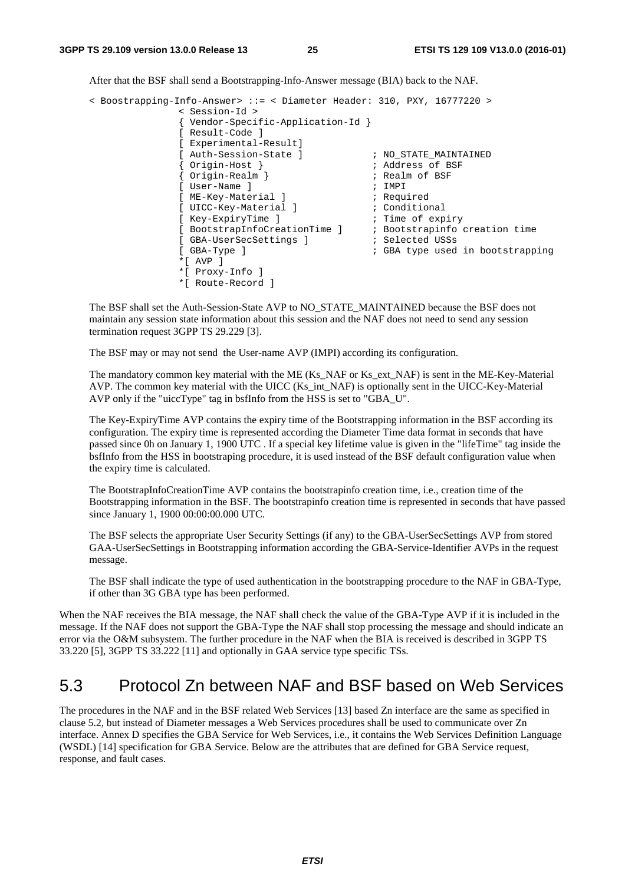After that the BSF shall send a Bootstrapping-Info-Answer message (BIA) back to the NAF.

```
< Boostrapping-Info-Answer> ::= < Diameter Header: 310, PXY, 16777220 >
               < Session-Id >
               { Vendor-Specific-Application-Id }
               [ Result-Code ]
               [ Experimental-Result]
               [ Auth-Session-State ]           ; NO_STATE_MAINTAINED
               { Origin-Host }                  ; Address of BSF
               { Origin-Realm }                 ; Realm of BSF
               [ User-Name ]                    ; IMPI
               [ ME-Key-Material ]              ; Required
               [ UICC-Key-Material ]            ; Conditional
               [ Key-ExpiryTime ]               ; Time of expiry
               [ BootstrapInfoCreationTime ]    ; Bootstrapinfo creation time
               [ GBA-UserSecSettings ]          ; Selected USSs
               [ GBA-Type ]                     ; GBA type used in bootstrapping
              *[ AVP ]
              *[ Proxy-Info ]
              *[ Route-Record ]
```

The BSF shall set the Auth-Session-State AVP to NO_STATE_MAINTAINED because the BSF does not maintain any session state information about this session and the NAF does not need to send any session termination request 3GPP TS 29.229 [3].

The BSF may or may not send the User-name AVP (IMPI) according its configuration.

The mandatory common key material with the ME (Ks_NAF or Ks_ext_NAF) is sent in the ME-Key-Material AVP. The common key material with the UICC (Ks_int_NAF) is optionally sent in the UICC-Key-Material AVP only if the "uiccType" tag in bsfInfo from the HSS is set to "GBA_U".

The Key-ExpiryTime AVP contains the expiry time of the Bootstrapping information in the BSF according its configuration. The expiry time is represented according the Diameter Time data format in seconds that have passed since 0h on January 1, 1900 UTC . If a special key lifetime value is given in the "lifeTime" tag inside the bsfInfo from the HSS in bootstrapping procedure, it is used instead of the BSF default configuration value when the expiry time is calculated.

The BootstrapInfoCreationTime AVP contains the bootstrapinfo creation time, i.e., creation time of the Bootstrapping information in the BSF. The bootstrapinfo creation time is represented in seconds that have passed since January 1, 1900 00:00:00.000 UTC.

The BSF selects the appropriate User Security Settings (if any) to the GBA-UserSecSettings AVP from stored GAA-UserSecSettings in Bootstrapping information according the GBA-Service-Identifier AVPs in the request message.

The BSF shall indicate the type of used authentication in the bootstrapping procedure to the NAF in GBA-Type, if other than 3G GBA type has been performed.

When the NAF receives the BIA message, the NAF shall check the value of the GBA-Type AVP if it is included in the message. If the NAF does not support the GBA-Type the NAF shall stop processing the message and should indicate an error via the O&M subsystem. The further procedure in the NAF when the BIA is received is described in 3GPP TS 33.220 [5], 3GPP TS 33.222 [11] and optionally in GAA service type specific TSs.

## 5.3 Protocol Zn between NAF and BSF based on Web Services

The procedures in the NAF and in the BSF related Web Services [13] based Zn interface are the same as specified in clause 5.2, but instead of Diameter messages a Web Services procedures shall be used to communicate over Zn interface. Annex D specifies the GBA Service for Web Services, i.e., it contains the Web Services Definition Language (WSDL) [14] specification for GBA Service. Below are the attributes that are defined for GBA Service request, response, and fault cases.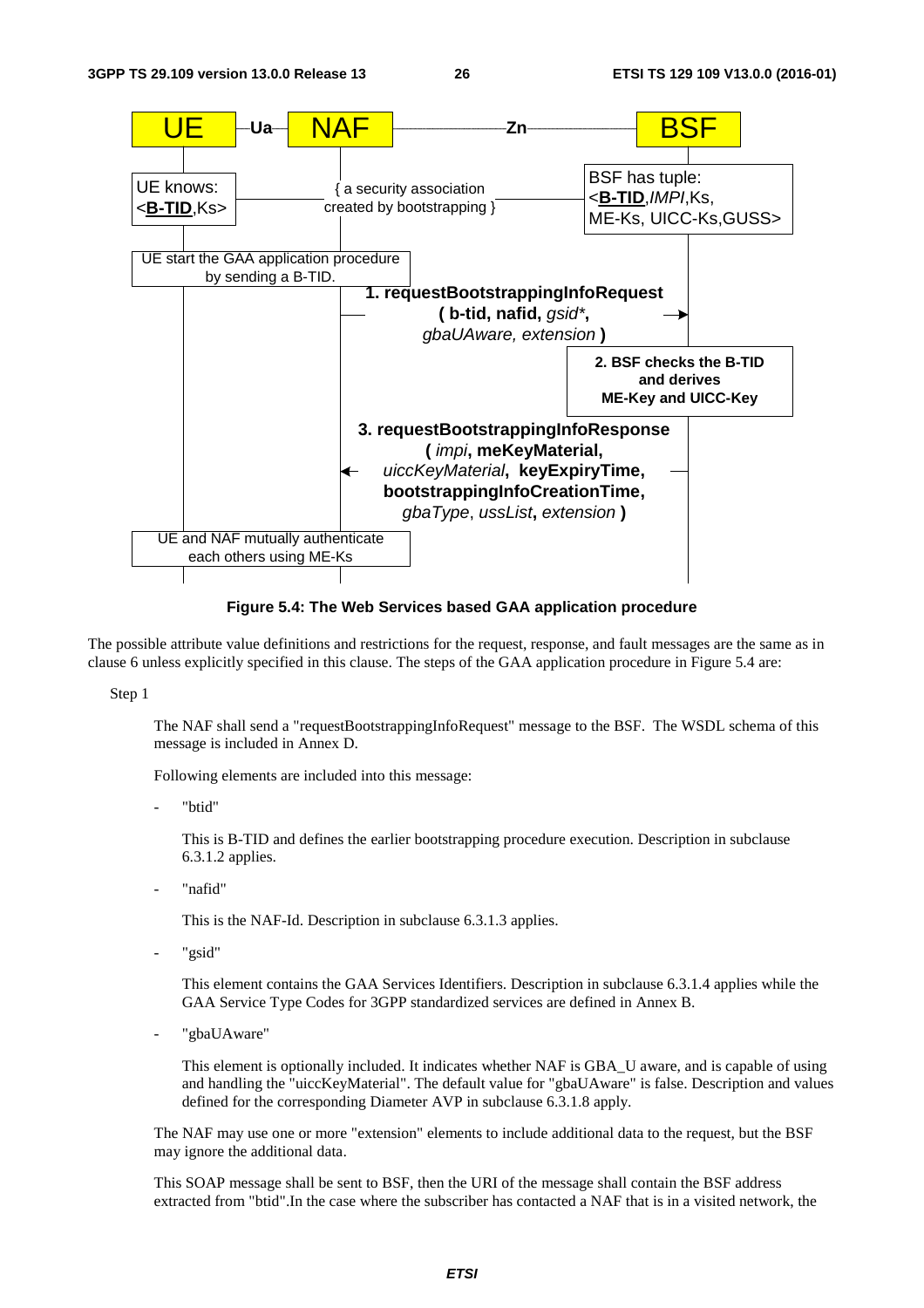**Figure 5.4: The Web Services based GAA application procedure**

The possible attribute value definitions and restrictions for the request, response, and fault messages are the same as in clause 6 unless explicitly specified in this clause. The steps of the GAA application procedure in Figure 5.4 are:

Step 1

The NAF shall send a "requestBootstrappingInfoRequest" message to the BSF. The WSDL schema of this message is included in Annex D.

Following elements are included into this message:

- "btid"

  This is B-TID and defines the earlier bootstrapping procedure execution. Description in subclause 6.3.1.2 applies.

- "nafid"

  This is the NAF-Id. Description in subclause 6.3.1.3 applies.

- "gsid"

  This element contains the GAA Services Identifiers. Description in subclause 6.3.1.4 applies while the GAA Service Type Codes for 3GPP standardized services are defined in Annex B.

- "gbaUAware"

  This element is optionally included. It indicates whether NAF is GBA_U aware, and is capable of using and handling the "uiccKeyMaterial". The default value for "gbaUAware" is false. Description and values defined for the corresponding Diameter AVP in subclause 6.3.1.8 apply.

The NAF may use one or more "extension" elements to include additional data to the request, but the BSF may ignore the additional data.

This SOAP message shall be sent to BSF, then the URI of the message shall contain the BSF address extracted from "btid".In the case where the subscriber has contacted a NAF that is in a visited network, the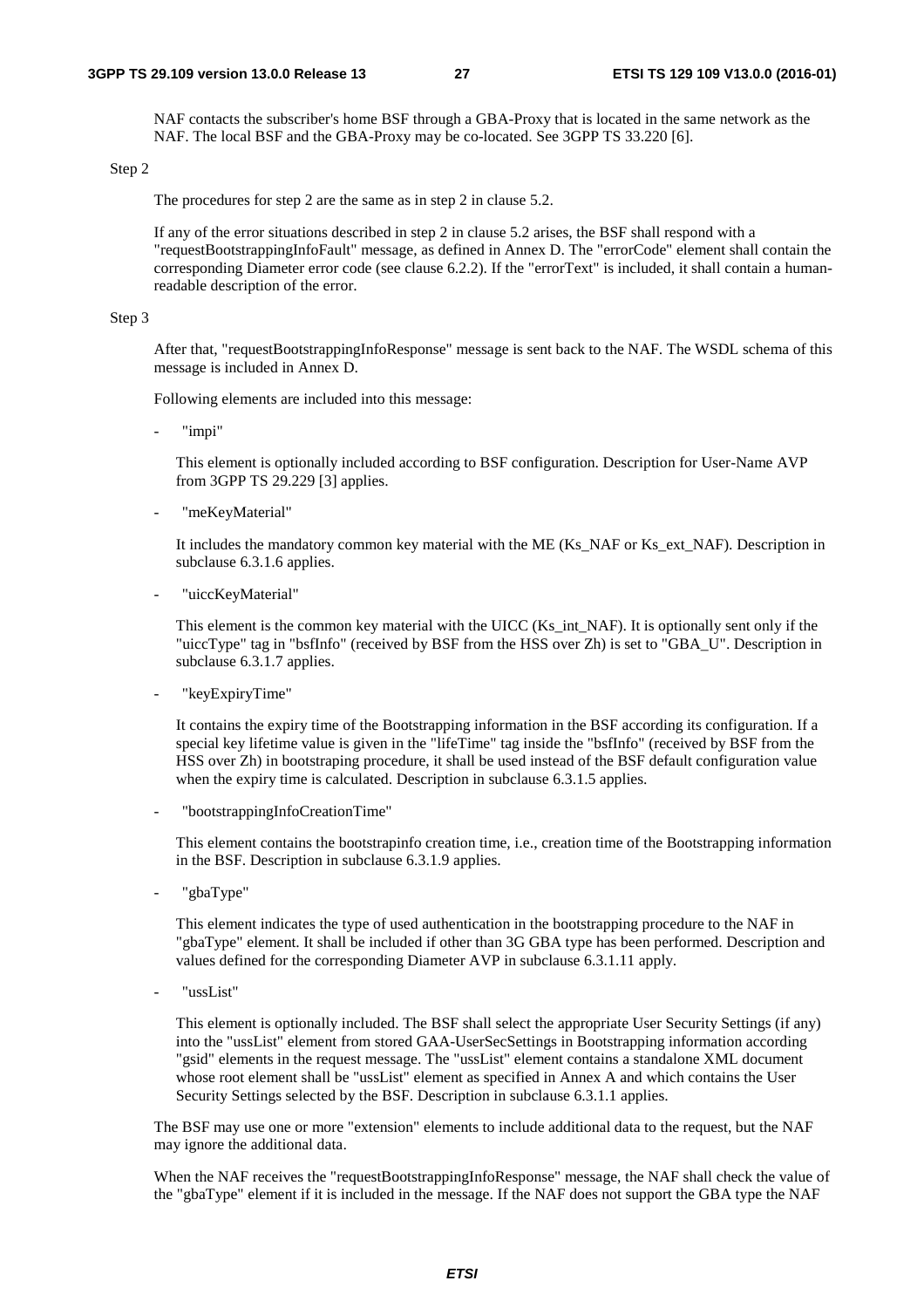NAF contacts the subscriber's home BSF through a GBA-Proxy that is located in the same network as the NAF. The local BSF and the GBA-Proxy may be co-located. See 3GPP TS 33.220 [6].

Step 2

The procedures for step 2 are the same as in step 2 in clause 5.2.

If any of the error situations described in step 2 in clause 5.2 arises, the BSF shall respond with a "requestBootstrappingInfoFault" message, as defined in Annex D. The "errorCode" element shall contain the corresponding Diameter error code (see clause 6.2.2). If the "errorText" is included, it shall contain a human-readable description of the error.

Step 3

After that, "requestBootstrappingInfoResponse" message is sent back to the NAF. The WSDL schema of this message is included in Annex D.

Following elements are included into this message:

- "impi"

  This element is optionally included according to BSF configuration. Description for User-Name AVP from 3GPP TS 29.229 [3] applies.

- "meKeyMaterial"

  It includes the mandatory common key material with the ME (Ks_NAF or Ks_ext_NAF). Description in subclause 6.3.1.6 applies.

- "uiccKeyMaterial"

  This element is the common key material with the UICC (Ks_int_NAF). It is optionally sent only if the "uiccType" tag in "bsfInfo" (received by BSF from the HSS over Zh) is set to "GBA_U". Description in subclause 6.3.1.7 applies.

- "keyExpiryTime"

  It contains the expiry time of the Bootstrapping information in the BSF according its configuration. If a special key lifetime value is given in the "lifeTime" tag inside the "bsfInfo" (received by BSF from the HSS over Zh) in bootstraping procedure, it shall be used instead of the BSF default configuration value when the expiry time is calculated. Description in subclause 6.3.1.5 applies.

- "bootstrappingInfoCreationTime"

  This element contains the bootstrapinfo creation time, i.e., creation time of the Bootstrapping information in the BSF. Description in subclause 6.3.1.9 applies.

- "gbaType"

  This element indicates the type of used authentication in the bootstrapping procedure to the NAF in "gbaType" element. It shall be included if other than 3G GBA type has been performed. Description and values defined for the corresponding Diameter AVP in subclause 6.3.1.11 apply.

- "ussList"

  This element is optionally included. The BSF shall select the appropriate User Security Settings (if any) into the "ussList" element from stored GAA-UserSecSettings in Bootstrapping information according "gsid" elements in the request message. The "ussList" element contains a standalone XML document whose root element shall be "ussList" element as specified in Annex A and which contains the User Security Settings selected by the BSF. Description in subclause 6.3.1.1 applies.

The BSF may use one or more "extension" elements to include additional data to the request, but the NAF may ignore the additional data.

When the NAF receives the "requestBootstrappingInfoResponse" message, the NAF shall check the value of the "gbaType" element if it is included in the message. If the NAF does not support the GBA type the NAF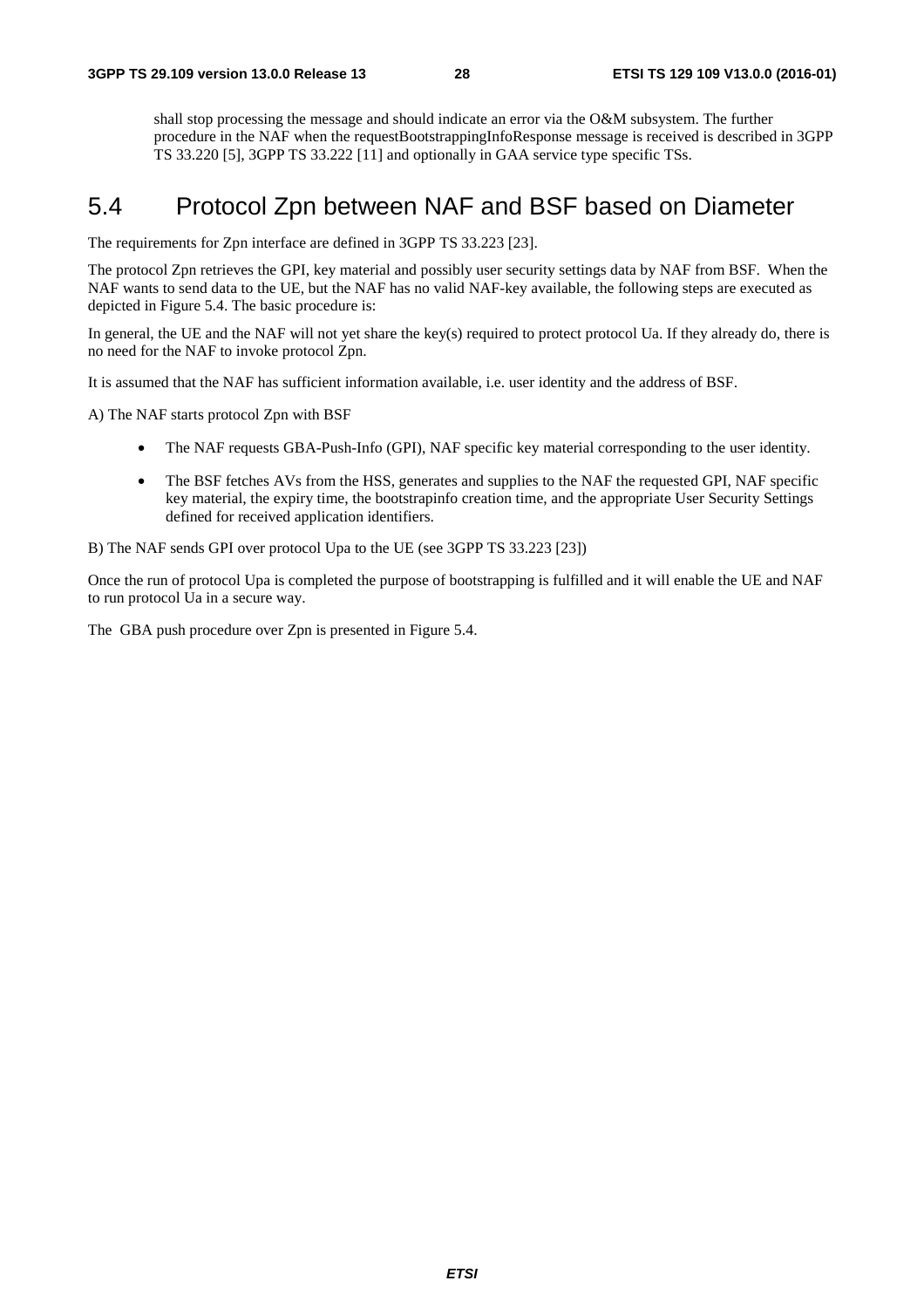shall stop processing the message and should indicate an error via the O&M subsystem. The further procedure in the NAF when the requestBootstrappingInfoResponse message is received is described in 3GPP TS 33.220 [5], 3GPP TS 33.222 [11] and optionally in GAA service type specific TSs.

## 5.4 Protocol Zpn between NAF and BSF based on Diameter

The requirements for Zpn interface are defined in 3GPP TS 33.223 [23].

The protocol Zpn retrieves the GPI, key material and possibly user security settings data by NAF from BSF. When the NAF wants to send data to the UE, but the NAF has no valid NAF-key available, the following steps are executed as depicted in Figure 5.4. The basic procedure is:

In general, the UE and the NAF will not yet share the key(s) required to protect protocol Ua. If they already do, there is no need for the NAF to invoke protocol Zpn.

It is assumed that the NAF has sufficient information available, i.e. user identity and the address of BSF.

A) The NAF starts protocol Zpn with BSF

- The NAF requests GBA-Push-Info (GPI), NAF specific key material corresponding to the user identity.
- The BSF fetches AVs from the HSS, generates and supplies to the NAF the requested GPI, NAF specific key material, the expiry time, the bootstrapinfo creation time, and the appropriate User Security Settings defined for received application identifiers.

B) The NAF sends GPI over protocol Upa to the UE (see 3GPP TS 33.223 [23])

Once the run of protocol Upa is completed the purpose of bootstrapping is fulfilled and it will enable the UE and NAF to run protocol Ua in a secure way.

The GBA push procedure over Zpn is presented in Figure 5.4.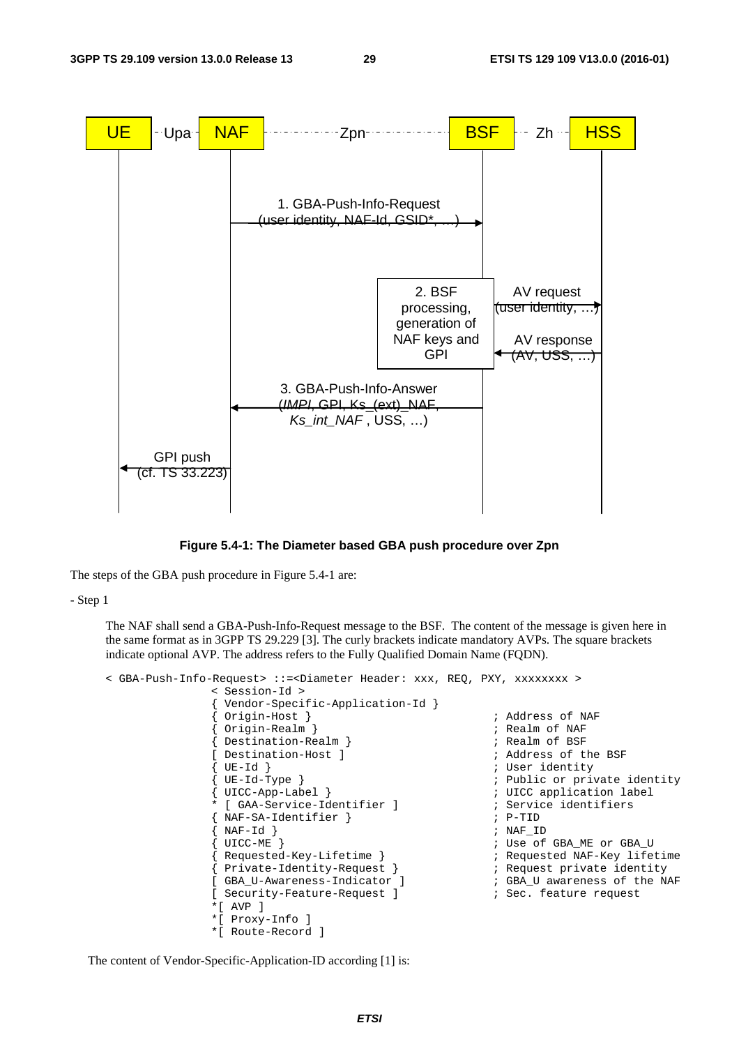Figure 5.4-1: The Diameter based GBA push procedure over Zpn

The steps of the GBA push procedure in Figure 5.4-1 are:

- Step 1

The NAF shall send a GBA-Push-Info-Request message to the BSF. The content of the message is given here in the same format as in 3GPP TS 29.229 [3]. The curly brackets indicate mandatory AVPs. The square brackets indicate optional AVP. The address refers to the Fully Qualified Domain Name (FQDN).

```
< GBA-Push-Info-Request> ::=<Diameter Header: xxx, REQ, PXY, xxxxxxxx >
                < Session-Id >
                { Vendor-Specific-Application-Id }
                { Origin-Host }                          ; Address of NAF
                { Origin-Realm }                         ; Realm of NAF
                { Destination-Realm }                    ; Realm of BSF
                [ Destination-Host ]                     ; Address of the BSF
                { UE-Id }                                ; User identity
                { UE-Id-Type }                           ; Public or private identity
                { UICC-App-Label }                       ; UICC application label
                * [ GAA-Service-Identifier ]             ; Service identifiers
                { NAF-SA-Identifier }                    ; P-TID
                { NAF-Id }                               ; NAF_ID
                { UICC-ME }                              ; Use of GBA_ME or GBA_U
                { Requested-Key-Lifetime }               ; Requested NAF-Key lifetime
                { Private-Identity-Request }             ; Request private identity
                [ GBA_U-Awareness-Indicator ]            ; GBA_U awareness of the NAF
                [ Security-Feature-Request ]             ; Sec. feature request
                *[ AVP ]
                *[ Proxy-Info ]
                *[ Route-Record ]
```

The content of Vendor-Specific-Application-ID according [1] is: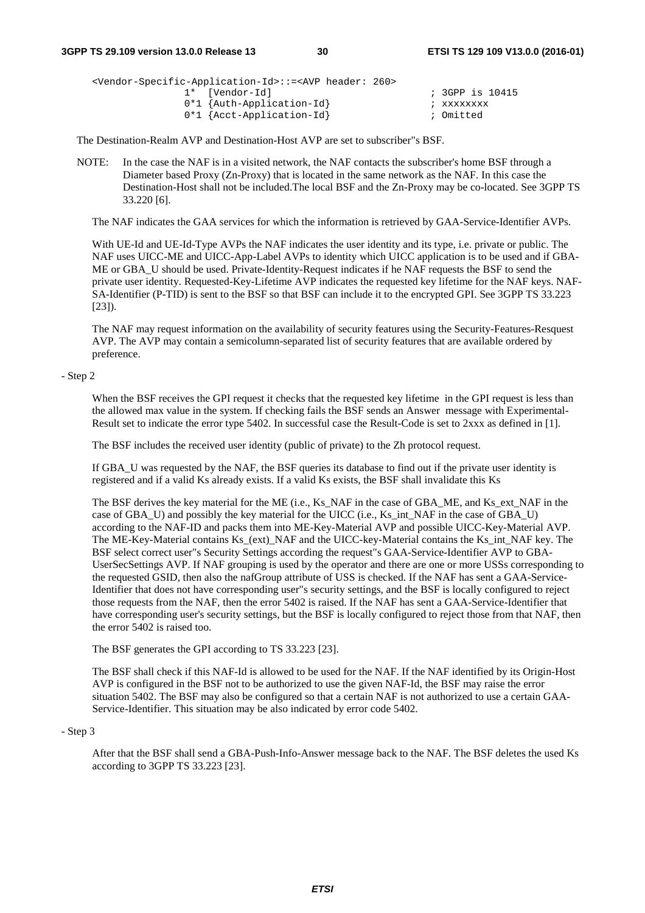```
<Vendor-Specific-Application-Id>::=<AVP header: 260>
              1*  [Vendor-Id]                          ; 3GPP is 10415
              0*1 {Auth-Application-Id}                ; xxxxxxxx
              0*1 {Acct-Application-Id}                ; Omitted
```

The Destination-Realm AVP and Destination-Host AVP are set to subscriber"s BSF.

NOTE: In the case the NAF is in a visited network, the NAF contacts the subscriber's home BSF through a Diameter based Proxy (Zn-Proxy) that is located in the same network as the NAF. In this case the Destination-Host shall not be included.The local BSF and the Zn-Proxy may be co-located. See 3GPP TS 33.220 [6].

The NAF indicates the GAA services for which the information is retrieved by GAA-Service-Identifier AVPs.

With UE-Id and UE-Id-Type AVPs the NAF indicates the user identity and its type, i.e. private or public. The NAF uses UICC-ME and UICC-App-Label AVPs to identity which UICC application is to be used and if GBA-ME or GBA_U should be used. Private-Identity-Request indicates if he NAF requests the BSF to send the private user identity. Requested-Key-Lifetime AVP indicates the requested key lifetime for the NAF keys. NAF-SA-Identifier (P-TID) is sent to the BSF so that BSF can include it to the encrypted GPI. See 3GPP TS 33.223 [23]).

The NAF may request information on the availability of security features using the Security-Features-Resquest AVP. The AVP may contain a semicolumn-separated list of security features that are available ordered by preference.

- Step 2

When the BSF receives the GPI request it checks that the requested key lifetime in the GPI request is less than the allowed max value in the system. If checking fails the BSF sends an Answer message with Experimental-Result set to indicate the error type 5402. In successful case the Result-Code is set to 2xxx as defined in [1].

The BSF includes the received user identity (public of private) to the Zh protocol request.

If GBA_U was requested by the NAF, the BSF queries its database to find out if the private user identity is registered and if a valid Ks already exists. If a valid Ks exists, the BSF shall invalidate this Ks

The BSF derives the key material for the ME (i.e., Ks_NAF in the case of GBA_ME, and Ks_ext_NAF in the case of GBA_U) and possibly the key material for the UICC (i.e., Ks_int_NAF in the case of GBA_U) according to the NAF-ID and packs them into ME-Key-Material AVP and possible UICC-Key-Material AVP. The ME-Key-Material contains Ks_(ext)_NAF and the UICC-key-Material contains the Ks_int_NAF key. The BSF select correct user"s Security Settings according the request"s GAA-Service-Identifier AVP to GBA-UserSecSettings AVP. If NAF grouping is used by the operator and there are one or more USSs corresponding to the requested GSID, then also the nafGroup attribute of USS is checked. If the NAF has sent a GAA-Service-Identifier that does not have corresponding user"s security settings, and the BSF is locally configured to reject those requests from the NAF, then the error 5402 is raised. If the NAF has sent a GAA-Service-Identifier that have corresponding user's security settings, but the BSF is locally configured to reject those from that NAF, then the error 5402 is raised too.

The BSF generates the GPI according to TS 33.223 [23].

The BSF shall check if this NAF-Id is allowed to be used for the NAF. If the NAF identified by its Origin-Host AVP is configured in the BSF not to be authorized to use the given NAF-Id, the BSF may raise the error situation 5402. The BSF may also be configured so that a certain NAF is not authorized to use a certain GAA-Service-Identifier. This situation may be also indicated by error code 5402.

- Step 3

After that the BSF shall send a GBA-Push-Info-Answer message back to the NAF. The BSF deletes the used Ks according to 3GPP TS 33.223 [23].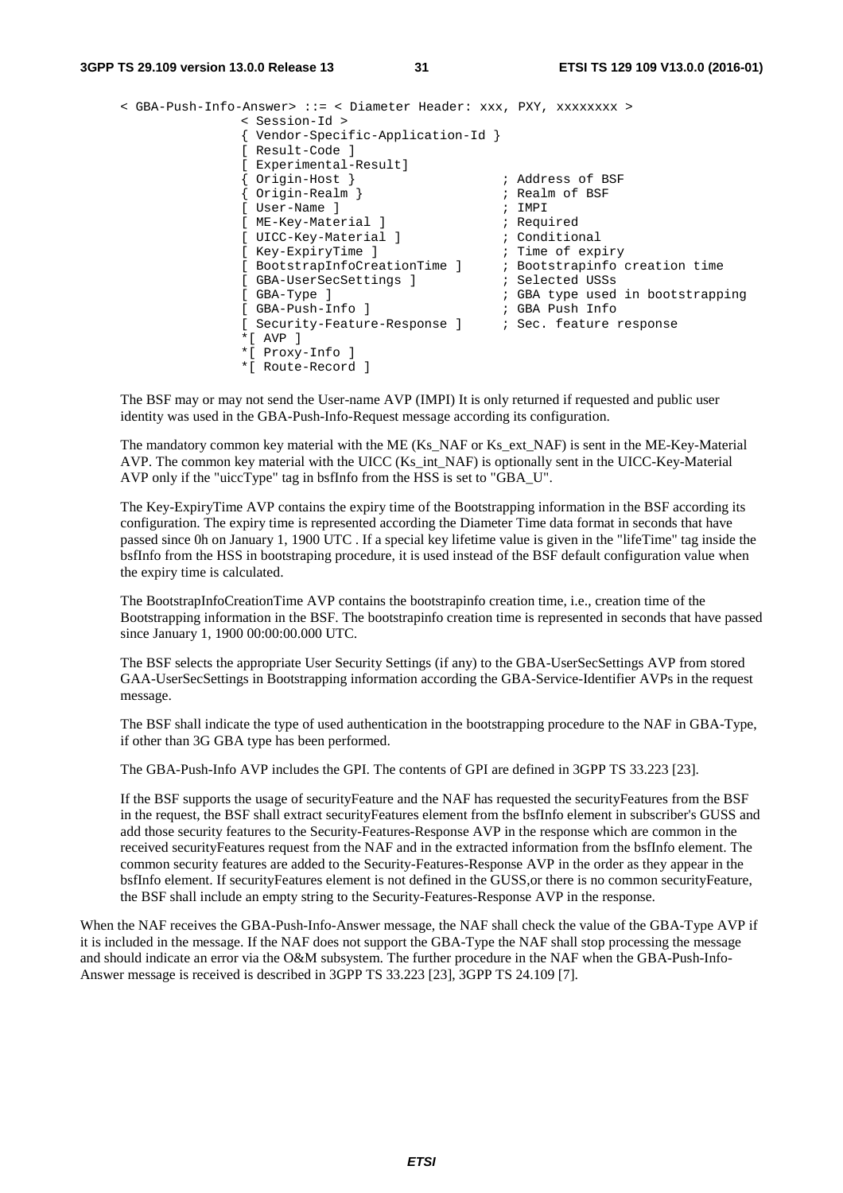```
< GBA-Push-Info-Answer> ::= < Diameter Header: xxx, PXY, xxxxxxxx >
                < Session-Id >
                { Vendor-Specific-Application-Id }
                [ Result-Code ]
                [ Experimental-Result]
                { Origin-Host }                   ; Address of BSF
                { Origin-Realm }                  ; Realm of BSF
                [ User-Name ]                     ; IMPI
                [ ME-Key-Material ]               ; Required
                [ UICC-Key-Material ]             ; Conditional
                [ Key-ExpiryTime ]                ; Time of expiry
                [ BootstrapInfoCreationTime ]     ; Bootstrapinfo creation time
                [ GBA-UserSecSettings ]           ; Selected USSs
                [ GBA-Type ]                      ; GBA type used in bootstrapping
                [ GBA-Push-Info ]                 ; GBA Push Info
                [ Security-Feature-Response ]     ; Sec. feature response
               *[ AVP ]
               *[ Proxy-Info ]
               *[ Route-Record ]
```

The BSF may or may not send the User-name AVP (IMPI) It is only returned if requested and public user identity was used in the GBA-Push-Info-Request message according its configuration.

The mandatory common key material with the ME (Ks_NAF or Ks_ext_NAF) is sent in the ME-Key-Material AVP. The common key material with the UICC (Ks_int_NAF) is optionally sent in the UICC-Key-Material AVP only if the "uiccType" tag in bsfInfo from the HSS is set to "GBA_U".

The Key-ExpiryTime AVP contains the expiry time of the Bootstrapping information in the BSF according its configuration. The expiry time is represented according the Diameter Time data format in seconds that have passed since 0h on January 1, 1900 UTC . If a special key lifetime value is given in the "lifeTime" tag inside the bsfInfo from the HSS in bootstraping procedure, it is used instead of the BSF default configuration value when the expiry time is calculated.

The BootstrapInfoCreationTime AVP contains the bootstrapinfo creation time, i.e., creation time of the Bootstrapping information in the BSF. The bootstrapinfo creation time is represented in seconds that have passed since January 1, 1900 00:00:00.000 UTC.

The BSF selects the appropriate User Security Settings (if any) to the GBA-UserSecSettings AVP from stored GAA-UserSecSettings in Bootstrapping information according the GBA-Service-Identifier AVPs in the request message.

The BSF shall indicate the type of used authentication in the bootstrapping procedure to the NAF in GBA-Type, if other than 3G GBA type has been performed.

The GBA-Push-Info AVP includes the GPI. The contents of GPI are defined in 3GPP TS 33.223 [23].

If the BSF supports the usage of securityFeature and the NAF has requested the securityFeatures from the BSF in the request, the BSF shall extract securityFeatures element from the bsfInfo element in subscriber's GUSS and add those security features to the Security-Features-Response AVP in the response which are common in the received securityFeatures request from the NAF and in the extracted information from the bsfInfo element. The common security features are added to the Security-Features-Response AVP in the order as they appear in the bsfInfo element. If securityFeatures element is not defined in the GUSS,or there is no common securityFeature, the BSF shall include an empty string to the Security-Features-Response AVP in the response.

When the NAF receives the GBA-Push-Info-Answer message, the NAF shall check the value of the GBA-Type AVP if it is included in the message. If the NAF does not support the GBA-Type the NAF shall stop processing the message and should indicate an error via the O&M subsystem. The further procedure in the NAF when the GBA-Push-Info-Answer message is received is described in 3GPP TS 33.223 [23], 3GPP TS 24.109 [7].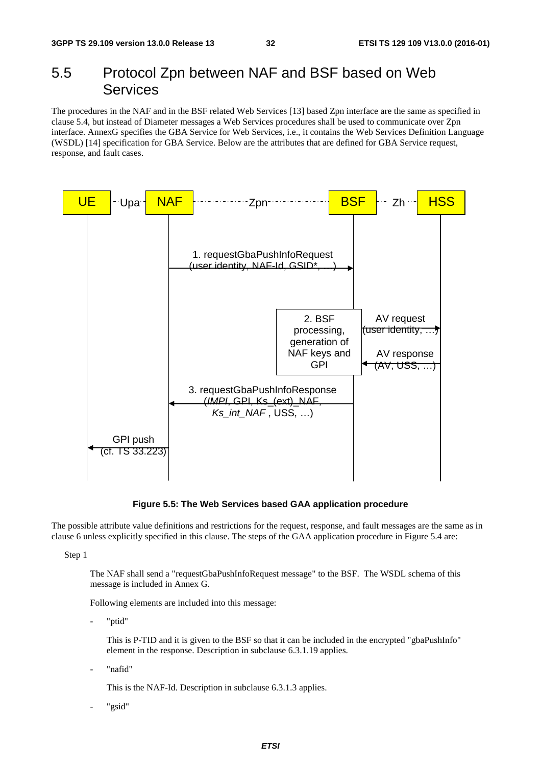## 5.5 Protocol Zpn between NAF and BSF based on Web Services

The procedures in the NAF and in the BSF related Web Services [13] based Zpn interface are the same as specified in clause 5.4, but instead of Diameter messages a Web Services procedures shall be used to communicate over Zpn interface. AnnexG specifies the GBA Service for Web Services, i.e., it contains the Web Services Definition Language (WSDL) [14] specification for GBA Service. Below are the attributes that are defined for GBA Service request, response, and fault cases.

UE · Upa · NAF · Zpn · BSF · Zh · HSS

1. requestGbaPushInfoRequest (user identity, NAF-Id, GSID*, …)

2. BSF processing, generation of NAF keys and GPI

AV request (user identity, …)

AV response (AV, USS, …)

3. requestGbaPushInfoResponse (*IMPI*, GPI, Ks_(ext)_NAF, *Ks_int_NAF* , USS, …)

GPI push (cf. TS 33.223)

**Figure 5.5: The Web Services based GAA application procedure**

The possible attribute value definitions and restrictions for the request, response, and fault messages are the same as in clause 6 unless explicitly specified in this clause. The steps of the GAA application procedure in Figure 5.4 are:

Step 1

The NAF shall send a "requestGbaPushInfoRequest message" to the BSF. The WSDL schema of this message is included in Annex G.

Following elements are included into this message:

- "ptid"

  This is P-TID and it is given to the BSF so that it can be included in the encrypted "gbaPushInfo" element in the response. Description in subclause 6.3.1.19 applies.

- "nafid"

  This is the NAF-Id. Description in subclause 6.3.1.3 applies.

- "gsid"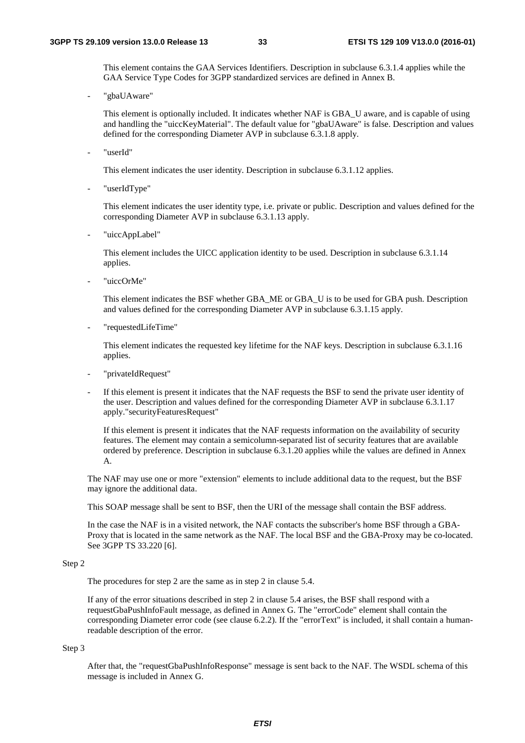This element contains the GAA Services Identifiers. Description in subclause 6.3.1.4 applies while the GAA Service Type Codes for 3GPP standardized services are defined in Annex B.

- "gbaUAware"

  This element is optionally included. It indicates whether NAF is GBA_U aware, and is capable of using and handling the "uiccKeyMaterial". The default value for "gbaUAware" is false. Description and values defined for the corresponding Diameter AVP in subclause 6.3.1.8 apply.

- "userId"

  This element indicates the user identity. Description in subclause 6.3.1.12 applies.

- "userIdType"

  This element indicates the user identity type, i.e. private or public. Description and values defined for the corresponding Diameter AVP in subclause 6.3.1.13 apply.

- "uiccAppLabel"

  This element includes the UICC application identity to be used. Description in subclause 6.3.1.14 applies.

- "uiccOrMe"

  This element indicates the BSF whether GBA_ME or GBA_U is to be used for GBA push. Description and values defined for the corresponding Diameter AVP in subclause 6.3.1.15 apply.

- "requestedLifeTime"

  This element indicates the requested key lifetime for the NAF keys. Description in subclause 6.3.1.16 applies.

- "privateIdRequest"

- If this element is present it indicates that the NAF requests the BSF to send the private user identity of the user. Description and values defined for the corresponding Diameter AVP in subclause 6.3.1.17 apply."securityFeaturesRequest"

  If this element is present it indicates that the NAF requests information on the availability of security features. The element may contain a semicolumn-separated list of security features that are available ordered by preference. Description in subclause 6.3.1.20 applies while the values are defined in Annex A.

The NAF may use one or more "extension" elements to include additional data to the request, but the BSF may ignore the additional data.

This SOAP message shall be sent to BSF, then the URI of the message shall contain the BSF address.

In the case the NAF is in a visited network, the NAF contacts the subscriber's home BSF through a GBA-Proxy that is located in the same network as the NAF. The local BSF and the GBA-Proxy may be co-located. See 3GPP TS 33.220 [6].

Step 2

The procedures for step 2 are the same as in step 2 in clause 5.4.

If any of the error situations described in step 2 in clause 5.4 arises, the BSF shall respond with a requestGbaPushInfoFault message, as defined in Annex G. The "errorCode" element shall contain the corresponding Diameter error code (see clause 6.2.2). If the "errorText" is included, it shall contain a human-readable description of the error.

Step 3

After that, the "requestGbaPushInfoResponse" message is sent back to the NAF. The WSDL schema of this message is included in Annex G.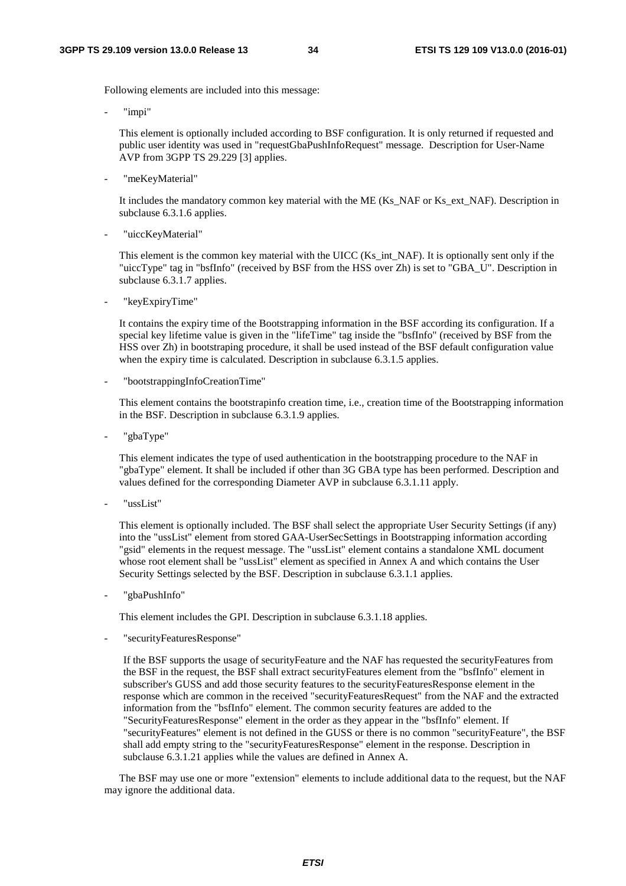Following elements are included into this message:

- "impi"

  This element is optionally included according to BSF configuration. It is only returned if requested and public user identity was used in "requestGbaPushInfoRequest" message. Description for User-Name AVP from 3GPP TS 29.229 [3] applies.

- "meKeyMaterial"

  It includes the mandatory common key material with the ME (Ks_NAF or Ks_ext_NAF). Description in subclause 6.3.1.6 applies.

- "uiccKeyMaterial"

  This element is the common key material with the UICC (Ks_int_NAF). It is optionally sent only if the "uiccType" tag in "bsfInfo" (received by BSF from the HSS over Zh) is set to "GBA_U". Description in subclause 6.3.1.7 applies.

- "keyExpiryTime"

  It contains the expiry time of the Bootstrapping information in the BSF according its configuration. If a special key lifetime value is given in the "lifeTime" tag inside the "bsfInfo" (received by BSF from the HSS over Zh) in bootstraping procedure, it shall be used instead of the BSF default configuration value when the expiry time is calculated. Description in subclause 6.3.1.5 applies.

- "bootstrappingInfoCreationTime"

  This element contains the bootstrapinfo creation time, i.e., creation time of the Bootstrapping information in the BSF. Description in subclause 6.3.1.9 applies.

- "gbaType"

  This element indicates the type of used authentication in the bootstrapping procedure to the NAF in "gbaType" element. It shall be included if other than 3G GBA type has been performed. Description and values defined for the corresponding Diameter AVP in subclause 6.3.1.11 apply.

- "ussList"

  This element is optionally included. The BSF shall select the appropriate User Security Settings (if any) into the "ussList" element from stored GAA-UserSecSettings in Bootstrapping information according "gsid" elements in the request message. The "ussList" element contains a standalone XML document whose root element shall be "ussList" element as specified in Annex A and which contains the User Security Settings selected by the BSF. Description in subclause 6.3.1.1 applies.

- "gbaPushInfo"

  This element includes the GPI. Description in subclause 6.3.1.18 applies.

- "securityFeaturesResponse"

  If the BSF supports the usage of securityFeature and the NAF has requested the securityFeatures from the BSF in the request, the BSF shall extract securityFeatures element from the "bsfInfo" element in subscriber's GUSS and add those security features to the securityFeaturesResponse element in the response which are common in the received "securityFeaturesRequest" from the NAF and the extracted information from the "bsfInfo" element. The common security features are added to the "SecurityFeaturesResponse" element in the order as they appear in the "bsfInfo" element. If "securityFeatures" element is not defined in the GUSS or there is no common "securityFeature", the BSF shall add empty string to the "securityFeaturesResponse" element in the response. Description in subclause 6.3.1.21 applies while the values are defined in Annex A.

The BSF may use one or more "extension" elements to include additional data to the request, but the NAF may ignore the additional data.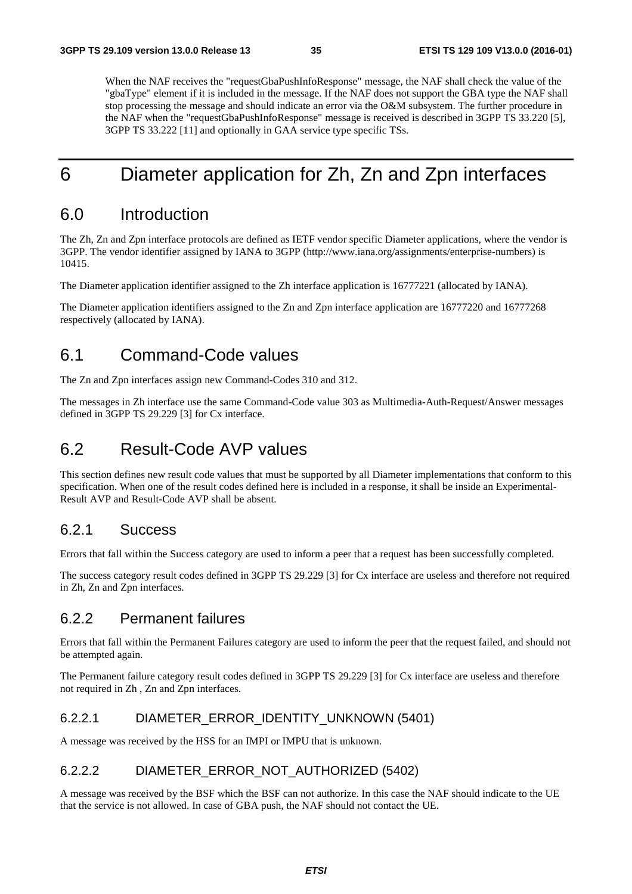When the NAF receives the "requestGbaPushInfoResponse" message, the NAF shall check the value of the "gbaType" element if it is included in the message. If the NAF does not support the GBA type the NAF shall stop processing the message and should indicate an error via the O&M subsystem. The further procedure in the NAF when the "requestGbaPushInfoResponse" message is received is described in 3GPP TS 33.220 [5], 3GPP TS 33.222 [11] and optionally in GAA service type specific TSs.

# 6 Diameter application for Zh, Zn and Zpn interfaces

## 6.0 Introduction

The Zh, Zn and Zpn interface protocols are defined as IETF vendor specific Diameter applications, where the vendor is 3GPP. The vendor identifier assigned by IANA to 3GPP (http://www.iana.org/assignments/enterprise-numbers) is 10415.

The Diameter application identifier assigned to the Zh interface application is 16777221 (allocated by IANA).

The Diameter application identifiers assigned to the Zn and Zpn interface application are 16777220 and 16777268 respectively (allocated by IANA).

## 6.1 Command-Code values

The Zn and Zpn interfaces assign new Command-Codes 310 and 312.

The messages in Zh interface use the same Command-Code value 303 as Multimedia-Auth-Request/Answer messages defined in 3GPP TS 29.229 [3] for Cx interface.

## 6.2 Result-Code AVP values

This section defines new result code values that must be supported by all Diameter implementations that conform to this specification. When one of the result codes defined here is included in a response, it shall be inside an Experimental-Result AVP and Result-Code AVP shall be absent.

### 6.2.1 Success

Errors that fall within the Success category are used to inform a peer that a request has been successfully completed.

The success category result codes defined in 3GPP TS 29.229 [3] for Cx interface are useless and therefore not required in Zh, Zn and Zpn interfaces.

### 6.2.2 Permanent failures

Errors that fall within the Permanent Failures category are used to inform the peer that the request failed, and should not be attempted again.

The Permanent failure category result codes defined in 3GPP TS 29.229 [3] for Cx interface are useless and therefore not required in Zh , Zn and Zpn interfaces.

#### 6.2.2.1 DIAMETER_ERROR_IDENTITY_UNKNOWN (5401)

A message was received by the HSS for an IMPI or IMPU that is unknown.

#### 6.2.2.2 DIAMETER_ERROR_NOT_AUTHORIZED (5402)

A message was received by the BSF which the BSF can not authorize. In this case the NAF should indicate to the UE that the service is not allowed. In case of GBA push, the NAF should not contact the UE.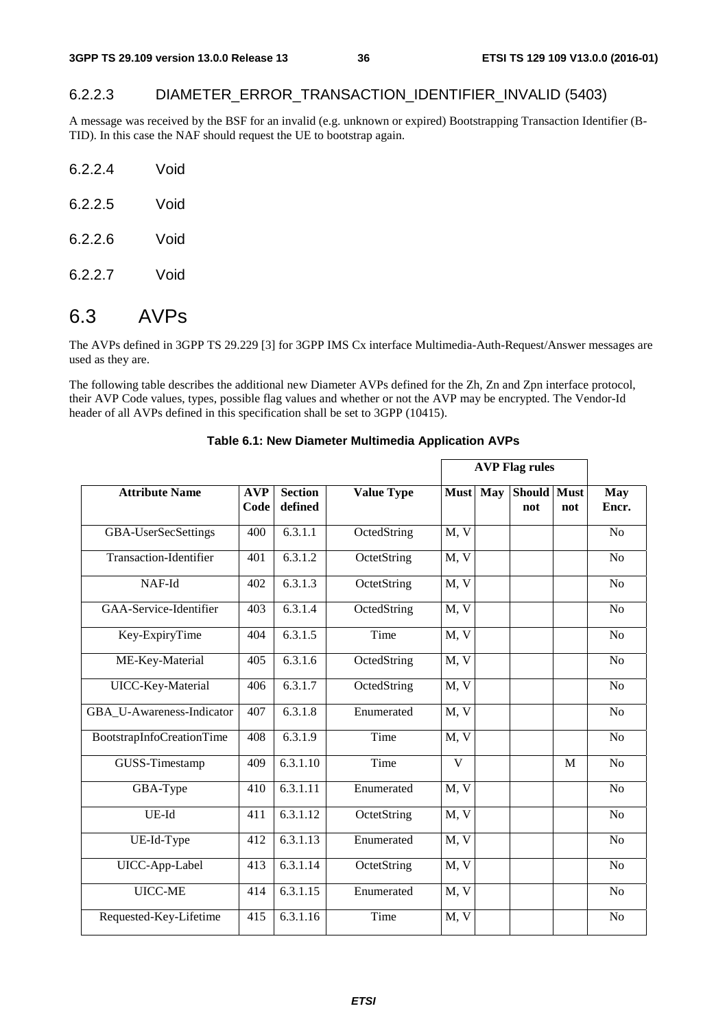#### 6.2.2.3 DIAMETER_ERROR_TRANSACTION_IDENTIFIER_INVALID (5403)

A message was received by the BSF for an invalid (e.g. unknown or expired) Bootstrapping Transaction Identifier (B-TID). In this case the NAF should request the UE to bootstrap again.

#### 6.2.2.4 Void

#### 6.2.2.5 Void

#### 6.2.2.6 Void

#### 6.2.2.7 Void

## 6.3 AVPs

The AVPs defined in 3GPP TS 29.229 [3] for 3GPP IMS Cx interface Multimedia-Auth-Request/Answer messages are used as they are.

The following table describes the additional new Diameter AVPs defined for the Zh, Zn and Zpn interface protocol, their AVP Code values, types, possible flag values and whether or not the AVP may be encrypted. The Vendor-Id header of all AVPs defined in this specification shall be set to 3GPP (10415).

**Table 6.1: New Diameter Multimedia Application AVPs**

| | | | | AVP Flag rules | | | | |
|---|---|---|---|---|---|---|---|---|
| **Attribute Name** | **AVP Code** | **Section defined** | **Value Type** | **Must** | **May** | **Should not** | **Must not** | **May Encr.** |
| GBA-UserSecSettings | 400 | 6.3.1.1 | OctedString | M, V | | | | No |
| Transaction-Identifier | 401 | 6.3.1.2 | OctetString | M, V | | | | No |
| NAF-Id | 402 | 6.3.1.3 | OctetString | M, V | | | | No |
| GAA-Service-Identifier | 403 | 6.3.1.4 | OctedString | M, V | | | | No |
| Key-ExpiryTime | 404 | 6.3.1.5 | Time | M, V | | | | No |
| ME-Key-Material | 405 | 6.3.1.6 | OctedString | M, V | | | | No |
| UICC-Key-Material | 406 | 6.3.1.7 | OctedString | M, V | | | | No |
| GBA_U-Awareness-Indicator | 407 | 6.3.1.8 | Enumerated | M, V | | | | No |
| BootstrapInfoCreationTime | 408 | 6.3.1.9 | Time | M, V | | | | No |
| GUSS-Timestamp | 409 | 6.3.1.10 | Time | V | | | M | No |
| GBA-Type | 410 | 6.3.1.11 | Enumerated | M, V | | | | No |
| UE-Id | 411 | 6.3.1.12 | OctetString | M, V | | | | No |
| UE-Id-Type | 412 | 6.3.1.13 | Enumerated | M, V | | | | No |
| UICC-App-Label | 413 | 6.3.1.14 | OctetString | M, V | | | | No |
| UICC-ME | 414 | 6.3.1.15 | Enumerated | M, V | | | | No |
| Requested-Key-Lifetime | 415 | 6.3.1.16 | Time | M, V | | | | No |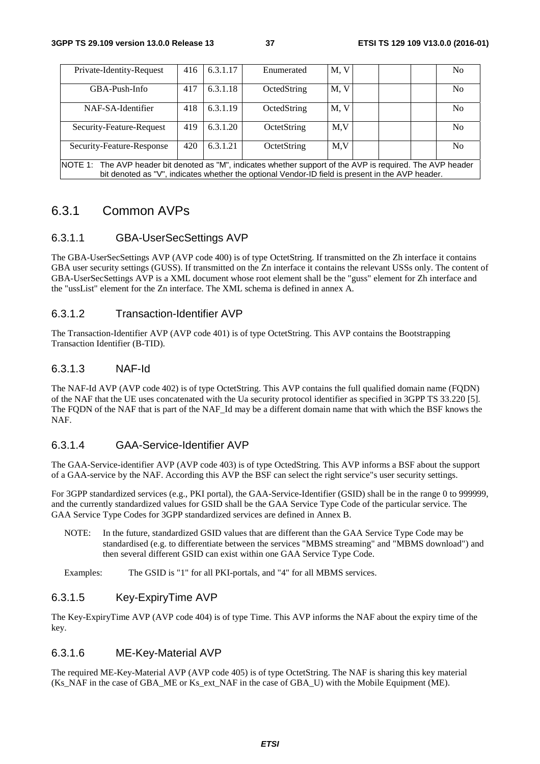| Private-Identity-Request | 416 | 6.3.1.17 | Enumerated | M, V | | | | No |
|---|---|---|---|---|---|---|---|---|
| GBA-Push-Info | 417 | 6.3.1.18 | OctedString | M, V | | | | No |
| NAF-SA-Identifier | 418 | 6.3.1.19 | OctedString | M, V | | | | No |
| Security-Feature-Request | 419 | 6.3.1.20 | OctetString | M,V | | | | No |
| Security-Feature-Response | 420 | 6.3.1.21 | OctetString | M,V | | | | No |
| NOTE 1: The AVP header bit denoted as "M", indicates whether support of the AVP is required. The AVP header bit denoted as "V", indicates whether the optional Vendor-ID field is present in the AVP header. | | | | | | | | |

## 6.3.1 Common AVPs

### 6.3.1.1 GBA-UserSecSettings AVP

The GBA-UserSecSettings AVP (AVP code 400) is of type OctetString. If transmitted on the Zh interface it contains GBA user security settings (GUSS). If transmitted on the Zn interface it contains the relevant USSs only. The content of GBA-UserSecSettings AVP is a XML document whose root element shall be the "guss" element for Zh interface and the "ussList" element for the Zn interface. The XML schema is defined in annex A.

### 6.3.1.2 Transaction-Identifier AVP

The Transaction-Identifier AVP (AVP code 401) is of type OctetString. This AVP contains the Bootstrapping Transaction Identifier (B-TID).

### 6.3.1.3 NAF-Id

The NAF-Id AVP (AVP code 402) is of type OctetString. This AVP contains the full qualified domain name (FQDN) of the NAF that the UE uses concatenated with the Ua security protocol identifier as specified in 3GPP TS 33.220 [5]. The FQDN of the NAF that is part of the NAF_Id may be a different domain name that with which the BSF knows the NAF.

### 6.3.1.4 GAA-Service-Identifier AVP

The GAA-Service-identifier AVP (AVP code 403) is of type OctedString. This AVP informs a BSF about the support of a GAA-service by the NAF. According this AVP the BSF can select the right service"s user security settings.

For 3GPP standardized services (e.g., PKI portal), the GAA-Service-Identifier (GSID) shall be in the range 0 to 999999, and the currently standardized values for GSID shall be the GAA Service Type Code of the particular service. The GAA Service Type Codes for 3GPP standardized services are defined in Annex B.

NOTE: In the future, standardized GSID values that are different than the GAA Service Type Code may be standardised (e.g. to differentiate between the services "MBMS streaming" and "MBMS download") and then several different GSID can exist within one GAA Service Type Code.

Examples: The GSID is "1" for all PKI-portals, and "4" for all MBMS services.

### 6.3.1.5 Key-ExpiryTime AVP

The Key-ExpiryTime AVP (AVP code 404) is of type Time. This AVP informs the NAF about the expiry time of the key.

### 6.3.1.6 ME-Key-Material AVP

The required ME-Key-Material AVP (AVP code 405) is of type OctetString. The NAF is sharing this key material (Ks_NAF in the case of GBA_ME or Ks_ext_NAF in the case of GBA_U) with the Mobile Equipment (ME).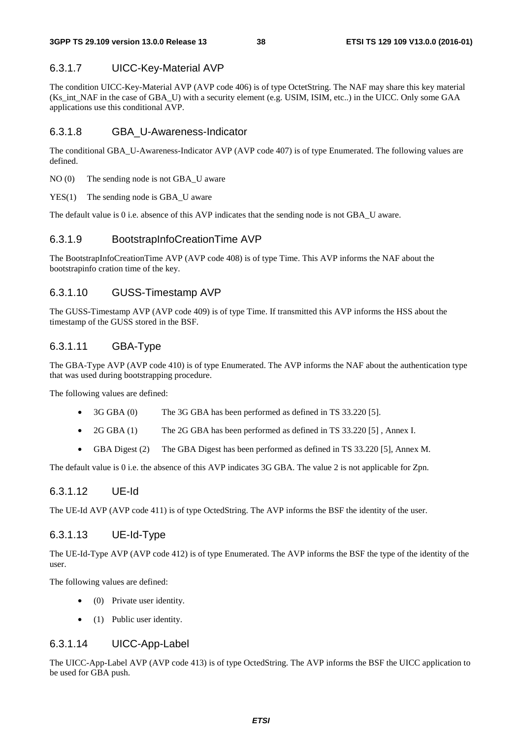#### 6.3.1.7 UICC-Key-Material AVP

The condition UICC-Key-Material AVP (AVP code 406) is of type OctetString. The NAF may share this key material (Ks_int_NAF in the case of GBA_U) with a security element (e.g. USIM, ISIM, etc..) in the UICC. Only some GAA applications use this conditional AVP.

#### 6.3.1.8 GBA_U-Awareness-Indicator

The conditional GBA_U-Awareness-Indicator AVP (AVP code 407) is of type Enumerated. The following values are defined.

NO (0) The sending node is not GBA_U aware

YES(1) The sending node is GBA_U aware

The default value is 0 i.e. absence of this AVP indicates that the sending node is not GBA_U aware.

#### 6.3.1.9 BootstrapInfoCreationTime AVP

The BootstrapInfoCreationTime AVP (AVP code 408) is of type Time. This AVP informs the NAF about the bootstrapinfo cration time of the key.

#### 6.3.1.10 GUSS-Timestamp AVP

The GUSS-Timestamp AVP (AVP code 409) is of type Time. If transmitted this AVP informs the HSS about the timestamp of the GUSS stored in the BSF.

#### 6.3.1.11 GBA-Type

The GBA-Type AVP (AVP code 410) is of type Enumerated. The AVP informs the NAF about the authentication type that was used during bootstrapping procedure.

The following values are defined:

- 3G GBA (0) The 3G GBA has been performed as defined in TS 33.220 [5].
- 2G GBA (1) The 2G GBA has been performed as defined in TS 33.220 [5] , Annex I.
- GBA Digest (2) The GBA Digest has been performed as defined in TS 33.220 [5], Annex M.

The default value is 0 i.e. the absence of this AVP indicates 3G GBA. The value 2 is not applicable for Zpn.

#### 6.3.1.12 UE-Id

The UE-Id AVP (AVP code 411) is of type OctedString. The AVP informs the BSF the identity of the user.

#### 6.3.1.13 UE-Id-Type

The UE-Id-Type AVP (AVP code 412) is of type Enumerated. The AVP informs the BSF the type of the identity of the user.

The following values are defined:

- (0) Private user identity.
- (1) Public user identity.

#### 6.3.1.14 UICC-App-Label

The UICC-App-Label AVP (AVP code 413) is of type OctedString. The AVP informs the BSF the UICC application to be used for GBA push.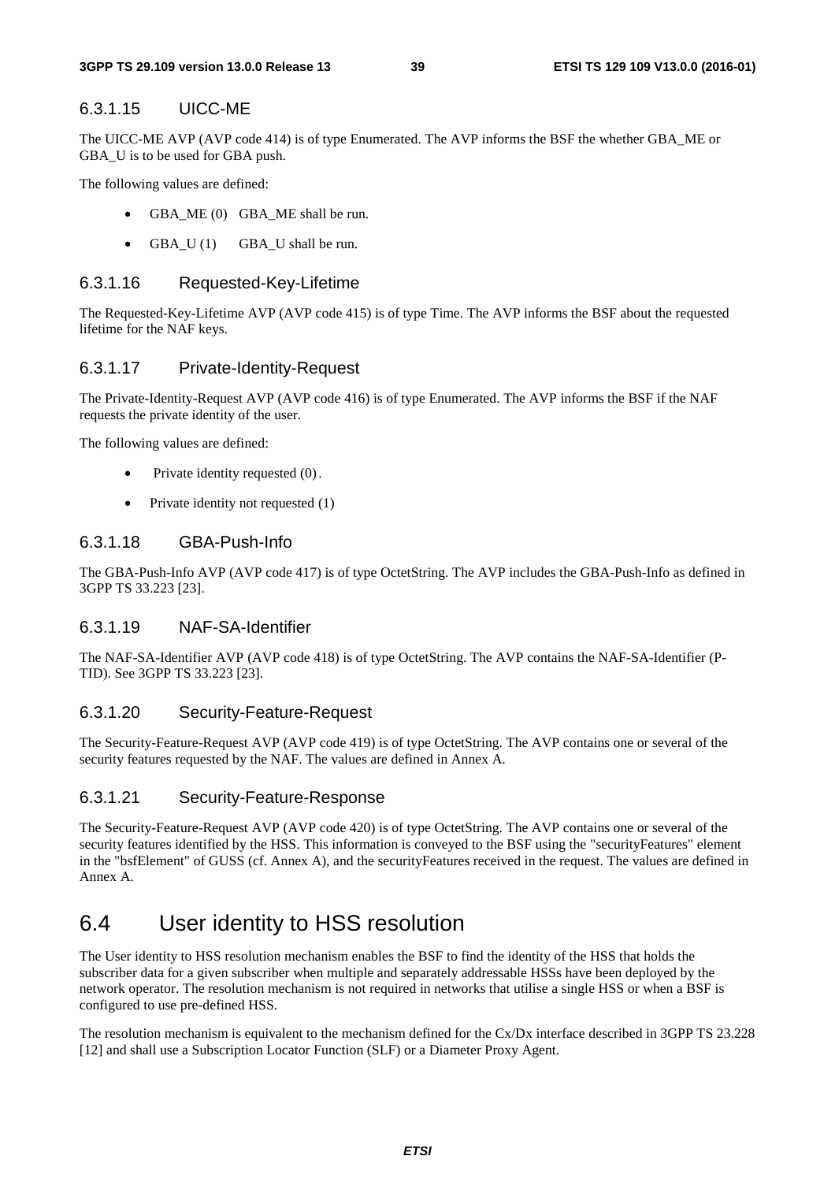#### 6.3.1.15 UICC-ME

The UICC-ME AVP (AVP code 414) is of type Enumerated. The AVP informs the BSF the whether GBA_ME or GBA_U is to be used for GBA push.

The following values are defined:

- GBA_ME (0) GBA_ME shall be run.
- GBA_U (1) GBA_U shall be run.

#### 6.3.1.16 Requested-Key-Lifetime

The Requested-Key-Lifetime AVP (AVP code 415) is of type Time. The AVP informs the BSF about the requested lifetime for the NAF keys.

#### 6.3.1.17 Private-Identity-Request

The Private-Identity-Request AVP (AVP code 416) is of type Enumerated. The AVP informs the BSF if the NAF requests the private identity of the user.

The following values are defined:

- Private identity requested (0).
- Private identity not requested (1)

#### 6.3.1.18 GBA-Push-Info

The GBA-Push-Info AVP (AVP code 417) is of type OctetString. The AVP includes the GBA-Push-Info as defined in 3GPP TS 33.223 [23].

#### 6.3.1.19 NAF-SA-Identifier

The NAF-SA-Identifier AVP (AVP code 418) is of type OctetString. The AVP contains the NAF-SA-Identifier (P-TID). See 3GPP TS 33.223 [23].

#### 6.3.1.20 Security-Feature-Request

The Security-Feature-Request AVP (AVP code 419) is of type OctetString. The AVP contains one or several of the security features requested by the NAF. The values are defined in Annex A.

#### 6.3.1.21 Security-Feature-Response

The Security-Feature-Request AVP (AVP code 420) is of type OctetString. The AVP contains one or several of the security features identified by the HSS. This information is conveyed to the BSF using the "securityFeatures" element in the "bsfElement" of GUSS (cf. Annex A), and the securityFeatures received in the request. The values are defined in Annex A.

## 6.4 User identity to HSS resolution

The User identity to HSS resolution mechanism enables the BSF to find the identity of the HSS that holds the subscriber data for a given subscriber when multiple and separately addressable HSSs have been deployed by the network operator. The resolution mechanism is not required in networks that utilise a single HSS or when a BSF is configured to use pre-defined HSS.

The resolution mechanism is equivalent to the mechanism defined for the Cx/Dx interface described in 3GPP TS 23.228 [12] and shall use a Subscription Locator Function (SLF) or a Diameter Proxy Agent.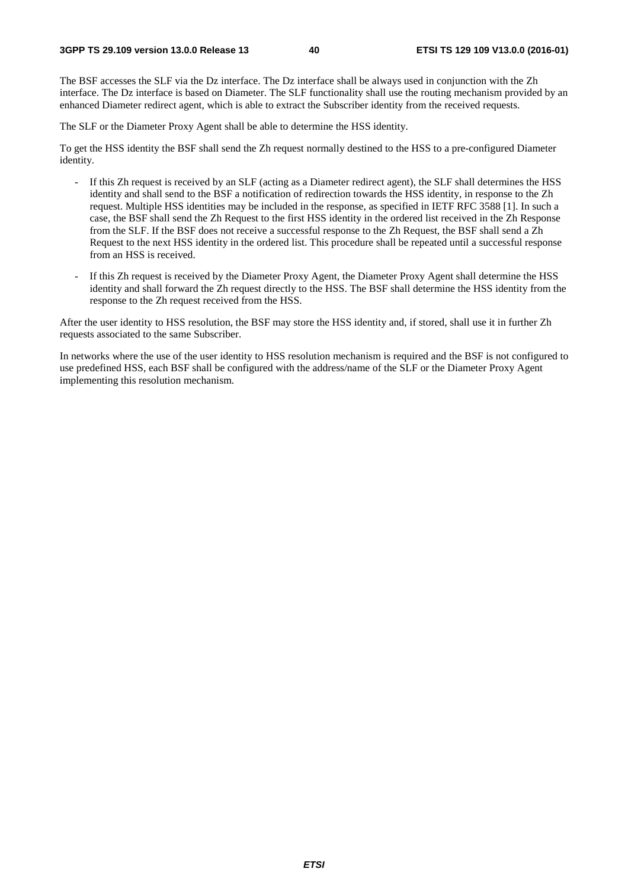The BSF accesses the SLF via the Dz interface. The Dz interface shall be always used in conjunction with the Zh interface. The Dz interface is based on Diameter. The SLF functionality shall use the routing mechanism provided by an enhanced Diameter redirect agent, which is able to extract the Subscriber identity from the received requests.

The SLF or the Diameter Proxy Agent shall be able to determine the HSS identity.

To get the HSS identity the BSF shall send the Zh request normally destined to the HSS to a pre-configured Diameter identity.

- If this Zh request is received by an SLF (acting as a Diameter redirect agent), the SLF shall determines the HSS identity and shall send to the BSF a notification of redirection towards the HSS identity, in response to the Zh request. Multiple HSS identities may be included in the response, as specified in IETF RFC 3588 [1]. In such a case, the BSF shall send the Zh Request to the first HSS identity in the ordered list received in the Zh Response from the SLF. If the BSF does not receive a successful response to the Zh Request, the BSF shall send a Zh Request to the next HSS identity in the ordered list. This procedure shall be repeated until a successful response from an HSS is received.

- If this Zh request is received by the Diameter Proxy Agent, the Diameter Proxy Agent shall determine the HSS identity and shall forward the Zh request directly to the HSS. The BSF shall determine the HSS identity from the response to the Zh request received from the HSS.

After the user identity to HSS resolution, the BSF may store the HSS identity and, if stored, shall use it in further Zh requests associated to the same Subscriber.

In networks where the use of the user identity to HSS resolution mechanism is required and the BSF is not configured to use predefined HSS, each BSF shall be configured with the address/name of the SLF or the Diameter Proxy Agent implementing this resolution mechanism.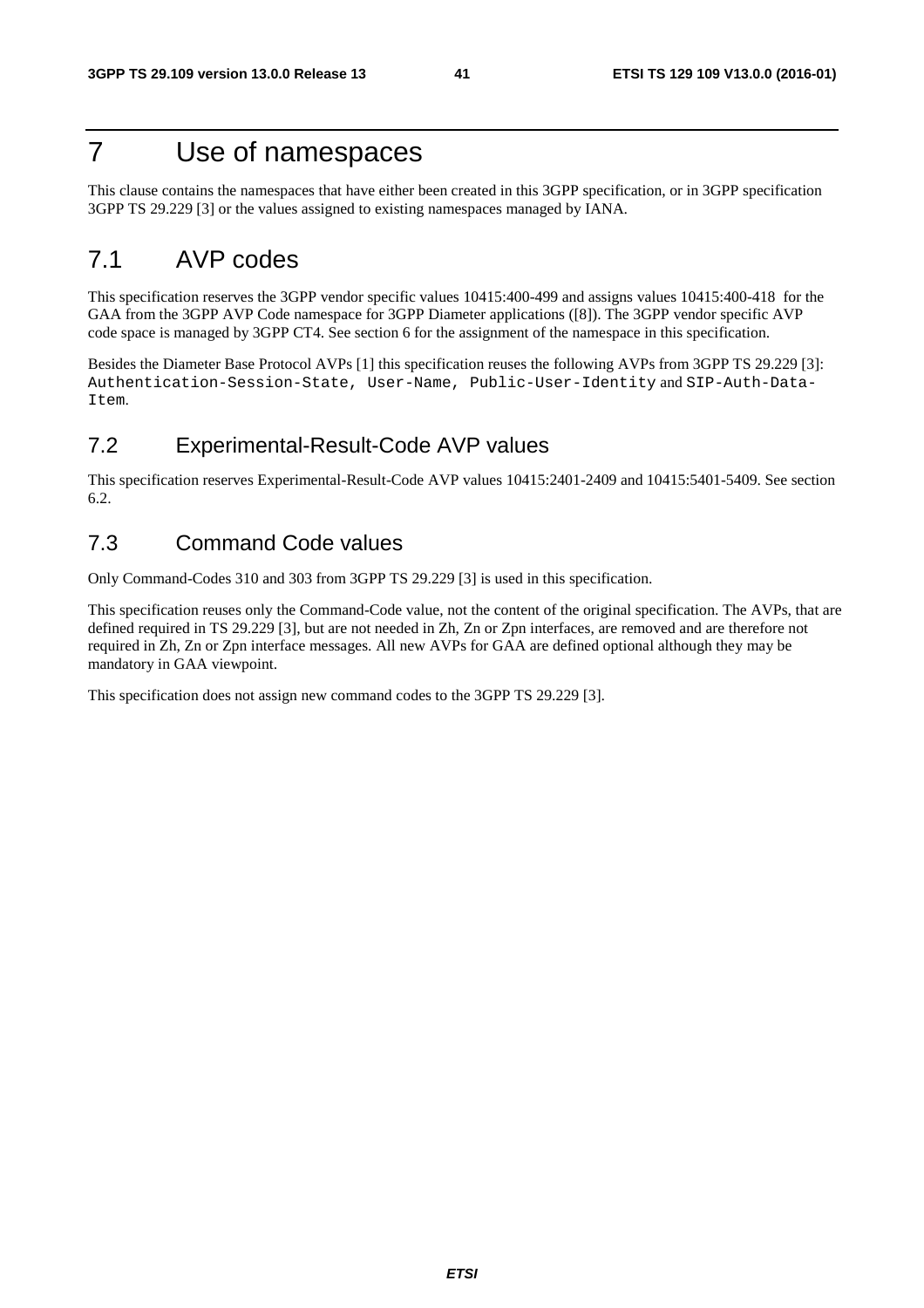# 7 Use of namespaces

This clause contains the namespaces that have either been created in this 3GPP specification, or in 3GPP specification 3GPP TS 29.229 [3] or the values assigned to existing namespaces managed by IANA.

## 7.1 AVP codes

This specification reserves the 3GPP vendor specific values 10415:400-499 and assigns values 10415:400-418 for the GAA from the 3GPP AVP Code namespace for 3GPP Diameter applications ([8]). The 3GPP vendor specific AVP code space is managed by 3GPP CT4. See section 6 for the assignment of the namespace in this specification.

Besides the Diameter Base Protocol AVPs [1] this specification reuses the following AVPs from 3GPP TS 29.229 [3]: `Authentication-Session-State`, `User-Name`, `Public-User-Identity` and `SIP-Auth-Data-Item`.

### 7.2 Experimental-Result-Code AVP values

This specification reserves Experimental-Result-Code AVP values 10415:2401-2409 and 10415:5401-5409. See section 6.2.

### 7.3 Command Code values

Only Command-Codes 310 and 303 from 3GPP TS 29.229 [3] is used in this specification.

This specification reuses only the Command-Code value, not the content of the original specification. The AVPs, that are defined required in TS 29.229 [3], but are not needed in Zh, Zn or Zpn interfaces, are removed and are therefore not required in Zh, Zn or Zpn interface messages. All new AVPs for GAA are defined optional although they may be mandatory in GAA viewpoint.

This specification does not assign new command codes to the 3GPP TS 29.229 [3].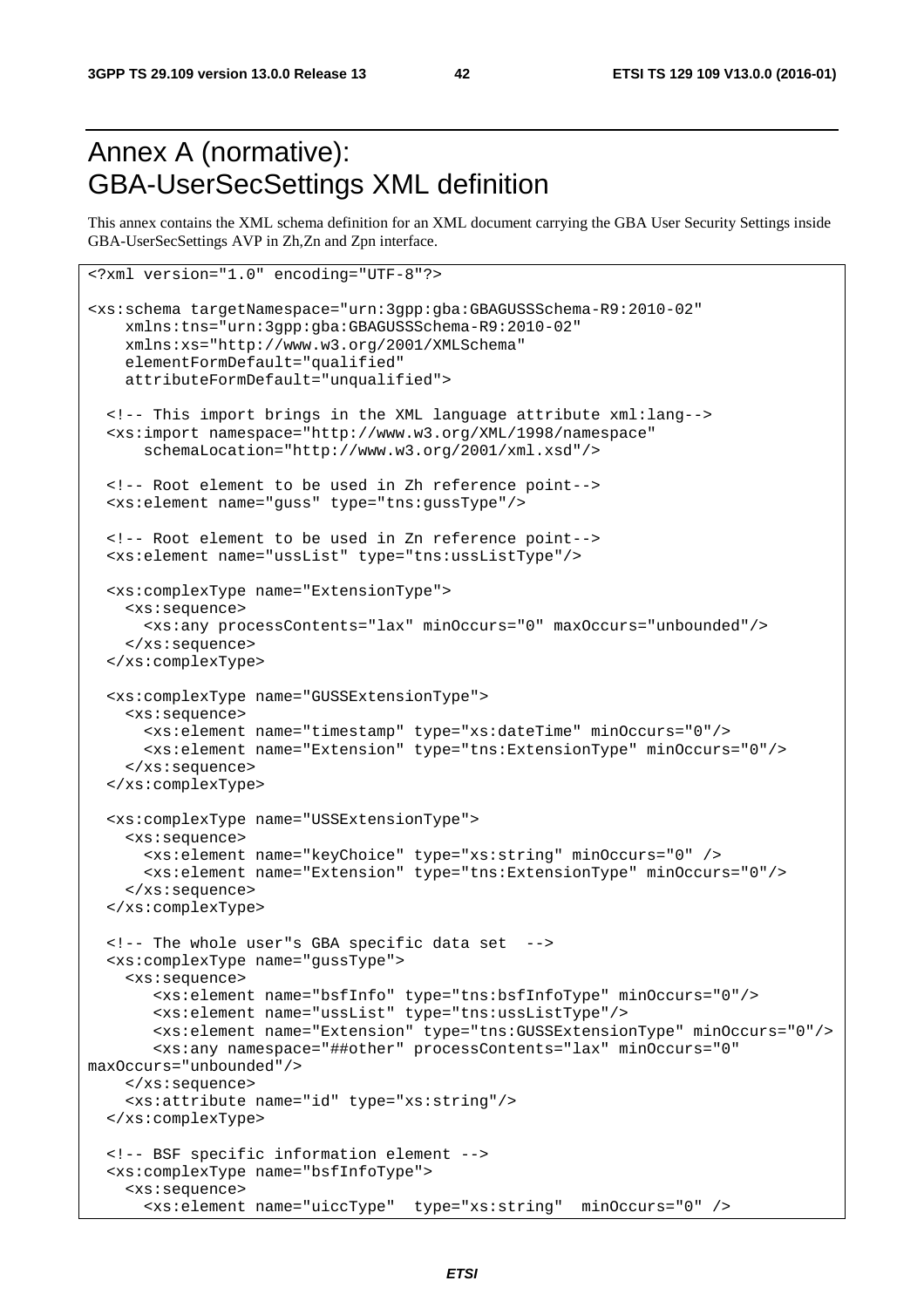# Annex A (normative): GBA-UserSecSettings XML definition

This annex contains the XML schema definition for an XML document carrying the GBA User Security Settings inside GBA-UserSecSettings AVP in Zh,Zn and Zpn interface.

```
<?xml version="1.0" encoding="UTF-8"?>

<xs:schema targetNamespace="urn:3gpp:gba:GBAGUSSSchema-R9:2010-02"
    xmlns:tns="urn:3gpp:gba:GBAGUSSSchema-R9:2010-02"
    xmlns:xs="http://www.w3.org/2001/XMLSchema"
    elementFormDefault="qualified"
    attributeFormDefault="unqualified">

  <!-- This import brings in the XML language attribute xml:lang-->
  <xs:import namespace="http://www.w3.org/XML/1998/namespace"
      schemaLocation="http://www.w3.org/2001/xml.xsd"/>

  <!-- Root element to be used in Zh reference point-->
  <xs:element name="guss" type="tns:gussType"/>

  <!-- Root element to be used in Zn reference point-->
  <xs:element name="ussList" type="tns:ussListType"/>

  <xs:complexType name="ExtensionType">
    <xs:sequence>
      <xs:any processContents="lax" minOccurs="0" maxOccurs="unbounded"/>
    </xs:sequence>
  </xs:complexType>

  <xs:complexType name="GUSSExtensionType">
    <xs:sequence>
      <xs:element name="timestamp" type="xs:dateTime" minOccurs="0"/>
      <xs:element name="Extension" type="tns:ExtensionType" minOccurs="0"/>
    </xs:sequence>
  </xs:complexType>

  <xs:complexType name="USSExtensionType">
    <xs:sequence>
      <xs:element name="keyChoice" type="xs:string" minOccurs="0" />
      <xs:element name="Extension" type="tns:ExtensionType" minOccurs="0"/>
    </xs:sequence>
  </xs:complexType>

  <!-- The whole user"s GBA specific data set  -->
  <xs:complexType name="gussType">
    <xs:sequence>
       <xs:element name="bsfInfo" type="tns:bsfInfoType" minOccurs="0"/>
       <xs:element name="ussList" type="tns:ussListType"/>
       <xs:element name="Extension" type="tns:GUSSExtensionType" minOccurs="0"/>
       <xs:any namespace="##other" processContents="lax" minOccurs="0"
maxOccurs="unbounded"/>
    </xs:sequence>
    <xs:attribute name="id" type="xs:string"/>
  </xs:complexType>

  <!-- BSF specific information element -->
  <xs:complexType name="bsfInfoType">
    <xs:sequence>
      <xs:element name="uiccType"  type="xs:string"  minOccurs="0" />
```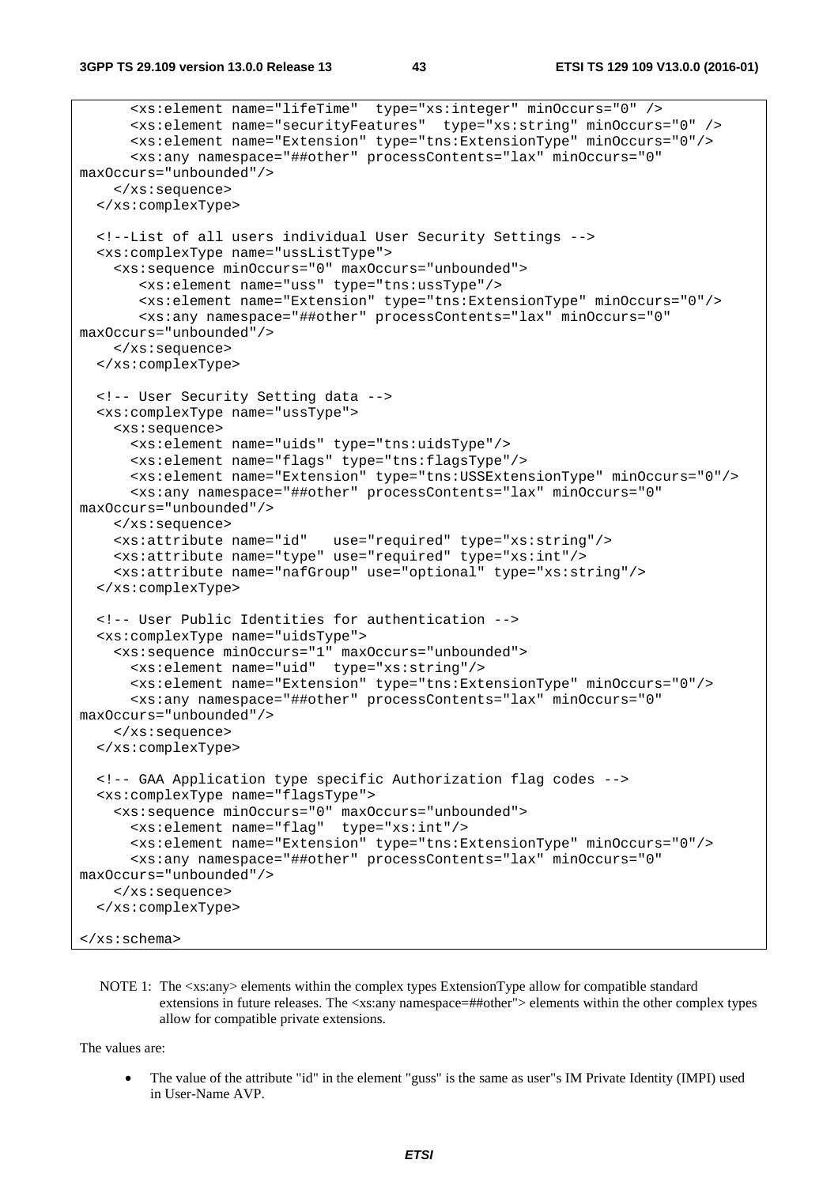```
      <xs:element name="lifeTime"  type="xs:integer" minOccurs="0" />
      <xs:element name="securityFeatures"  type="xs:string" minOccurs="0" />
      <xs:element name="Extension" type="tns:ExtensionType" minOccurs="0"/>
      <xs:any namespace="##other" processContents="lax" minOccurs="0"
maxOccurs="unbounded"/>
    </xs:sequence>
  </xs:complexType>

  <!--List of all users individual User Security Settings -->
  <xs:complexType name="ussListType">
    <xs:sequence minOccurs="0" maxOccurs="unbounded">
       <xs:element name="uss" type="tns:ussType"/>
       <xs:element name="Extension" type="tns:ExtensionType" minOccurs="0"/>
       <xs:any namespace="##other" processContents="lax" minOccurs="0"
maxOccurs="unbounded"/>
    </xs:sequence>
  </xs:complexType>

  <!-- User Security Setting data -->
  <xs:complexType name="ussType">
    <xs:sequence>
      <xs:element name="uids" type="tns:uidsType"/>
      <xs:element name="flags" type="tns:flagsType"/>
      <xs:element name="Extension" type="tns:USSExtensionType" minOccurs="0"/>
      <xs:any namespace="##other" processContents="lax" minOccurs="0"
maxOccurs="unbounded"/>
    </xs:sequence>
    <xs:attribute name="id"   use="required" type="xs:string"/>
    <xs:attribute name="type" use="required" type="xs:int"/>
    <xs:attribute name="nafGroup" use="optional" type="xs:string"/>
  </xs:complexType>

  <!-- User Public Identities for authentication -->
  <xs:complexType name="uidsType">
    <xs:sequence minOccurs="1" maxOccurs="unbounded">
      <xs:element name="uid"  type="xs:string"/>
      <xs:element name="Extension" type="tns:ExtensionType" minOccurs="0"/>
      <xs:any namespace="##other" processContents="lax" minOccurs="0"
maxOccurs="unbounded"/>
    </xs:sequence>
  </xs:complexType>

  <!-- GAA Application type specific Authorization flag codes -->
  <xs:complexType name="flagsType">
    <xs:sequence minOccurs="0" maxOccurs="unbounded">
      <xs:element name="flag"  type="xs:int"/>
      <xs:element name="Extension" type="tns:ExtensionType" minOccurs="0"/>
      <xs:any namespace="##other" processContents="lax" minOccurs="0"
maxOccurs="unbounded"/>
    </xs:sequence>
  </xs:complexType>

</xs:schema>
```

NOTE 1: The <xs:any> elements within the complex types ExtensionType allow for compatible standard extensions in future releases. The <xs:any namespace=##other"> elements within the other complex types allow for compatible private extensions.

The values are:

- The value of the attribute "id" in the element "guss" is the same as user"s IM Private Identity (IMPI) used in User-Name AVP.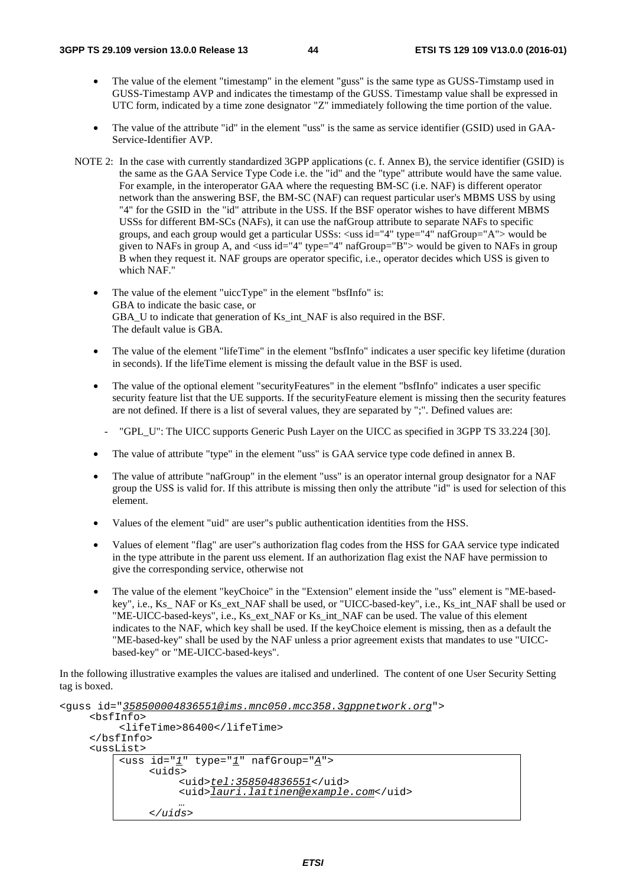- The value of the element "timestamp" in the element "guss" is the same type as GUSS-Timstamp used in GUSS-Timestamp AVP and indicates the timestamp of the GUSS. Timestamp value shall be expressed in UTC form, indicated by a time zone designator "Z" immediately following the time portion of the value.

- The value of the attribute "id" in the element "uss" is the same as service identifier (GSID) used in GAA-Service-Identifier AVP.

NOTE 2: In the case with currently standardized 3GPP applications (c. f. Annex B), the service identifier (GSID) is the same as the GAA Service Type Code i.e. the "id" and the "type" attribute would have the same value. For example, in the interoperator GAA where the requesting BM-SC (i.e. NAF) is different operator network than the answering BSF, the BM-SC (NAF) can request particular user's MBMS USS by using "4" for the GSID in the "id" attribute in the USS. If the BSF operator wishes to have different MBMS USSs for different BM-SCs (NAFs), it can use the nafGroup attribute to separate NAFs to specific groups, and each group would get a particular USSs: <uss id="4" type="4" nafGroup="A"> would be given to NAFs in group A, and <uss id="4" type="4" nafGroup="B"> would be given to NAFs in group B when they request it. NAF groups are operator specific, i.e., operator decides which USS is given to which NAF."

- The value of the element "uiccType" in the element "bsfInfo" is:
  GBA to indicate the basic case, or
  GBA_U to indicate that generation of Ks_int_NAF is also required in the BSF.
  The default value is GBA.

- The value of the element "lifeTime" in the element "bsfInfo" indicates a user specific key lifetime (duration in seconds). If the lifeTime element is missing the default value in the BSF is used.

- The value of the optional element "securityFeatures" in the element "bsfInfo" indicates a user specific security feature list that the UE supports. If the securityFeature element is missing then the security features are not defined. If there is a list of several values, they are separated by ";". Defined values are:

  - "GPL_U": The UICC supports Generic Push Layer on the UICC as specified in 3GPP TS 33.224 [30].

- The value of attribute "type" in the element "uss" is GAA service type code defined in annex B.

- The value of attribute "nafGroup" in the element "uss" is an operator internal group designator for a NAF group the USS is valid for. If this attribute is missing then only the attribute "id" is used for selection of this element.

- Values of the element "uid" are user"s public authentication identities from the HSS.

- Values of element "flag" are user"s authorization flag codes from the HSS for GAA service type indicated in the type attribute in the parent uss element. If an authorization flag exist the NAF have permission to give the corresponding service, otherwise not

- The value of the element "keyChoice" in the "Extension" element inside the "uss" element is "ME-based-key", i.e., Ks_ NAF or Ks_ext_NAF shall be used, or "UICC-based-key", i.e., Ks_int_NAF shall be used or "ME-UICC-based-keys", i.e., Ks_ext_NAF or Ks_int_NAF can be used. The value of this element indicates to the NAF, which key shall be used. If the keyChoice element is missing, then as a default the "ME-based-key" shall be used by the NAF unless a prior agreement exists that mandates to use "UICC-based-key" or "ME-UICC-based-keys".

In the following illustrative examples the values are italised and underlined. The content of one User Security Setting tag is boxed.

```
<guss id="358500004836551@ims.mnc050.mcc358.3gppnetwork.org">
     <bsfInfo>
          <lifeTime>86400</lifeTime>
     </bsfInfo>
     <ussList>
          <uss id="1" type="1" nafGroup="A">
               <uids>
                    <uid>tel:358504836551</uid>
                    <uid>lauri.laitinen@example.com</uid>
                    …
               </uids>
```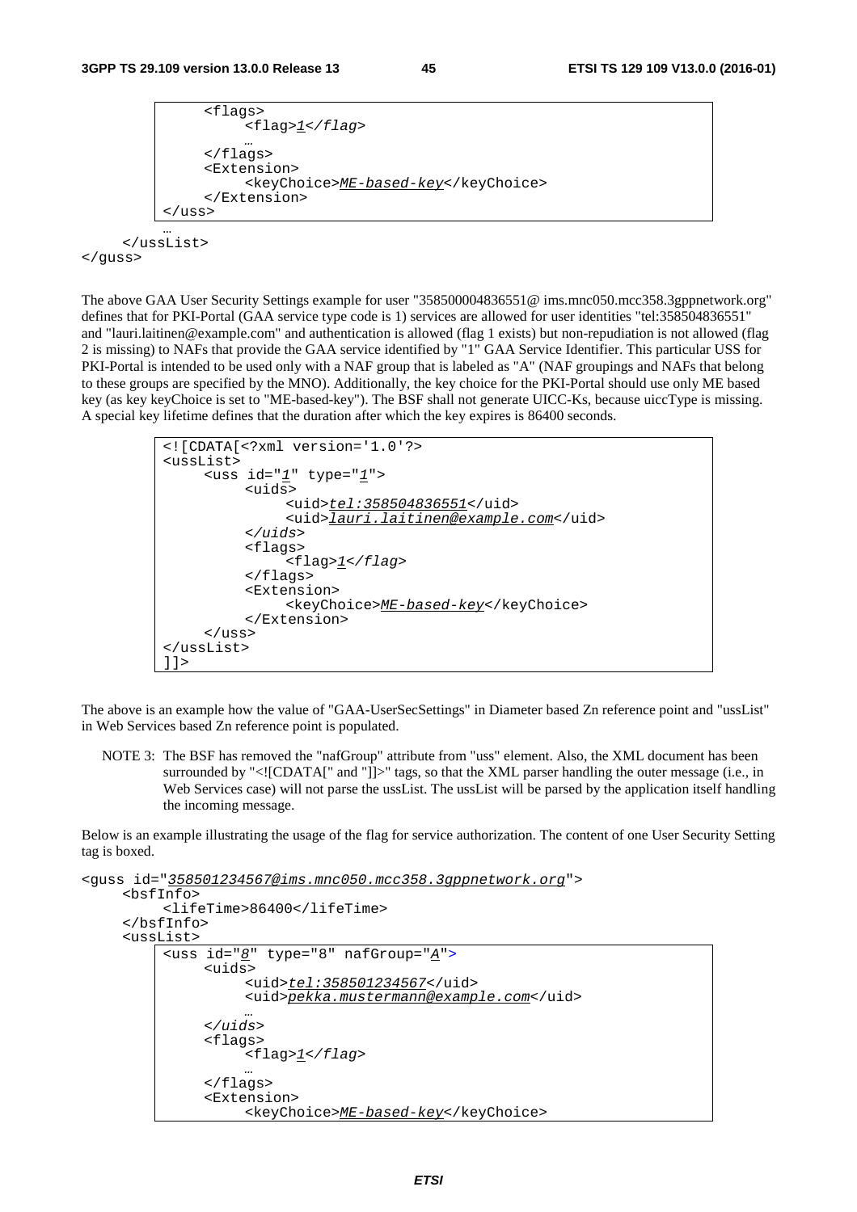```
        <flags>
            <flag>1</flag>
            …
        </flags>
        <Extension>
            <keyChoice>ME-based-key</keyChoice>
        </Extension>
    </uss>
    …
  </ussList>
</guss>
```

The above GAA User Security Settings example for user "358500004836551@ ims.mnc050.mcc358.3gppnetwork.org" defines that for PKI-Portal (GAA service type code is 1) services are allowed for user identities "tel:358504836551" and "lauri.laitinen@example.com" and authentication is allowed (flag 1 exists) but non-repudiation is not allowed (flag 2 is missing) to NAFs that provide the GAA service identified by "1" GAA Service Identifier. This particular USS for PKI-Portal is intended to be used only with a NAF group that is labeled as "A" (NAF groupings and NAFs that belong to these groups are specified by the MNO). Additionally, the key choice for the PKI-Portal should use only ME based key (as key keyChoice is set to "ME-based-key"). The BSF shall not generate UICC-Ks, because uiccType is missing. A special key lifetime defines that the duration after which the key expires is 86400 seconds.

```
<![CDATA[<?xml version='1.0'?>
<ussList>
    <uss id="1" type="1">
        <uids>
            <uid>tel:358504836551</uid>
            <uid>lauri.laitinen@example.com</uid>
        </uids>
        <flags>
            <flag>1</flag>
        </flags>
        <Extension>
            <keyChoice>ME-based-key</keyChoice>
        </Extension>
    </uss>
</ussList>
]]>
```

The above is an example how the value of "GAA-UserSecSettings" in Diameter based Zn reference point and "ussList" in Web Services based Zn reference point is populated.

NOTE 3: The BSF has removed the "nafGroup" attribute from "uss" element. Also, the XML document has been surrounded by "<![CDATA[" and "]]>" tags, so that the XML parser handling the outer message (i.e., in Web Services case) will not parse the ussList. The ussList will be parsed by the application itself handling the incoming message.

Below is an example illustrating the usage of the flag for service authorization. The content of one User Security Setting tag is boxed.

```
<guss id="358501234567@ims.mnc050.mcc358.3gppnetwork.org">
    <bsfInfo>
        <lifeTime>86400</lifeTime>
    </bsfInfo>
    <ussList>
        <uss id="8" type="8" nafGroup="A">
            <uids>
                <uid>tel:358501234567</uid>
                <uid>pekka.mustermann@example.com</uid>
                …
            </uids>
            <flags>
                <flag>1</flag>
                …
            </flags>
            <Extension>
                <keyChoice>ME-based-key</keyChoice>
```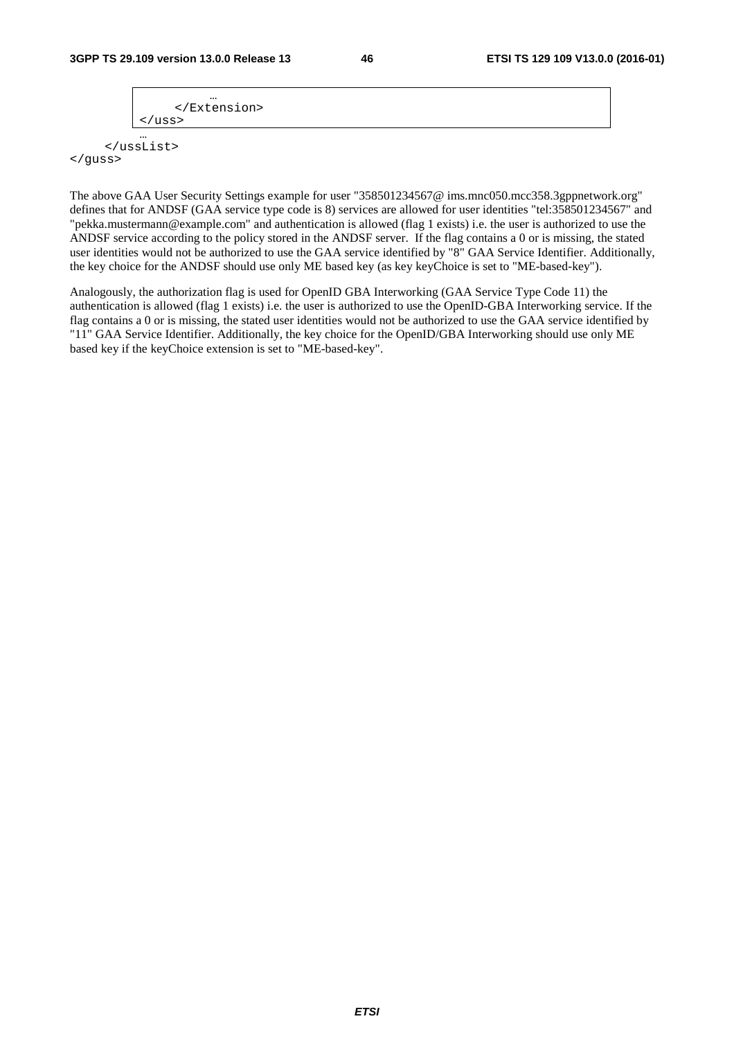```
            …
        </Extension>
    </uss>
    …
    </ussList>
</guss>
```

The above GAA User Security Settings example for user "358501234567@ ims.mnc050.mcc358.3gppnetwork.org" defines that for ANDSF (GAA service type code is 8) services are allowed for user identities "tel:358501234567" and "pekka.mustermann@example.com" and authentication is allowed (flag 1 exists) i.e. the user is authorized to use the ANDSF service according to the policy stored in the ANDSF server. If the flag contains a 0 or is missing, the stated user identities would not be authorized to use the GAA service identified by "8" GAA Service Identifier. Additionally, the key choice for the ANDSF should use only ME based key (as key keyChoice is set to "ME-based-key").

Analogously, the authorization flag is used for OpenID GBA Interworking (GAA Service Type Code 11) the authentication is allowed (flag 1 exists) i.e. the user is authorized to use the OpenID-GBA Interworking service. If the flag contains a 0 or is missing, the stated user identities would not be authorized to use the GAA service identified by "11" GAA Service Identifier. Additionally, the key choice for the OpenID/GBA Interworking should use only ME based key if the keyChoice extension is set to "ME-based-key".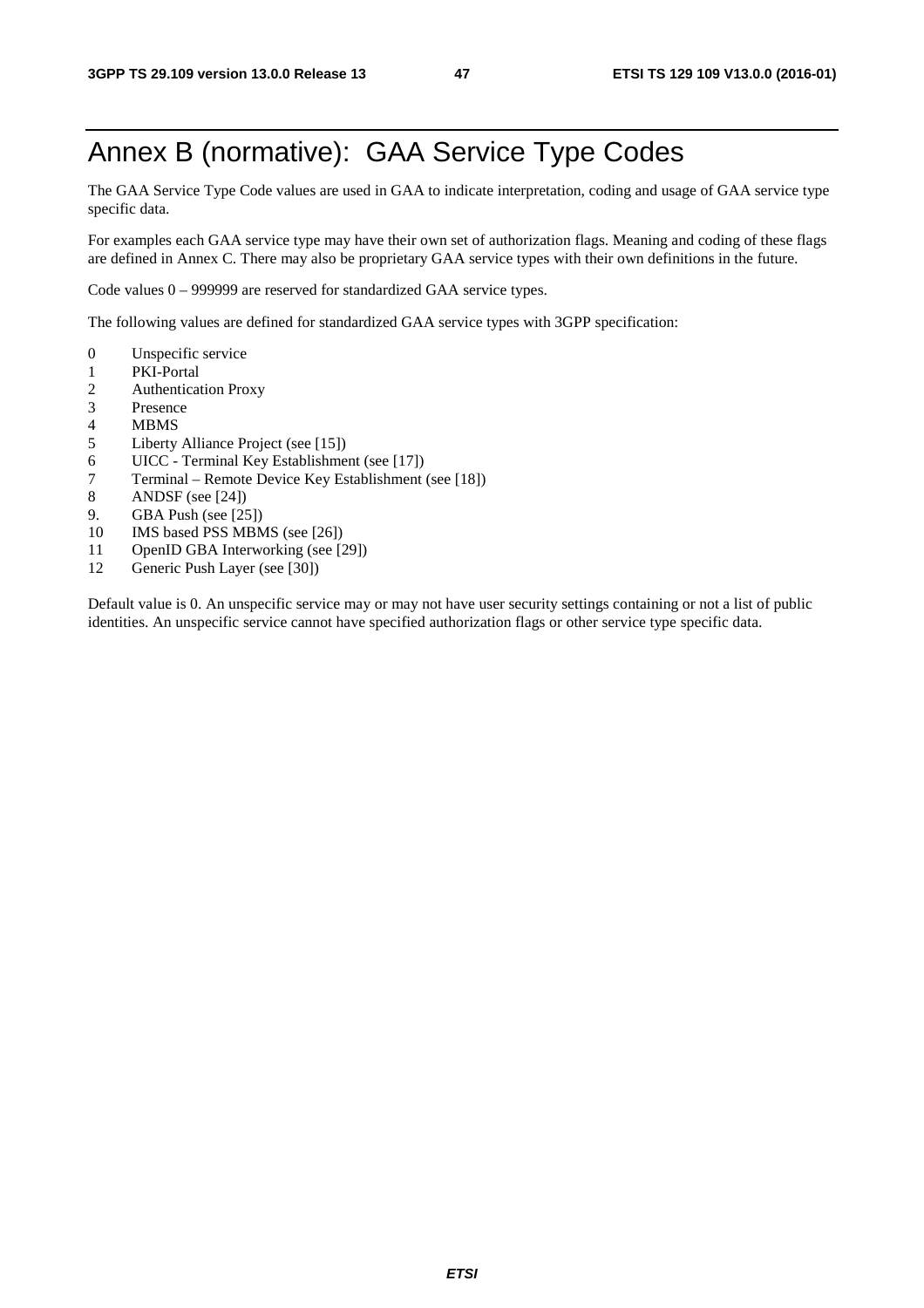# Annex B (normative): GAA Service Type Codes

The GAA Service Type Code values are used in GAA to indicate interpretation, coding and usage of GAA service type specific data.

For examples each GAA service type may have their own set of authorization flags. Meaning and coding of these flags are defined in Annex C. There may also be proprietary GAA service types with their own definitions in the future.

Code values 0 – 999999 are reserved for standardized GAA service types.

The following values are defined for standardized GAA service types with 3GPP specification:

0 Unspecific service
1 PKI-Portal
2 Authentication Proxy
3 Presence
4 MBMS
5 Liberty Alliance Project (see [15])
6 UICC - Terminal Key Establishment (see [17])
7 Terminal – Remote Device Key Establishment (see [18])
8 ANDSF (see [24])
9. GBA Push (see [25])
10 IMS based PSS MBMS (see [26])
11 OpenID GBA Interworking (see [29])
12 Generic Push Layer (see [30])

Default value is 0. An unspecific service may or may not have user security settings containing or not a list of public identities. An unspecific service cannot have specified authorization flags or other service type specific data.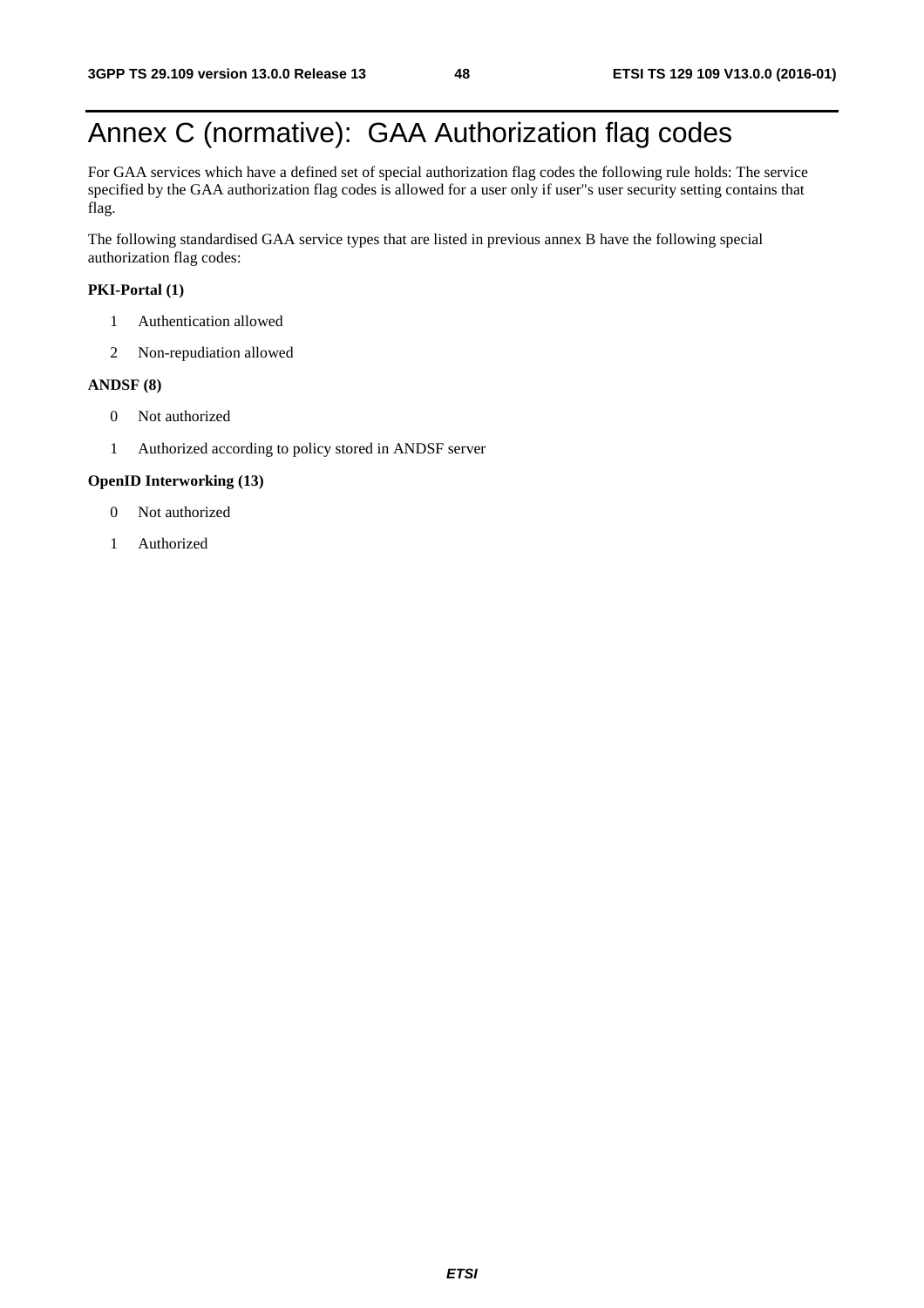# Annex C (normative): GAA Authorization flag codes

For GAA services which have a defined set of special authorization flag codes the following rule holds: The service specified by the GAA authorization flag codes is allowed for a user only if user"s user security setting contains that flag.

The following standardised GAA service types that are listed in previous annex B have the following special authorization flag codes:

**PKI-Portal (1)**

1 Authentication allowed

2 Non-repudiation allowed

**ANDSF (8)**

0 Not authorized

1 Authorized according to policy stored in ANDSF server

**OpenID Interworking (13)**

0 Not authorized

1 Authorized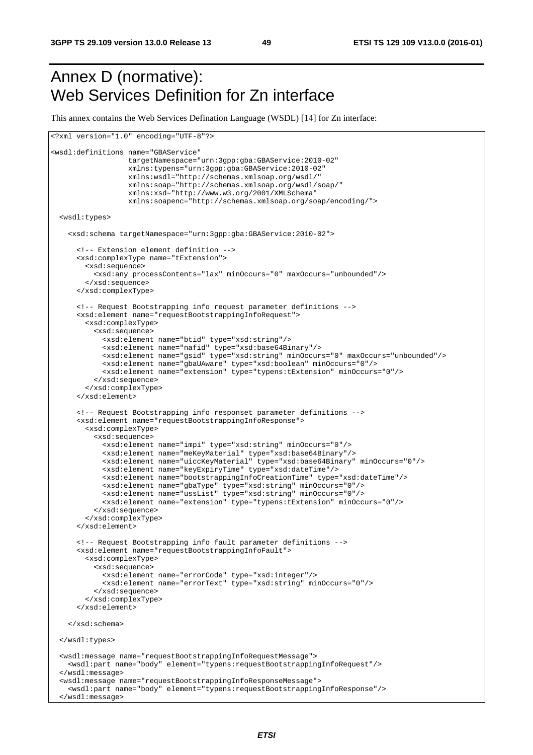# Annex D (normative): Web Services Definition for Zn interface

This annex contains the Web Services Defination Language (WSDL) [14] for Zn interface:

```
<?xml version="1.0" encoding="UTF-8"?>

<wsdl:definitions name="GBAService"
                  targetNamespace="urn:3gpp:gba:GBAService:2010-02"
                  xmlns:types="urn:3gpp:gba:GBAService:2010-02"
                  xmlns:wsdl="http://schemas.xmlsoap.org/wsdl/"
                  xmlns:soap="http://schemas.xmlsoap.org/wsdl/soap/"
                  xmlns:xsd="http://www.w3.org/2001/XMLSchema"
                  xmlns:soapenc="http://schemas.xmlsoap.org/soap/encoding/">

  <wsdl:types>

    <xsd:schema targetNamespace="urn:3gpp:gba:GBAService:2010-02">

      <!-- Extension element definition -->
      <xsd:complexType name="tExtension">
        <xsd:sequence>
          <xsd:any processContents="lax" minOccurs="0" maxOccurs="unbounded"/>
        </xsd:sequence>
      </xsd:complexType>

      <!-- Request Bootstrapping info request parameter definitions -->
      <xsd:element name="requestBootstrappingInfoRequest">
        <xsd:complexType>
          <xsd:sequence>
            <xsd:element name="btid" type="xsd:string"/>
            <xsd:element name="nafid" type="xsd:base64Binary"/>
            <xsd:element name="gsid" type="xsd:string" minOccurs="0" maxOccurs="unbounded"/>
            <xsd:element name="gbaUAware" type="xsd:boolean" minOccurs="0"/>
            <xsd:element name="extension" type="typens:tExtension" minOccurs="0"/>
          </xsd:sequence>
        </xsd:complexType>
      </xsd:element>

      <!-- Request Bootstrapping info responset parameter definitions -->
      <xsd:element name="requestBootstrappingInfoResponse">
        <xsd:complexType>
          <xsd:sequence>
            <xsd:element name="impi" type="xsd:string" minOccurs="0"/>
            <xsd:element name="meKeyMaterial" type="xsd:base64Binary"/>
            <xsd:element name="uiccKeyMaterial" type="xsd:base64Binary" minOccurs="0"/>
            <xsd:element name="keyExpiryTime" type="xsd:dateTime"/>
            <xsd:element name="bootstrappingInfoCreationTime" type="xsd:dateTime"/>
            <xsd:element name="gbaType" type="xsd:string" minOccurs="0"/>
            <xsd:element name="ussList" type="xsd:string" minOccurs="0"/>
            <xsd:element name="extension" type="typens:tExtension" minOccurs="0"/>
          </xsd:sequence>
        </xsd:complexType>
      </xsd:element>

      <!-- Request Bootstrapping info fault parameter definitions -->
      <xsd:element name="requestBootstrappingInfoFault">
        <xsd:complexType>
          <xsd:sequence>
            <xsd:element name="errorCode" type="xsd:integer"/>
            <xsd:element name="errorText" type="xsd:string" minOccurs="0"/>
          </xsd:sequence>
        </xsd:complexType>
      </xsd:element>

    </xsd:schema>

  </wsdl:types>

  <wsdl:message name="requestBootstrappingInfoRequestMessage">
    <wsdl:part name="body" element="typens:requestBootstrappingInfoRequest"/>
  </wsdl:message>
  <wsdl:message name="requestBootstrappingInfoResponseMessage">
    <wsdl:part name="body" element="typens:requestBootstrappingInfoResponse"/>
  </wsdl:message>
```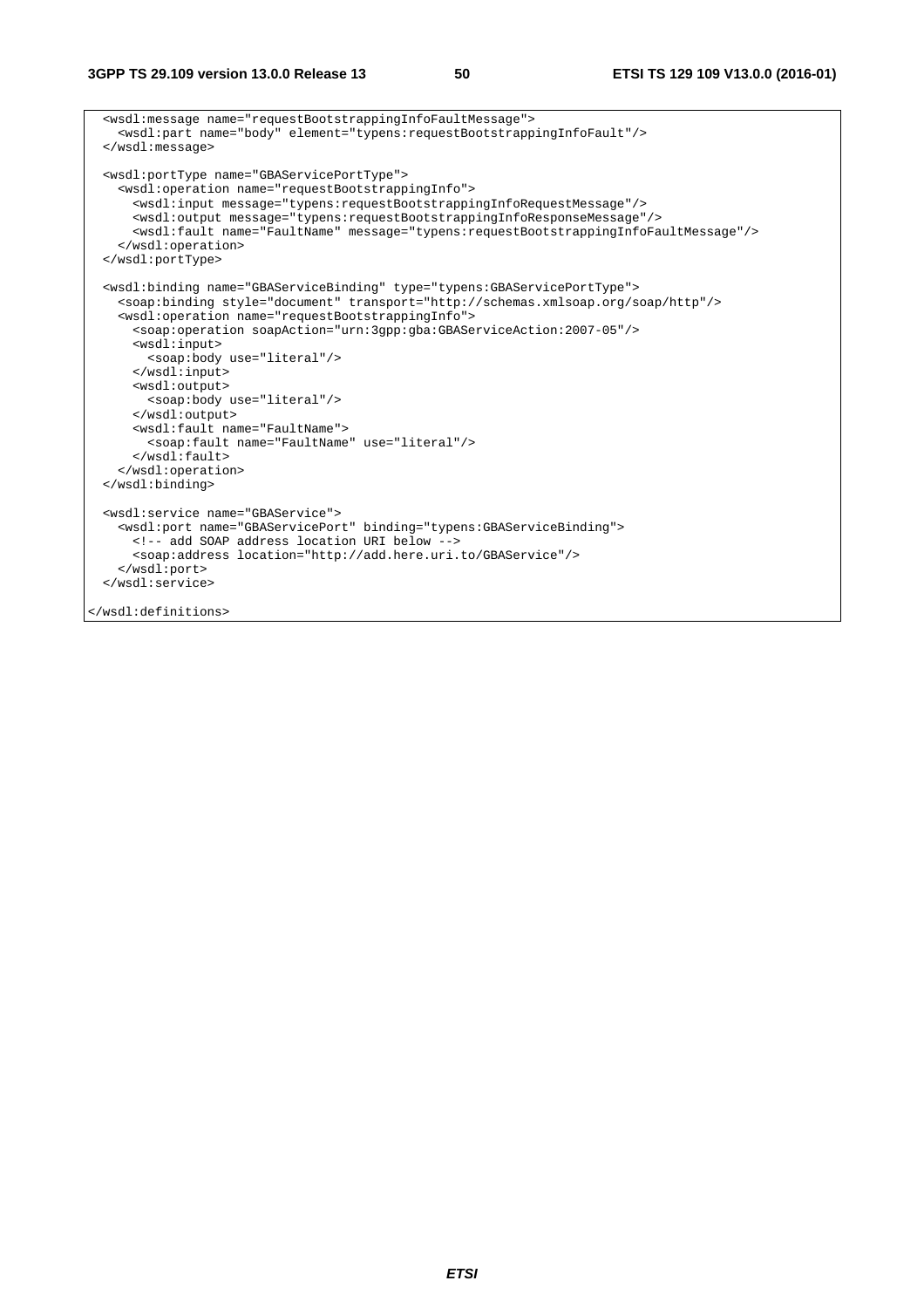```
  <wsdl:message name="requestBootstrappingInfoFaultMessage">
    <wsdl:part name="body" element="typens:requestBootstrappingInfoFault"/>
  </wsdl:message>

  <wsdl:portType name="GBAServicePortType">
    <wsdl:operation name="requestBootstrappingInfo">
      <wsdl:input message="typens:requestBootstrappingInfoRequestMessage"/>
      <wsdl:output message="typens:requestBootstrappingInfoResponseMessage"/>
      <wsdl:fault name="FaultName" message="typens:requestBootstrappingInfoFaultMessage"/>
    </wsdl:operation>
  </wsdl:portType>

  <wsdl:binding name="GBAServiceBinding" type="typens:GBAServicePortType">
    <soap:binding style="document" transport="http://schemas.xmlsoap.org/soap/http"/>
    <wsdl:operation name="requestBootstrappingInfo">
      <soap:operation soapAction="urn:3gpp:gba:GBAServiceAction:2007-05"/>
      <wsdl:input>
        <soap:body use="literal"/>
      </wsdl:input>
      <wsdl:output>
        <soap:body use="literal"/>
      </wsdl:output>
      <wsdl:fault name="FaultName">
        <soap:fault name="FaultName" use="literal"/>
      </wsdl:fault>
    </wsdl:operation>
  </wsdl:binding>

  <wsdl:service name="GBAService">
    <wsdl:port name="GBAServicePort" binding="typens:GBAServiceBinding">
      <!-- add SOAP address location URI below -->
      <soap:address location="http://add.here.uri.to/GBAService"/>
    </wsdl:port>
  </wsdl:service>

</wsdl:definitions>
```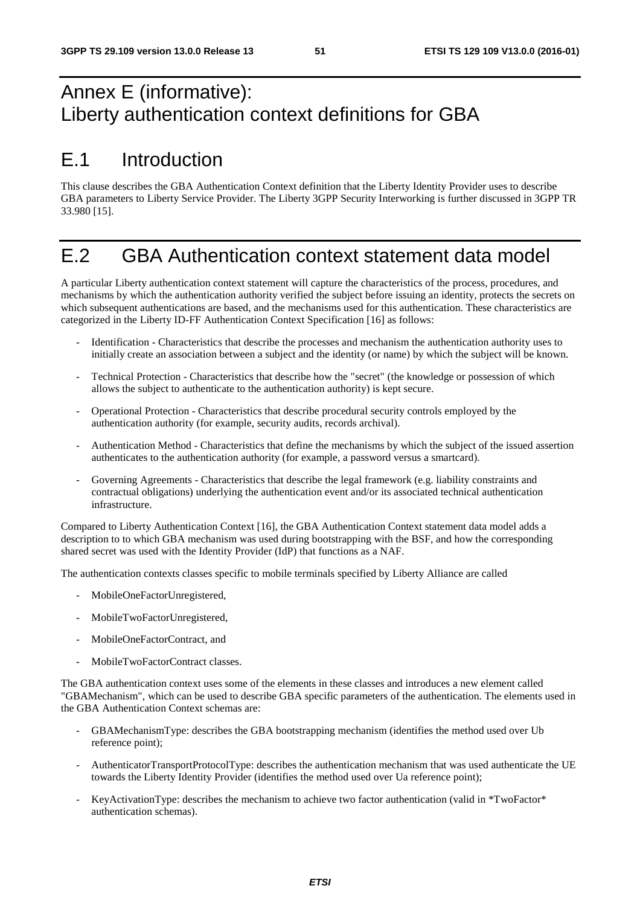# Annex E (informative): Liberty authentication context definitions for GBA

## E.1 Introduction

This clause describes the GBA Authentication Context definition that the Liberty Identity Provider uses to describe GBA parameters to Liberty Service Provider. The Liberty 3GPP Security Interworking is further discussed in 3GPP TR 33.980 [15].

## E.2 GBA Authentication context statement data model

A particular Liberty authentication context statement will capture the characteristics of the process, procedures, and mechanisms by which the authentication authority verified the subject before issuing an identity, protects the secrets on which subsequent authentications are based, and the mechanisms used for this authentication. These characteristics are categorized in the Liberty ID-FF Authentication Context Specification [16] as follows:

- Identification - Characteristics that describe the processes and mechanism the authentication authority uses to initially create an association between a subject and the identity (or name) by which the subject will be known.
- Technical Protection - Characteristics that describe how the "secret" (the knowledge or possession of which allows the subject to authenticate to the authentication authority) is kept secure.
- Operational Protection - Characteristics that describe procedural security controls employed by the authentication authority (for example, security audits, records archival).
- Authentication Method - Characteristics that define the mechanisms by which the subject of the issued assertion authenticates to the authentication authority (for example, a password versus a smartcard).
- Governing Agreements - Characteristics that describe the legal framework (e.g. liability constraints and contractual obligations) underlying the authentication event and/or its associated technical authentication infrastructure.

Compared to Liberty Authentication Context [16], the GBA Authentication Context statement data model adds a description to to which GBA mechanism was used during bootstrapping with the BSF, and how the corresponding shared secret was used with the Identity Provider (IdP) that functions as a NAF.

The authentication contexts classes specific to mobile terminals specified by Liberty Alliance are called

- MobileOneFactorUnregistered,
- MobileTwoFactorUnregistered,
- MobileOneFactorContract, and
- MobileTwoFactorContract classes.

The GBA authentication context uses some of the elements in these classes and introduces a new element called "GBAMechanism", which can be used to describe GBA specific parameters of the authentication. The elements used in the GBA Authentication Context schemas are:

- GBAMechanismType: describes the GBA bootstrapping mechanism (identifies the method used over Ub reference point);
- AuthenticatorTransportProtocolType: describes the authentication mechanism that was used authenticate the UE towards the Liberty Identity Provider (identifies the method used over Ua reference point);
- KeyActivationType: describes the mechanism to achieve two factor authentication (valid in *TwoFactor* authentication schemas).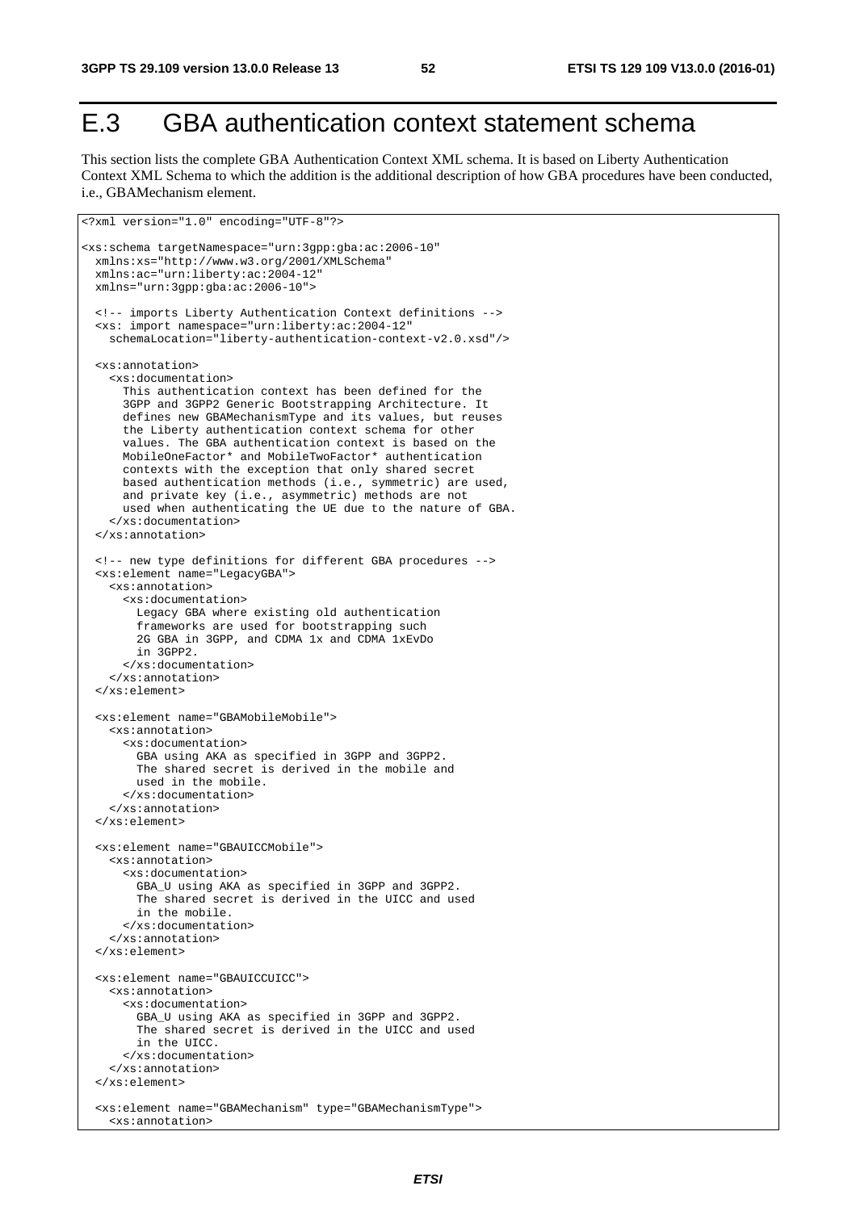# E.3 GBA authentication context statement schema

This section lists the complete GBA Authentication Context XML schema. It is based on Liberty Authentication Context XML Schema to which the addition is the additional description of how GBA procedures have been conducted, i.e., GBAMechanism element.

```
<?xml version="1.0" encoding="UTF-8"?>

<xs:schema targetNamespace="urn:3gpp:gba:ac:2006-10"
  xmlns:xs="http://www.w3.org/2001/XMLSchema"
  xmlns:ac="urn:liberty:ac:2004-12"
  xmlns="urn:3gpp:gba:ac:2006-10">

  <!-- imports Liberty Authentication Context definitions -->
  <xs: import namespace="urn:liberty:ac:2004-12"
    schemaLocation="liberty-authentication-context-v2.0.xsd"/>

  <xs:annotation>
    <xs:documentation>
      This authentication context has been defined for the
      3GPP and 3GPP2 Generic Bootstrapping Architecture. It
      defines new GBAMechanismType and its values, but reuses
      the Liberty authentication context schema for other
      values. The GBA authentication context is based on the
      MobileOneFactor* and MobileTwoFactor* authentication
      contexts with the exception that only shared secret
      based authentication methods (i.e., symmetric) are used,
      and private key (i.e., asymmetric) methods are not
      used when authenticating the UE due to the nature of GBA.
    </xs:documentation>
  </xs:annotation>

  <!-- new type definitions for different GBA procedures -->
  <xs:element name="LegacyGBA">
    <xs:annotation>
      <xs:documentation>
        Legacy GBA where existing old authentication
        frameworks are used for bootstrapping such
        2G GBA in 3GPP, and CDMA 1x and CDMA 1xEvDo
        in 3GPP2.
      </xs:documentation>
    </xs:annotation>
  </xs:element>

  <xs:element name="GBAMobileMobile">
    <xs:annotation>
      <xs:documentation>
        GBA using AKA as specified in 3GPP and 3GPP2.
        The shared secret is derived in the mobile and
        used in the mobile.
      </xs:documentation>
    </xs:annotation>
  </xs:element>

  <xs:element name="GBAUICCMobile">
    <xs:annotation>
      <xs:documentation>
        GBA_U using AKA as specified in 3GPP and 3GPP2.
        The shared secret is derived in the UICC and used
        in the mobile.
      </xs:documentation>
    </xs:annotation>
  </xs:element>

  <xs:element name="GBAUICCUICC">
    <xs:annotation>
      <xs:documentation>
        GBA_U using AKA as specified in 3GPP and 3GPP2.
        The shared secret is derived in the UICC and used
        in the UICC.
      </xs:documentation>
    </xs:annotation>
  </xs:element>

  <xs:element name="GBAMechanism" type="GBAMechanismType">
    <xs:annotation>
```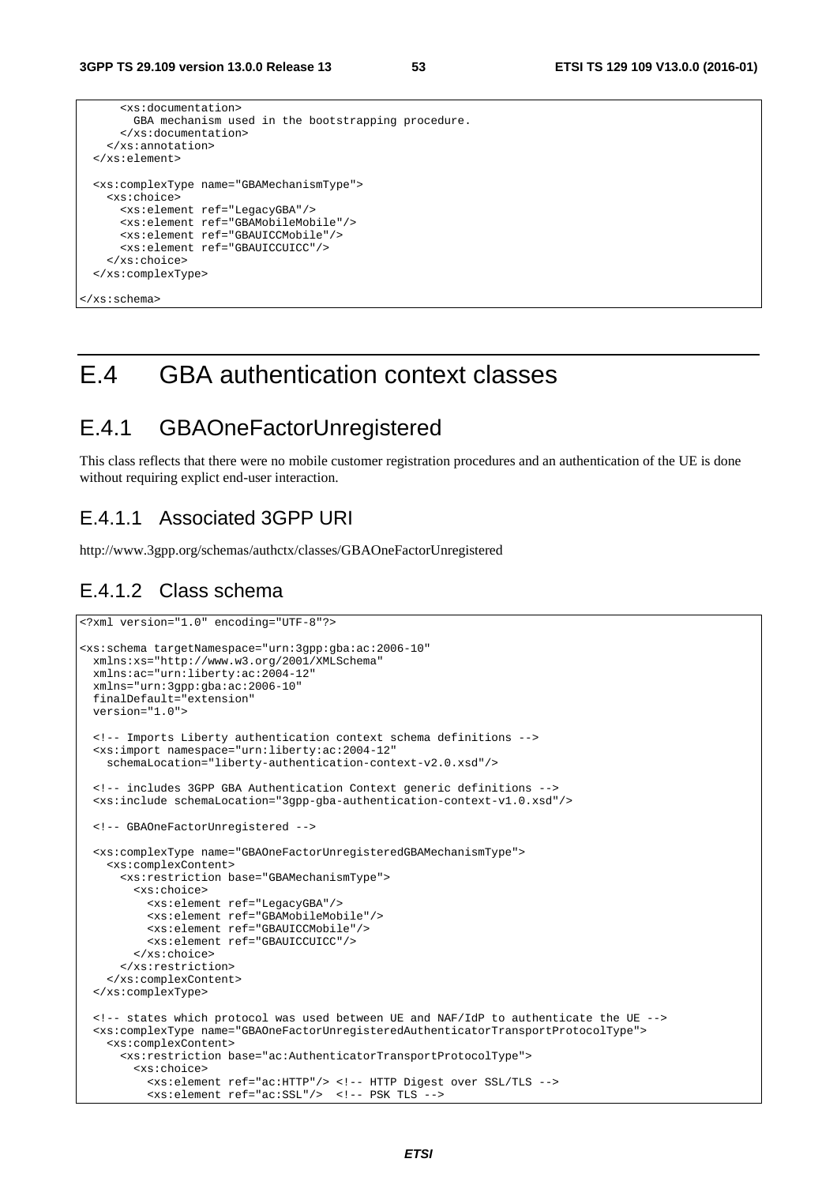```
      <xs:documentation>
        GBA mechanism used in the bootstrapping procedure.
      </xs:documentation>
    </xs:annotation>
  </xs:element>

  <xs:complexType name="GBAMechanismType">
    <xs:choice>
      <xs:element ref="LegacyGBA"/>
      <xs:element ref="GBAMobileMobile"/>
      <xs:element ref="GBAUICCMobile"/>
      <xs:element ref="GBAUICCUICC"/>
    </xs:choice>
  </xs:complexType>

</xs:schema>
```

# E.4 GBA authentication context classes

## E.4.1 GBAOneFactorUnregistered

This class reflects that there were no mobile customer registration procedures and an authentication of the UE is done without requiring explict end-user interaction.

### E.4.1.1 Associated 3GPP URI

http://www.3gpp.org/schemas/authctx/classes/GBAOneFactorUnregistered

### E.4.1.2 Class schema

```
<?xml version="1.0" encoding="UTF-8"?>

<xs:schema targetNamespace="urn:3gpp:gba:ac:2006-10"
  xmlns:xs="http://www.w3.org/2001/XMLSchema"
  xmlns:ac="urn:liberty:ac:2004-12"
  xmlns="urn:3gpp:gba:ac:2006-10"
  finalDefault="extension"
  version="1.0">

  <!-- Imports Liberty authentication context schema definitions -->
  <xs:import namespace="urn:liberty:ac:2004-12"
    schemaLocation="liberty-authentication-context-v2.0.xsd"/>

  <!-- includes 3GPP GBA Authentication Context generic definitions -->
  <xs:include schemaLocation="3gpp-gba-authentication-context-v1.0.xsd"/>

  <!-- GBAOneFactorUnregistered -->

  <xs:complexType name="GBAOneFactorUnregisteredGBAMechanismType">
    <xs:complexContent>
      <xs:restriction base="GBAMechanismType">
        <xs:choice>
          <xs:element ref="LegacyGBA"/>
          <xs:element ref="GBAMobileMobile"/>
          <xs:element ref="GBAUICCMobile"/>
          <xs:element ref="GBAUICCUICC"/>
        </xs:choice>
      </xs:restriction>
    </xs:complexContent>
  </xs:complexType>

  <!-- states which protocol was used between UE and NAF/IdP to authenticate the UE -->
  <xs:complexType name="GBAOneFactorUnregisteredAuthenticatorTransportProtocolType">
    <xs:complexContent>
      <xs:restriction base="ac:AuthenticatorTransportProtocolType">
        <xs:choice>
          <xs:element ref="ac:HTTP"/> <!-- HTTP Digest over SSL/TLS -->
          <xs:element ref="ac:SSL"/>  <!-- PSK TLS -->
```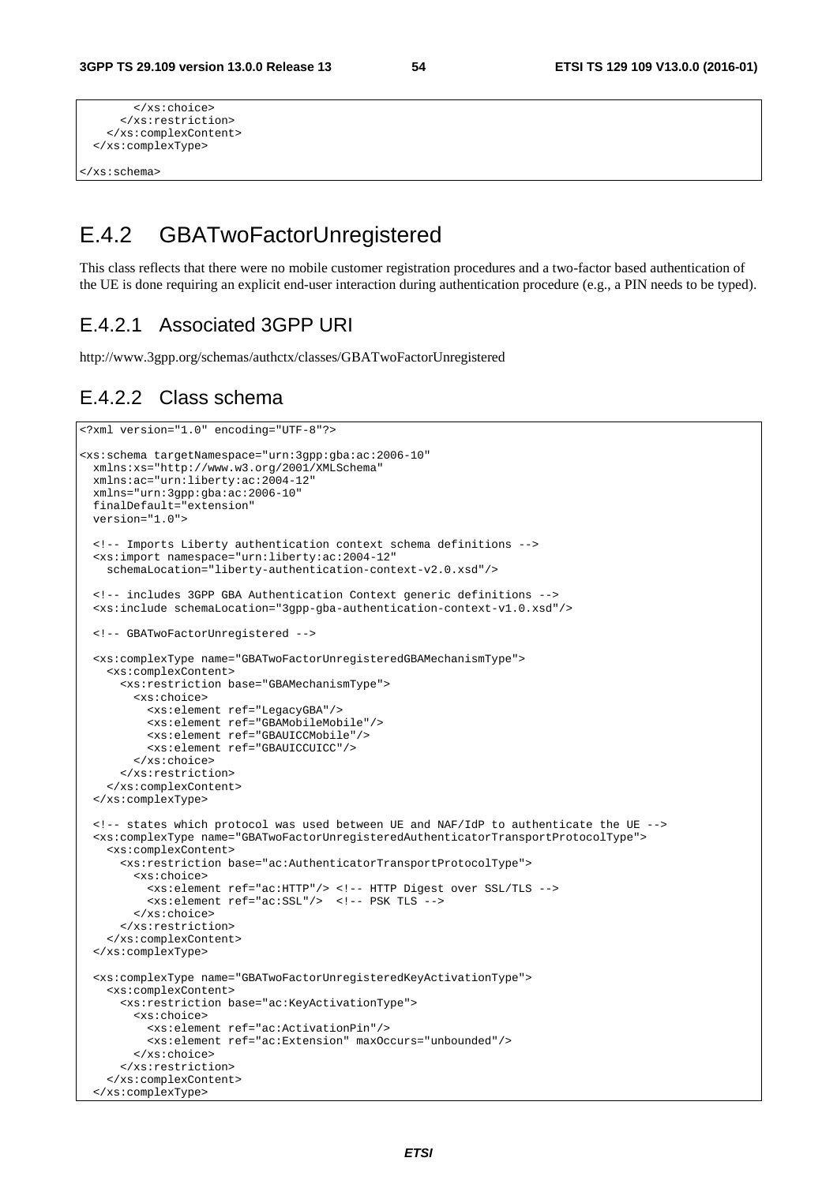```
        </xs:choice>
      </xs:restriction>
    </xs:complexContent>
  </xs:complexType>

</xs:schema>
```

## E.4.2 GBATwoFactorUnregistered

This class reflects that there were no mobile customer registration procedures and a two-factor based authentication of the UE is done requiring an explicit end-user interaction during authentication procedure (e.g., a PIN needs to be typed).

### E.4.2.1 Associated 3GPP URI

http://www.3gpp.org/schemas/authctx/classes/GBATwoFactorUnregistered

### E.4.2.2 Class schema

```
<?xml version="1.0" encoding="UTF-8"?>

<xs:schema targetNamespace="urn:3gpp:gba:ac:2006-10"
  xmlns:xs="http://www.w3.org/2001/XMLSchema"
  xmlns:ac="urn:liberty:ac:2004-12"
  xmlns="urn:3gpp:gba:ac:2006-10"
  finalDefault="extension"
  version="1.0">

  <!-- Imports Liberty authentication context schema definitions -->
  <xs:import namespace="urn:liberty:ac:2004-12"
    schemaLocation="liberty-authentication-context-v2.0.xsd"/>

  <!-- includes 3GPP GBA Authentication Context generic definitions -->
  <xs:include schemaLocation="3gpp-gba-authentication-context-v1.0.xsd"/>

  <!-- GBATwoFactorUnregistered -->

  <xs:complexType name="GBATwoFactorUnregisteredGBAMechanismType">
    <xs:complexContent>
      <xs:restriction base="GBAMechanismType">
        <xs:choice>
          <xs:element ref="LegacyGBA"/>
          <xs:element ref="GBAMobileMobile"/>
          <xs:element ref="GBAUICCMobile"/>
          <xs:element ref="GBAUICCUICC"/>
        </xs:choice>
      </xs:restriction>
    </xs:complexContent>
  </xs:complexType>

  <!-- states which protocol was used between UE and NAF/IdP to authenticate the UE -->
  <xs:complexType name="GBATwoFactorUnregisteredAuthenticatorTransportProtocolType">
    <xs:complexContent>
      <xs:restriction base="ac:AuthenticatorTransportProtocolType">
        <xs:choice>
          <xs:element ref="ac:HTTP"/> <!-- HTTP Digest over SSL/TLS -->
          <xs:element ref="ac:SSL"/>  <!-- PSK TLS -->
        </xs:choice>
      </xs:restriction>
    </xs:complexContent>
  </xs:complexType>

  <xs:complexType name="GBATwoFactorUnregisteredKeyActivationType">
    <xs:complexContent>
      <xs:restriction base="ac:KeyActivationType">
        <xs:choice>
          <xs:element ref="ac:ActivationPin"/>
          <xs:element ref="ac:Extension" maxOccurs="unbounded"/>
        </xs:choice>
      </xs:restriction>
    </xs:complexContent>
  </xs:complexType>
```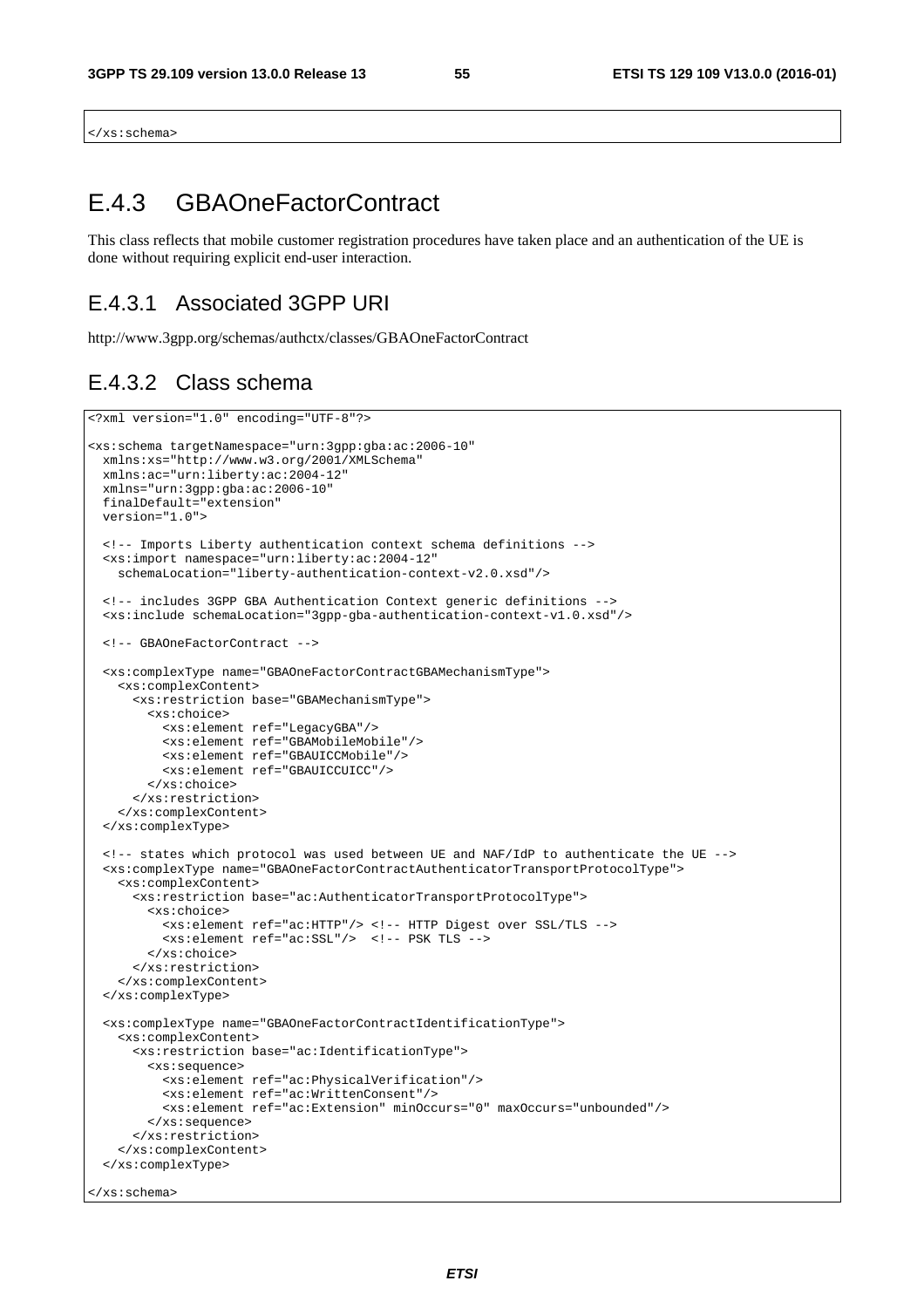```
</xs:schema>
```

## E.4.3 GBAOneFactorContract

This class reflects that mobile customer registration procedures have taken place and an authentication of the UE is done without requiring explicit end-user interaction.

### E.4.3.1 Associated 3GPP URI

http://www.3gpp.org/schemas/authctx/classes/GBAOneFactorContract

### E.4.3.2 Class schema

```
<?xml version="1.0" encoding="UTF-8"?>

<xs:schema targetNamespace="urn:3gpp:gba:ac:2006-10"
  xmlns:xs="http://www.w3.org/2001/XMLSchema"
  xmlns:ac="urn:liberty:ac:2004-12"
  xmlns="urn:3gpp:gba:ac:2006-10"
  finalDefault="extension"
  version="1.0">

  <!-- Imports Liberty authentication context schema definitions -->
  <xs:import namespace="urn:liberty:ac:2004-12"
    schemaLocation="liberty-authentication-context-v2.0.xsd"/>

  <!-- includes 3GPP GBA Authentication Context generic definitions -->
  <xs:include schemaLocation="3gpp-gba-authentication-context-v1.0.xsd"/>

  <!-- GBAOneFactorContract -->

  <xs:complexType name="GBAOneFactorContractGBAMechanismType">
    <xs:complexContent>
      <xs:restriction base="GBAMechanismType">
        <xs:choice>
          <xs:element ref="LegacyGBA"/>
          <xs:element ref="GBAMobileMobile"/>
          <xs:element ref="GBAUICCMobile"/>
          <xs:element ref="GBAUICCUICC"/>
        </xs:choice>
      </xs:restriction>
    </xs:complexContent>
  </xs:complexType>

  <!-- states which protocol was used between UE and NAF/IdP to authenticate the UE -->
  <xs:complexType name="GBAOneFactorContractAuthenticatorTransportProtocolType">
    <xs:complexContent>
      <xs:restriction base="ac:AuthenticatorTransportProtocolType">
        <xs:choice>
          <xs:element ref="ac:HTTP"/> <!-- HTTP Digest over SSL/TLS -->
          <xs:element ref="ac:SSL"/>  <!-- PSK TLS -->
        </xs:choice>
      </xs:restriction>
    </xs:complexContent>
  </xs:complexType>

  <xs:complexType name="GBAOneFactorContractIdentificationType">
    <xs:complexContent>
      <xs:restriction base="ac:IdentificationType">
        <xs:sequence>
          <xs:element ref="ac:PhysicalVerification"/>
          <xs:element ref="ac:WrittenConsent"/>
          <xs:element ref="ac:Extension" minOccurs="0" maxOccurs="unbounded"/>
        </xs:sequence>
      </xs:restriction>
    </xs:complexContent>
  </xs:complexType>

</xs:schema>
```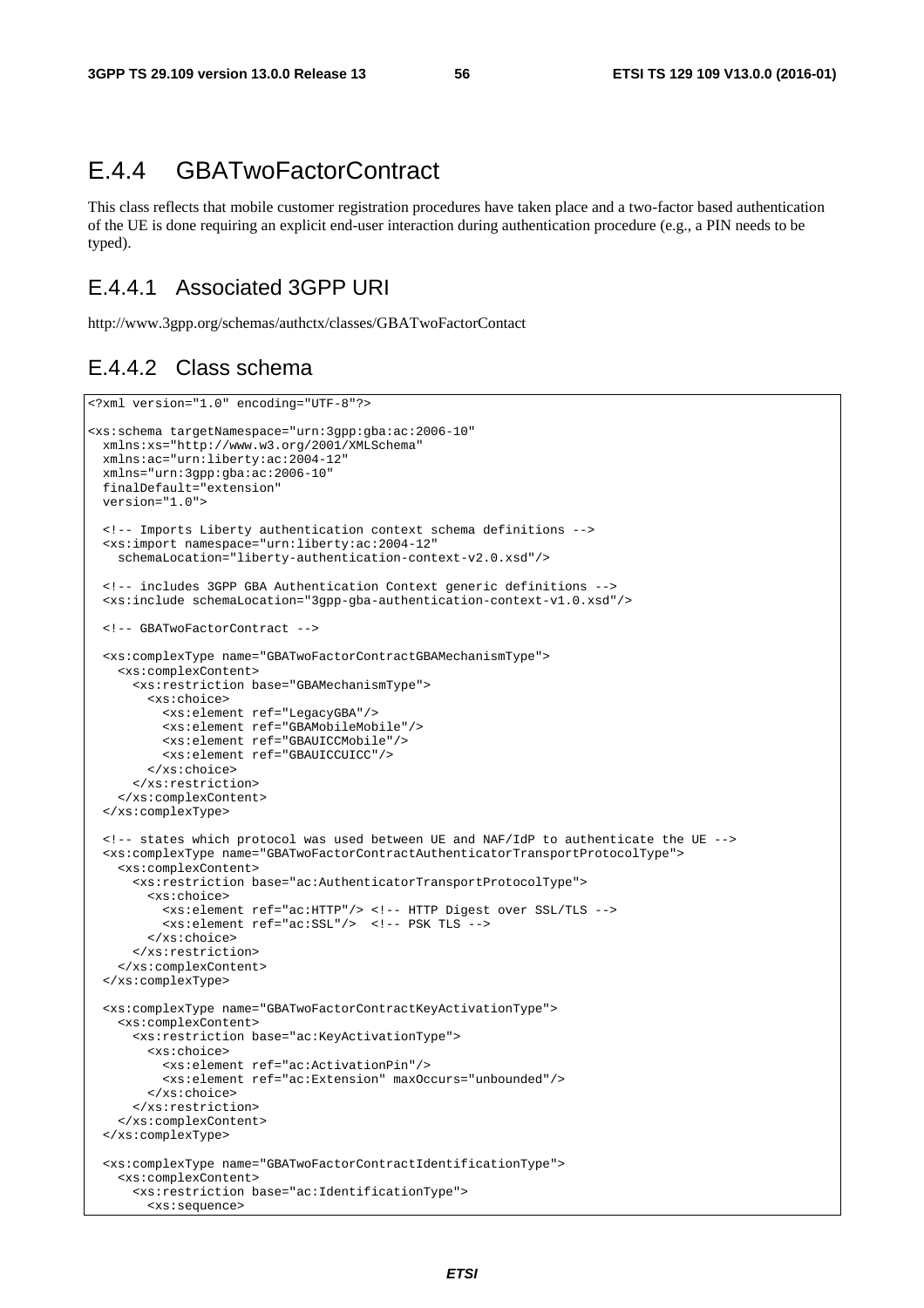## E.4.4 GBATwoFactorContract

This class reflects that mobile customer registration procedures have taken place and a two-factor based authentication of the UE is done requiring an explicit end-user interaction during authentication procedure (e.g., a PIN needs to be typed).

### E.4.4.1 Associated 3GPP URI

http://www.3gpp.org/schemas/authctx/classes/GBATwoFactorContact

### E.4.4.2 Class schema

```
<?xml version="1.0" encoding="UTF-8"?>

<xs:schema targetNamespace="urn:3gpp:gba:ac:2006-10"
  xmlns:xs="http://www.w3.org/2001/XMLSchema"
  xmlns:ac="urn:liberty:ac:2004-12"
  xmlns="urn:3gpp:gba:ac:2006-10"
  finalDefault="extension"
  version="1.0">

  <!-- Imports Liberty authentication context schema definitions -->
  <xs:import namespace="urn:liberty:ac:2004-12"
    schemaLocation="liberty-authentication-context-v2.0.xsd"/>

  <!-- includes 3GPP GBA Authentication Context generic definitions -->
  <xs:include schemaLocation="3gpp-gba-authentication-context-v1.0.xsd"/>

  <!-- GBATwoFactorContract -->

  <xs:complexType name="GBATwoFactorContractGBAMechanismType">
    <xs:complexContent>
      <xs:restriction base="GBAMechanismType">
        <xs:choice>
          <xs:element ref="LegacyGBA"/>
          <xs:element ref="GBAMobileMobile"/>
          <xs:element ref="GBAUICCMobile"/>
          <xs:element ref="GBAUICCUICC"/>
        </xs:choice>
      </xs:restriction>
    </xs:complexContent>
  </xs:complexType>

  <!-- states which protocol was used between UE and NAF/IdP to authenticate the UE -->
  <xs:complexType name="GBATwoFactorContractAuthenticatorTransportProtocolType">
    <xs:complexContent>
      <xs:restriction base="ac:AuthenticatorTransportProtocolType">
        <xs:choice>
          <xs:element ref="ac:HTTP"/> <!-- HTTP Digest over SSL/TLS -->
          <xs:element ref="ac:SSL"/>  <!-- PSK TLS -->
        </xs:choice>
      </xs:restriction>
    </xs:complexContent>
  </xs:complexType>

  <xs:complexType name="GBATwoFactorContractKeyActivationType">
    <xs:complexContent>
      <xs:restriction base="ac:KeyActivationType">
        <xs:choice>
          <xs:element ref="ac:ActivationPin"/>
          <xs:element ref="ac:Extension" maxOccurs="unbounded"/>
        </xs:choice>
      </xs:restriction>
    </xs:complexContent>
  </xs:complexType>

  <xs:complexType name="GBATwoFactorContractIdentificationType">
    <xs:complexContent>
      <xs:restriction base="ac:IdentificationType">
        <xs:sequence>
```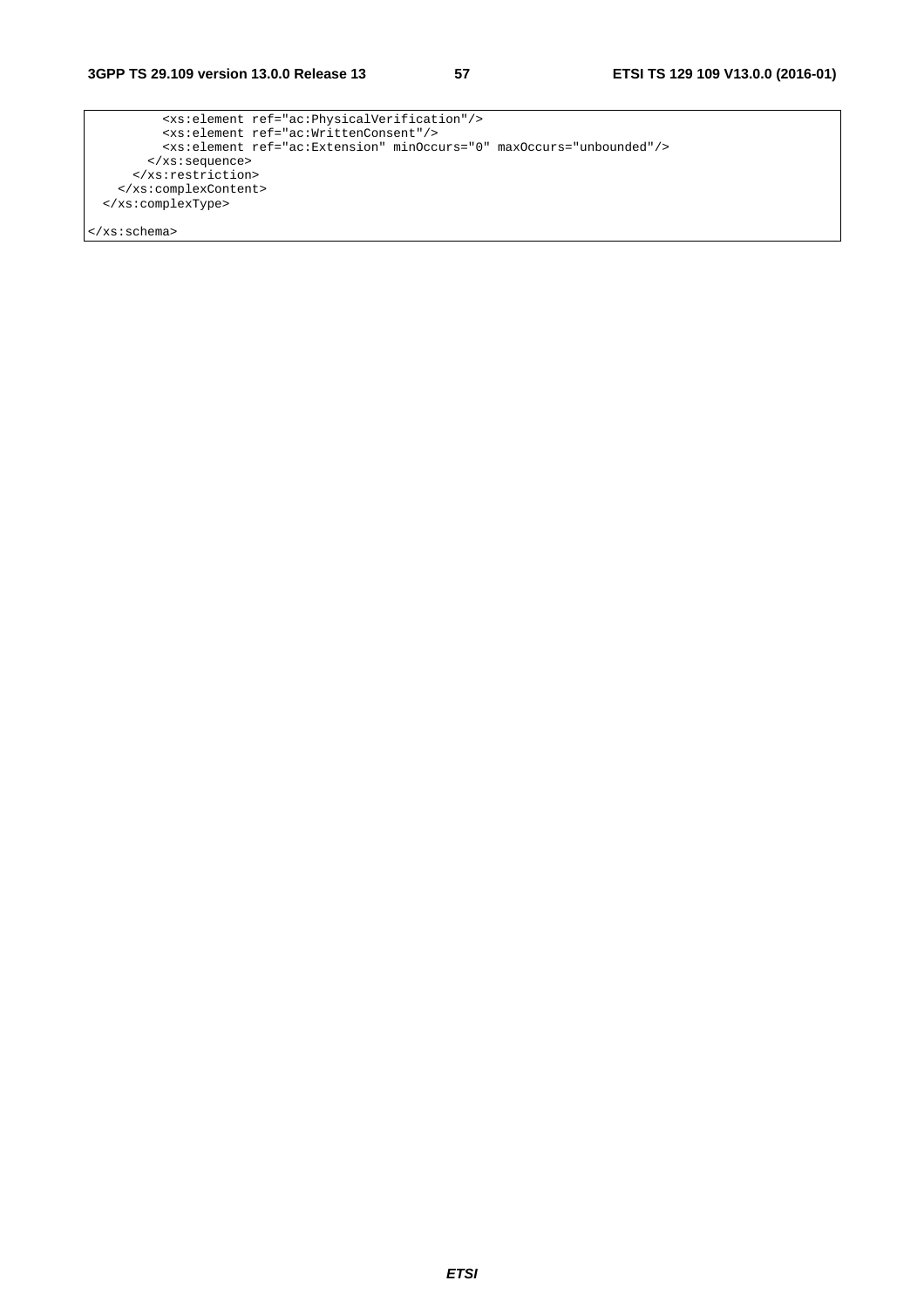```
          <xs:element ref="ac:PhysicalVerification"/>
          <xs:element ref="ac:WrittenConsent"/>
          <xs:element ref="ac:Extension" minOccurs="0" maxOccurs="unbounded"/>
        </xs:sequence>
      </xs:restriction>
    </xs:complexContent>
  </xs:complexType>

</xs:schema>
```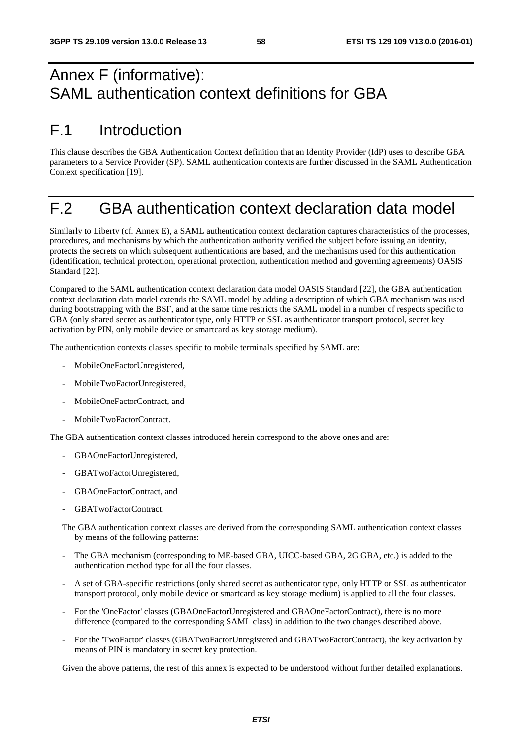# Annex F (informative): SAML authentication context definitions for GBA

# F.1 Introduction

This clause describes the GBA Authentication Context definition that an Identity Provider (IdP) uses to describe GBA parameters to a Service Provider (SP). SAML authentication contexts are further discussed in the SAML Authentication Context specification [19].

# F.2 GBA authentication context declaration data model

Similarly to Liberty (cf. Annex E), a SAML authentication context declaration captures characteristics of the processes, procedures, and mechanisms by which the authentication authority verified the subject before issuing an identity, protects the secrets on which subsequent authentications are based, and the mechanisms used for this authentication (identification, technical protection, operational protection, authentication method and governing agreements) OASIS Standard [22].

Compared to the SAML authentication context declaration data model OASIS Standard [22], the GBA authentication context declaration data model extends the SAML model by adding a description of which GBA mechanism was used during bootstrapping with the BSF, and at the same time restricts the SAML model in a number of respects specific to GBA (only shared secret as authenticator type, only HTTP or SSL as authenticator transport protocol, secret key activation by PIN, only mobile device or smartcard as key storage medium).

The authentication contexts classes specific to mobile terminals specified by SAML are:

- MobileOneFactorUnregistered,
- MobileTwoFactorUnregistered,
- MobileOneFactorContract, and
- MobileTwoFactorContract.

The GBA authentication context classes introduced herein correspond to the above ones and are:

- GBAOneFactorUnregistered,
- GBATwoFactorUnregistered,
- GBAOneFactorContract, and
- GBATwoFactorContract.

The GBA authentication context classes are derived from the corresponding SAML authentication context classes by means of the following patterns:

- The GBA mechanism (corresponding to ME-based GBA, UICC-based GBA, 2G GBA, etc.) is added to the authentication method type for all the four classes.
- A set of GBA-specific restrictions (only shared secret as authenticator type, only HTTP or SSL as authenticator transport protocol, only mobile device or smartcard as key storage medium) is applied to all the four classes.
- For the 'OneFactor' classes (GBAOneFactorUnregistered and GBAOneFactorContract), there is no more difference (compared to the corresponding SAML class) in addition to the two changes described above.
- For the 'TwoFactor' classes (GBATwoFactorUnregistered and GBATwoFactorContract), the key activation by means of PIN is mandatory in secret key protection.

Given the above patterns, the rest of this annex is expected to be understood without further detailed explanations.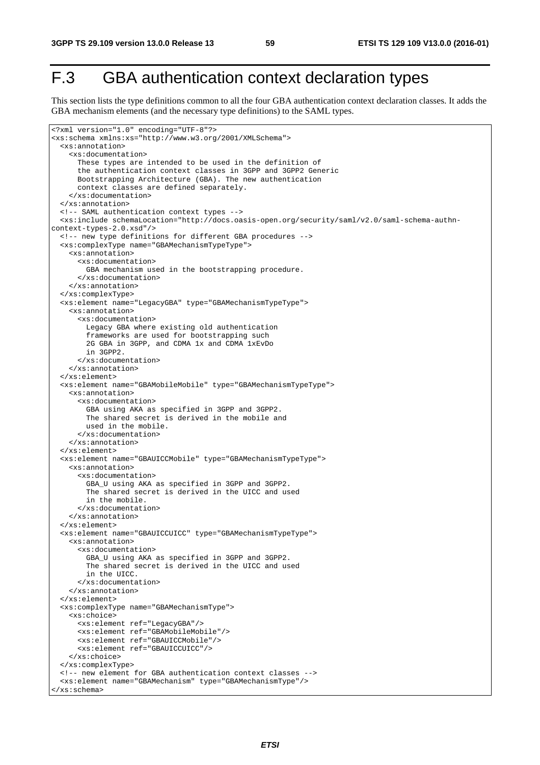# F.3 GBA authentication context declaration types

This section lists the type definitions common to all the four GBA authentication context declaration classes. It adds the GBA mechanism elements (and the necessary type definitions) to the SAML types.

```
<?xml version="1.0" encoding="UTF-8"?>
<xs:schema xmlns:xs="http://www.w3.org/2001/XMLSchema">
  <xs:annotation>
    <xs:documentation>
      These types are intended to be used in the definition of
      the authentication context classes in 3GPP and 3GPP2 Generic
      Bootstrapping Architecture (GBA). The new authentication
      context classes are defined separately.
    </xs:documentation>
  </xs:annotation>
  <!-- SAML authentication context types -->
  <xs:include schemaLocation="http://docs.oasis-open.org/security/saml/v2.0/saml-schema-authn-
context-types-2.0.xsd"/>
  <!-- new type definitions for different GBA procedures -->
  <xs:complexType name="GBAMechanismTypeType">
    <xs:annotation>
      <xs:documentation>
        GBA mechanism used in the bootstrapping procedure.
      </xs:documentation>
    </xs:annotation>
  </xs:complexType>
  <xs:element name="LegacyGBA" type="GBAMechanismTypeType">
    <xs:annotation>
      <xs:documentation>
        Legacy GBA where existing old authentication
        frameworks are used for bootstrapping such
        2G GBA in 3GPP, and CDMA 1x and CDMA 1xEvDo
        in 3GPP2.
      </xs:documentation>
    </xs:annotation>
  </xs:element>
  <xs:element name="GBAMobileMobile" type="GBAMechanismTypeType">
    <xs:annotation>
      <xs:documentation>
        GBA using AKA as specified in 3GPP and 3GPP2.
        The shared secret is derived in the mobile and
        used in the mobile.
      </xs:documentation>
    </xs:annotation>
  </xs:element>
  <xs:element name="GBAUICCMobile" type="GBAMechanismTypeType">
    <xs:annotation>
      <xs:documentation>
        GBA_U using AKA as specified in 3GPP and 3GPP2.
        The shared secret is derived in the UICC and used
        in the mobile.
      </xs:documentation>
    </xs:annotation>
  </xs:element>
  <xs:element name="GBAUICCUICC" type="GBAMechanismTypeType">
    <xs:annotation>
      <xs:documentation>
        GBA_U using AKA as specified in 3GPP and 3GPP2.
        The shared secret is derived in the UICC and used
        in the UICC.
      </xs:documentation>
    </xs:annotation>
  </xs:element>
  <xs:complexType name="GBAMechanismType">
    <xs:choice>
      <xs:element ref="LegacyGBA"/>
      <xs:element ref="GBAMobileMobile"/>
      <xs:element ref="GBAUICCMobile"/>
      <xs:element ref="GBAUICCUICC"/>
    </xs:choice>
  </xs:complexType>
  <!-- new element for GBA authentication context classes -->
  <xs:element name="GBAMechanism" type="GBAMechanismType"/>
</xs:schema>
```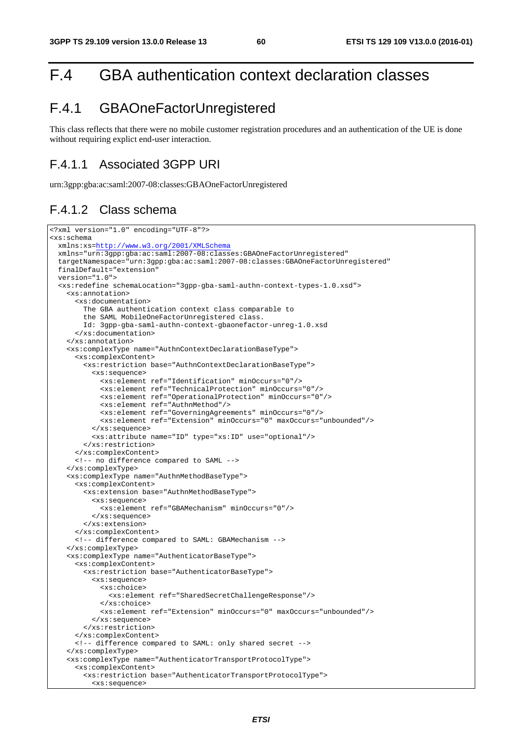# F.4 GBA authentication context declaration classes

## F.4.1 GBAOneFactorUnregistered

This class reflects that there were no mobile customer registration procedures and an authentication of the UE is done without requiring explicit end-user interaction.

### F.4.1.1 Associated 3GPP URI

urn:3gpp:gba:ac:saml:2007-08:classes:GBAOneFactorUnregistered

### F.4.1.2 Class schema

```
<?xml version="1.0" encoding="UTF-8"?>
<xs:schema
  xmlns:xs=http://www.w3.org/2001/XMLSchema
  xmlns="urn:3gpp:gba:ac:saml:2007-08:classes:GBAOneFactorUnregistered"
  targetNamespace="urn:3gpp:gba:ac:saml:2007-08:classes:GBAOneFactorUnregistered"
  finalDefault="extension"
  version="1.0">
  <xs:redefine schemaLocation="3gpp-gba-saml-authn-context-types-1.0.xsd">
    <xs:annotation>
      <xs:documentation>
        The GBA authentication context class comparable to
        the SAML MobileOneFactorUnregistered class.
        Id: 3gpp-gba-saml-authn-context-gbaonefactor-unreg-1.0.xsd
      </xs:documentation>
    </xs:annotation>
    <xs:complexType name="AuthnContextDeclarationBaseType">
      <xs:complexContent>
        <xs:restriction base="AuthnContextDeclarationBaseType">
          <xs:sequence>
            <xs:element ref="Identification" minOccurs="0"/>
            <xs:element ref="TechnicalProtection" minOccurs="0"/>
            <xs:element ref="OperationalProtection" minOccurs="0"/>
            <xs:element ref="AuthnMethod"/>
            <xs:element ref="GoverningAgreements" minOccurs="0"/>
            <xs:element ref="Extension" minOccurs="0" maxOccurs="unbounded"/>
          </xs:sequence>
          <xs:attribute name="ID" type="xs:ID" use="optional"/>
        </xs:restriction>
      </xs:complexContent>
      <!-- no difference compared to SAML -->
    </xs:complexType>
    <xs:complexType name="AuthnMethodBaseType">
      <xs:complexContent>
        <xs:extension base="AuthnMethodBaseType">
          <xs:sequence>
            <xs:element ref="GBAMechanism" minOccurs="0"/>
          </xs:sequence>
        </xs:extension>
      </xs:complexContent>
      <!-- difference compared to SAML: GBAMechanism -->
    </xs:complexType>
    <xs:complexType name="AuthenticatorBaseType">
      <xs:complexContent>
        <xs:restriction base="AuthenticatorBaseType">
          <xs:sequence>
            <xs:choice>
              <xs:element ref="SharedSecretChallengeResponse"/>
            </xs:choice>
            <xs:element ref="Extension" minOccurs="0" maxOccurs="unbounded"/>
          </xs:sequence>
        </xs:restriction>
      </xs:complexContent>
      <!-- difference compared to SAML: only shared secret -->
    </xs:complexType>
    <xs:complexType name="AuthenticatorTransportProtocolType">
      <xs:complexContent>
        <xs:restriction base="AuthenticatorTransportProtocolType">
          <xs:sequence>
```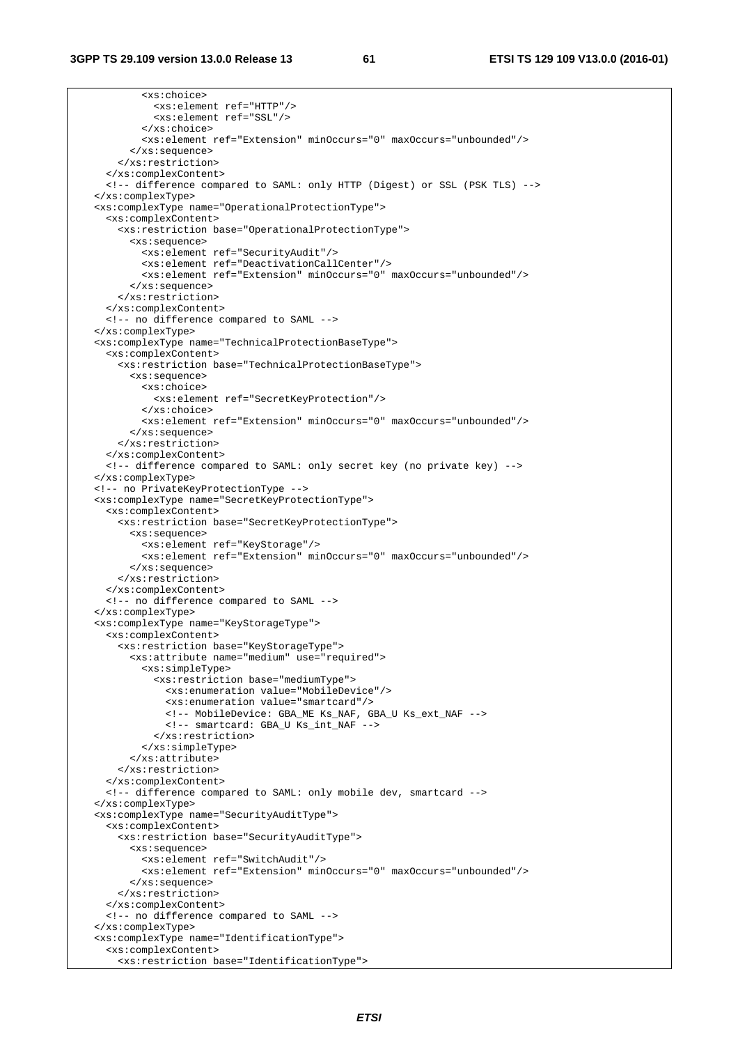```
          <xs:choice>
            <xs:element ref="HTTP"/>
            <xs:element ref="SSL"/>
          </xs:choice>
          <xs:element ref="Extension" minOccurs="0" maxOccurs="unbounded"/>
        </xs:sequence>
      </xs:restriction>
    </xs:complexContent>
    <!-- difference compared to SAML: only HTTP (Digest) or SSL (PSK TLS) -->
  </xs:complexType>
  <xs:complexType name="OperationalProtectionType">
    <xs:complexContent>
      <xs:restriction base="OperationalProtectionType">
        <xs:sequence>
          <xs:element ref="SecurityAudit"/>
          <xs:element ref="DeactivationCallCenter"/>
          <xs:element ref="Extension" minOccurs="0" maxOccurs="unbounded"/>
        </xs:sequence>
      </xs:restriction>
    </xs:complexContent>
    <!-- no difference compared to SAML -->
  </xs:complexType>
  <xs:complexType name="TechnicalProtectionBaseType">
    <xs:complexContent>
      <xs:restriction base="TechnicalProtectionBaseType">
        <xs:sequence>
          <xs:choice>
            <xs:element ref="SecretKeyProtection"/>
          </xs:choice>
          <xs:element ref="Extension" minOccurs="0" maxOccurs="unbounded"/>
        </xs:sequence>
      </xs:restriction>
    </xs:complexContent>
    <!-- difference compared to SAML: only secret key (no private key) -->
  </xs:complexType>
  <!-- no PrivateKeyProtectionType -->
  <xs:complexType name="SecretKeyProtectionType">
    <xs:complexContent>
      <xs:restriction base="SecretKeyProtectionType">
        <xs:sequence>
          <xs:element ref="KeyStorage"/>
          <xs:element ref="Extension" minOccurs="0" maxOccurs="unbounded"/>
        </xs:sequence>
      </xs:restriction>
    </xs:complexContent>
    <!-- no difference compared to SAML -->
  </xs:complexType>
  <xs:complexType name="KeyStorageType">
    <xs:complexContent>
      <xs:restriction base="KeyStorageType">
        <xs:attribute name="medium" use="required">
          <xs:simpleType>
            <xs:restriction base="mediumType">
              <xs:enumeration value="MobileDevice"/>
              <xs:enumeration value="smartcard"/>
              <!-- MobileDevice: GBA_ME Ks_NAF, GBA_U Ks_ext_NAF -->
              <!-- smartcard: GBA_U Ks_int_NAF -->
            </xs:restriction>
          </xs:simpleType>
        </xs:attribute>
      </xs:restriction>
    </xs:complexContent>
    <!-- difference compared to SAML: only mobile dev, smartcard -->
  </xs:complexType>
  <xs:complexType name="SecurityAuditType">
    <xs:complexContent>
      <xs:restriction base="SecurityAuditType">
        <xs:sequence>
          <xs:element ref="SwitchAudit"/>
          <xs:element ref="Extension" minOccurs="0" maxOccurs="unbounded"/>
        </xs:sequence>
      </xs:restriction>
    </xs:complexContent>
    <!-- no difference compared to SAML -->
  </xs:complexType>
  <xs:complexType name="IdentificationType">
    <xs:complexContent>
      <xs:restriction base="IdentificationType">
```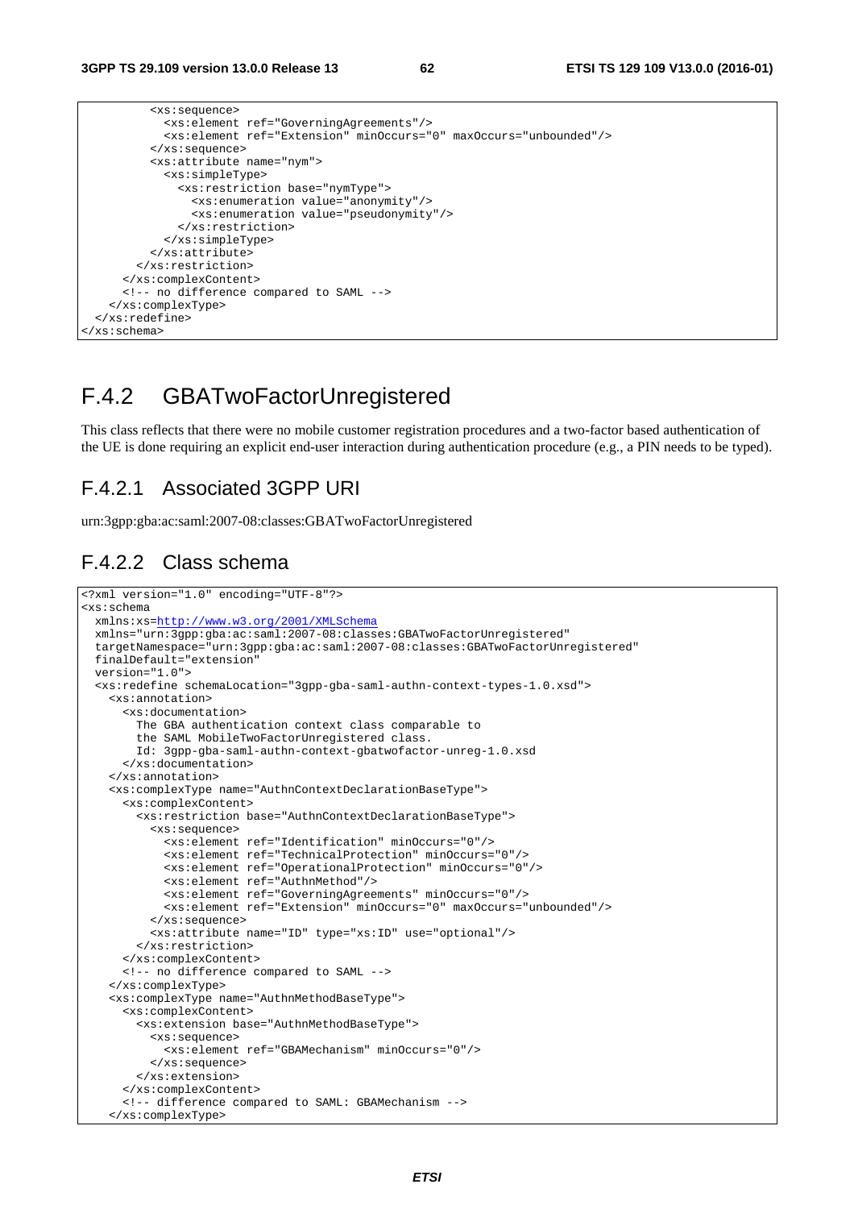```
          <xs:sequence>
            <xs:element ref="GoverningAgreements"/>
            <xs:element ref="Extension" minOccurs="0" maxOccurs="unbounded"/>
          </xs:sequence>
          <xs:attribute name="nym">
            <xs:simpleType>
              <xs:restriction base="nymType">
                <xs:enumeration value="anonymity"/>
                <xs:enumeration value="pseudonymity"/>
              </xs:restriction>
            </xs:simpleType>
          </xs:attribute>
        </xs:restriction>
      </xs:complexContent>
      <!-- no difference compared to SAML -->
    </xs:complexType>
  </xs:redefine>
</xs:schema>
```

## F.4.2 GBATwoFactorUnregistered

This class reflects that there were no mobile customer registration procedures and a two-factor based authentication of the UE is done requiring an explicit end-user interaction during authentication procedure (e.g., a PIN needs to be typed).

### F.4.2.1 Associated 3GPP URI

urn:3gpp:gba:ac:saml:2007-08:classes:GBATwoFactorUnregistered

### F.4.2.2 Class schema

```
<?xml version="1.0" encoding="UTF-8"?>
<xs:schema
  xmlns:xs=http://www.w3.org/2001/XMLSchema
  xmlns="urn:3gpp:gba:ac:saml:2007-08:classes:GBATwoFactorUnregistered"
  targetNamespace="urn:3gpp:gba:ac:saml:2007-08:classes:GBATwoFactorUnregistered"
  finalDefault="extension"
  version="1.0">
  <xs:redefine schemaLocation="3gpp-gba-saml-authn-context-types-1.0.xsd">
    <xs:annotation>
      <xs:documentation>
        The GBA authentication context class comparable to
        the SAML MobileTwoFactorUnregistered class.
        Id: 3gpp-gba-saml-authn-context-gbatwofactor-unreg-1.0.xsd
      </xs:documentation>
    </xs:annotation>
    <xs:complexType name="AuthnContextDeclarationBaseType">
      <xs:complexContent>
        <xs:restriction base="AuthnContextDeclarationBaseType">
          <xs:sequence>
            <xs:element ref="Identification" minOccurs="0"/>
            <xs:element ref="TechnicalProtection" minOccurs="0"/>
            <xs:element ref="OperationalProtection" minOccurs="0"/>
            <xs:element ref="AuthnMethod"/>
            <xs:element ref="GoverningAgreements" minOccurs="0"/>
            <xs:element ref="Extension" minOccurs="0" maxOccurs="unbounded"/>
          </xs:sequence>
          <xs:attribute name="ID" type="xs:ID" use="optional"/>
        </xs:restriction>
      </xs:complexContent>
      <!-- no difference compared to SAML -->
    </xs:complexType>
    <xs:complexType name="AuthnMethodBaseType">
      <xs:complexContent>
        <xs:extension base="AuthnMethodBaseType">
          <xs:sequence>
            <xs:element ref="GBAMechanism" minOccurs="0"/>
          </xs:sequence>
        </xs:extension>
      </xs:complexContent>
      <!-- difference compared to SAML: GBAMechanism -->
    </xs:complexType>
```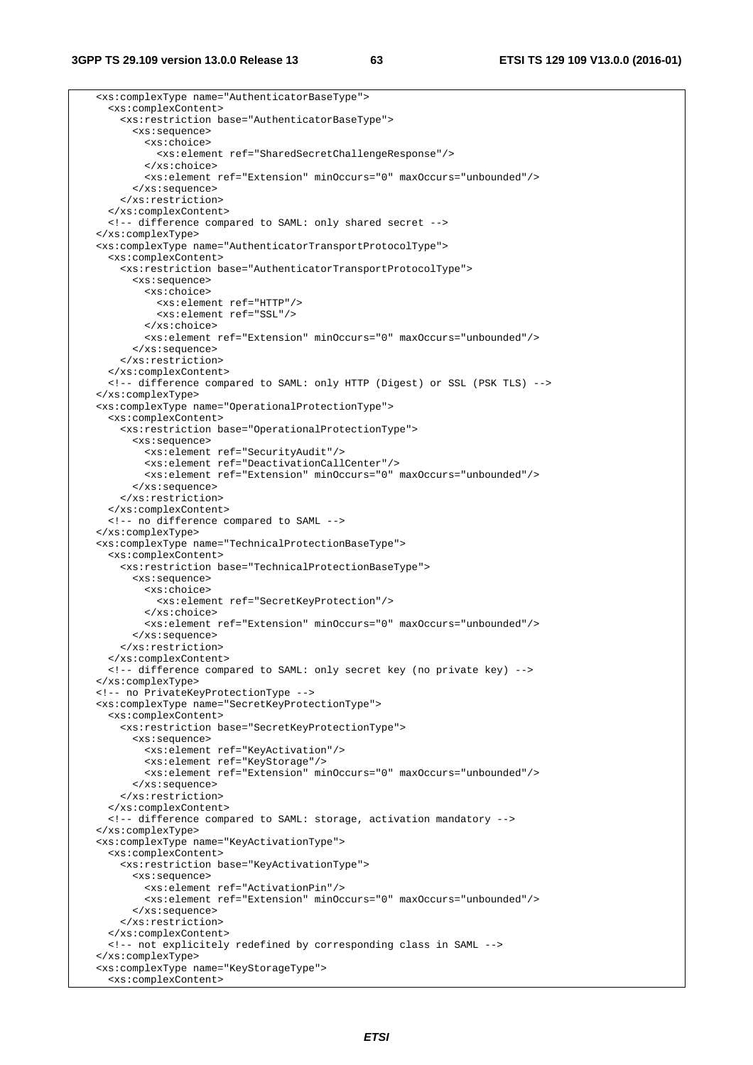```
    <xs:complexType name="AuthenticatorBaseType">
      <xs:complexContent>
        <xs:restriction base="AuthenticatorBaseType">
          <xs:sequence>
            <xs:choice>
              <xs:element ref="SharedSecretChallengeResponse"/>
            </xs:choice>
            <xs:element ref="Extension" minOccurs="0" maxOccurs="unbounded"/>
          </xs:sequence>
        </xs:restriction>
      </xs:complexContent>
      <!-- difference compared to SAML: only shared secret -->
    </xs:complexType>
    <xs:complexType name="AuthenticatorTransportProtocolType">
      <xs:complexContent>
        <xs:restriction base="AuthenticatorTransportProtocolType">
          <xs:sequence>
            <xs:choice>
              <xs:element ref="HTTP"/>
              <xs:element ref="SSL"/>
            </xs:choice>
            <xs:element ref="Extension" minOccurs="0" maxOccurs="unbounded"/>
          </xs:sequence>
        </xs:restriction>
      </xs:complexContent>
      <!-- difference compared to SAML: only HTTP (Digest) or SSL (PSK TLS) -->
    </xs:complexType>
    <xs:complexType name="OperationalProtectionType">
      <xs:complexContent>
        <xs:restriction base="OperationalProtectionType">
          <xs:sequence>
            <xs:element ref="SecurityAudit"/>
            <xs:element ref="DeactivationCallCenter"/>
            <xs:element ref="Extension" minOccurs="0" maxOccurs="unbounded"/>
          </xs:sequence>
        </xs:restriction>
      </xs:complexContent>
      <!-- no difference compared to SAML -->
    </xs:complexType>
    <xs:complexType name="TechnicalProtectionBaseType">
      <xs:complexContent>
        <xs:restriction base="TechnicalProtectionBaseType">
          <xs:sequence>
            <xs:choice>
              <xs:element ref="SecretKeyProtection"/>
            </xs:choice>
            <xs:element ref="Extension" minOccurs="0" maxOccurs="unbounded"/>
          </xs:sequence>
        </xs:restriction>
      </xs:complexContent>
      <!-- difference compared to SAML: only secret key (no private key) -->
    </xs:complexType>
    <!-- no PrivateKeyProtectionType -->
    <xs:complexType name="SecretKeyProtectionType">
      <xs:complexContent>
        <xs:restriction base="SecretKeyProtectionType">
          <xs:sequence>
            <xs:element ref="KeyActivation"/>
            <xs:element ref="KeyStorage"/>
            <xs:element ref="Extension" minOccurs="0" maxOccurs="unbounded"/>
          </xs:sequence>
        </xs:restriction>
      </xs:complexContent>
      <!-- difference compared to SAML: storage, activation mandatory -->
    </xs:complexType>
    <xs:complexType name="KeyActivationType">
      <xs:complexContent>
        <xs:restriction base="KeyActivationType">
          <xs:sequence>
            <xs:element ref="ActivationPin"/>
            <xs:element ref="Extension" minOccurs="0" maxOccurs="unbounded"/>
          </xs:sequence>
        </xs:restriction>
      </xs:complexContent>
      <!-- not explicitely redefined by corresponding class in SAML -->
    </xs:complexType>
    <xs:complexType name="KeyStorageType">
      <xs:complexContent>
```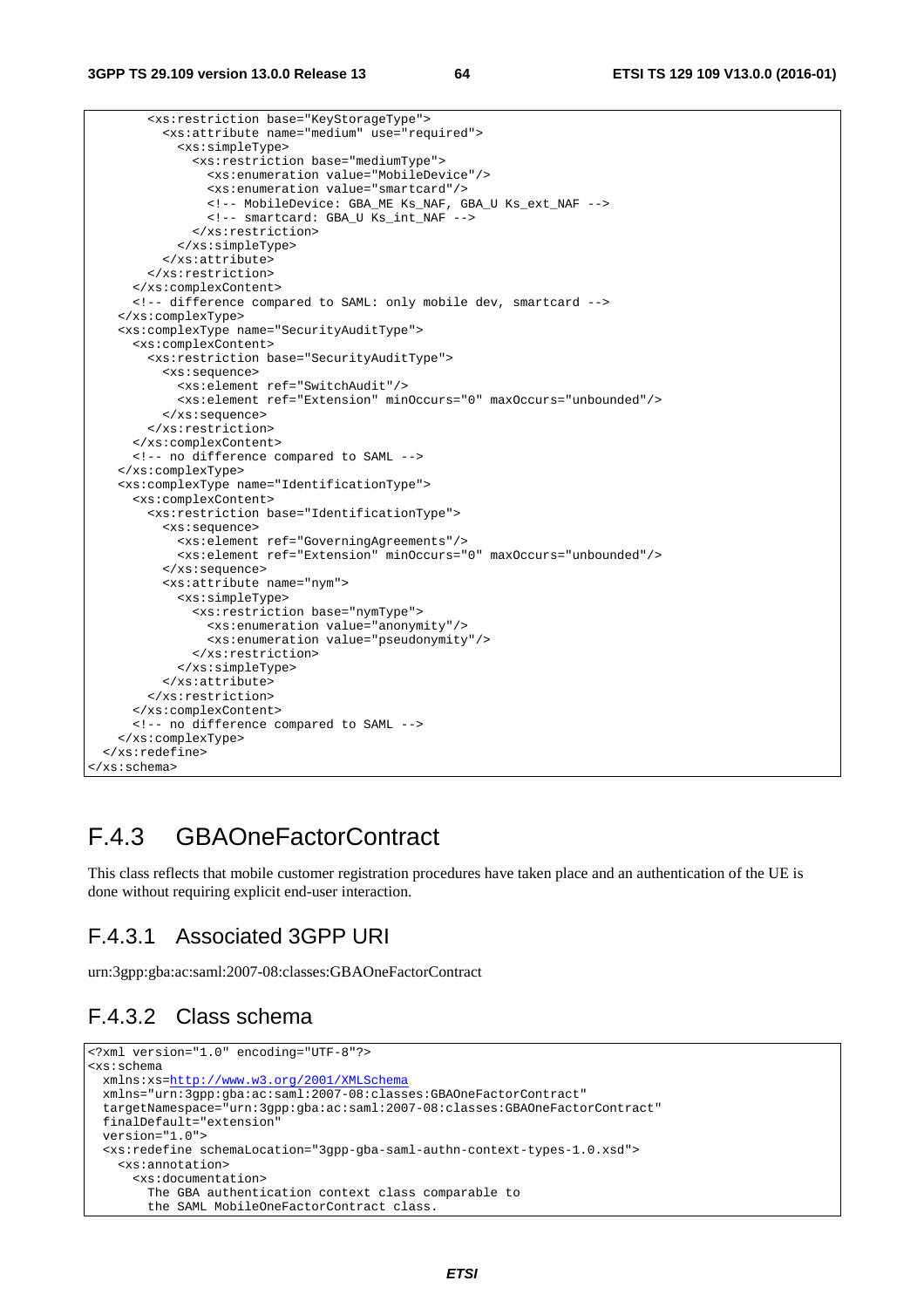```
        <xs:restriction base="KeyStorageType">
          <xs:attribute name="medium" use="required">
            <xs:simpleType>
              <xs:restriction base="mediumType">
                <xs:enumeration value="MobileDevice"/>
                <xs:enumeration value="smartcard"/>
                <!-- MobileDevice: GBA_ME Ks_NAF, GBA_U Ks_ext_NAF -->
                <!-- smartcard: GBA_U Ks_int_NAF -->
              </xs:restriction>
            </xs:simpleType>
          </xs:attribute>
        </xs:restriction>
      </xs:complexContent>
      <!-- difference compared to SAML: only mobile dev, smartcard -->
    </xs:complexType>
    <xs:complexType name="SecurityAuditType">
      <xs:complexContent>
        <xs:restriction base="SecurityAuditType">
          <xs:sequence>
            <xs:element ref="SwitchAudit"/>
            <xs:element ref="Extension" minOccurs="0" maxOccurs="unbounded"/>
          </xs:sequence>
        </xs:restriction>
      </xs:complexContent>
      <!-- no difference compared to SAML -->
    </xs:complexType>
    <xs:complexType name="IdentificationType">
      <xs:complexContent>
        <xs:restriction base="IdentificationType">
          <xs:sequence>
            <xs:element ref="GoverningAgreements"/>
            <xs:element ref="Extension" minOccurs="0" maxOccurs="unbounded"/>
          </xs:sequence>
          <xs:attribute name="nym">
            <xs:simpleType>
              <xs:restriction base="nymType">
                <xs:enumeration value="anonymity"/>
                <xs:enumeration value="pseudonymity"/>
              </xs:restriction>
            </xs:simpleType>
          </xs:attribute>
        </xs:restriction>
      </xs:complexContent>
      <!-- no difference compared to SAML -->
    </xs:complexType>
  </xs:redefine>
</xs:schema>
```

## F.4.3 GBAOneFactorContract

This class reflects that mobile customer registration procedures have taken place and an authentication of the UE is done without requiring explicit end-user interaction.

### F.4.3.1 Associated 3GPP URI

urn:3gpp:gba:ac:saml:2007-08:classes:GBAOneFactorContract

### F.4.3.2 Class schema

```
<?xml version="1.0" encoding="UTF-8"?>
<xs:schema
  xmlns:xs=http://www.w3.org/2001/XMLSchema
  xmlns="urn:3gpp:gba:ac:saml:2007-08:classes:GBAOneFactorContract"
  targetNamespace="urn:3gpp:gba:ac:saml:2007-08:classes:GBAOneFactorContract"
  finalDefault="extension"
  version="1.0">
  <xs:redefine schemaLocation="3gpp-gba-saml-authn-context-types-1.0.xsd">
    <xs:annotation>
      <xs:documentation>
        The GBA authentication context class comparable to
        the SAML MobileOneFactorContract class.
```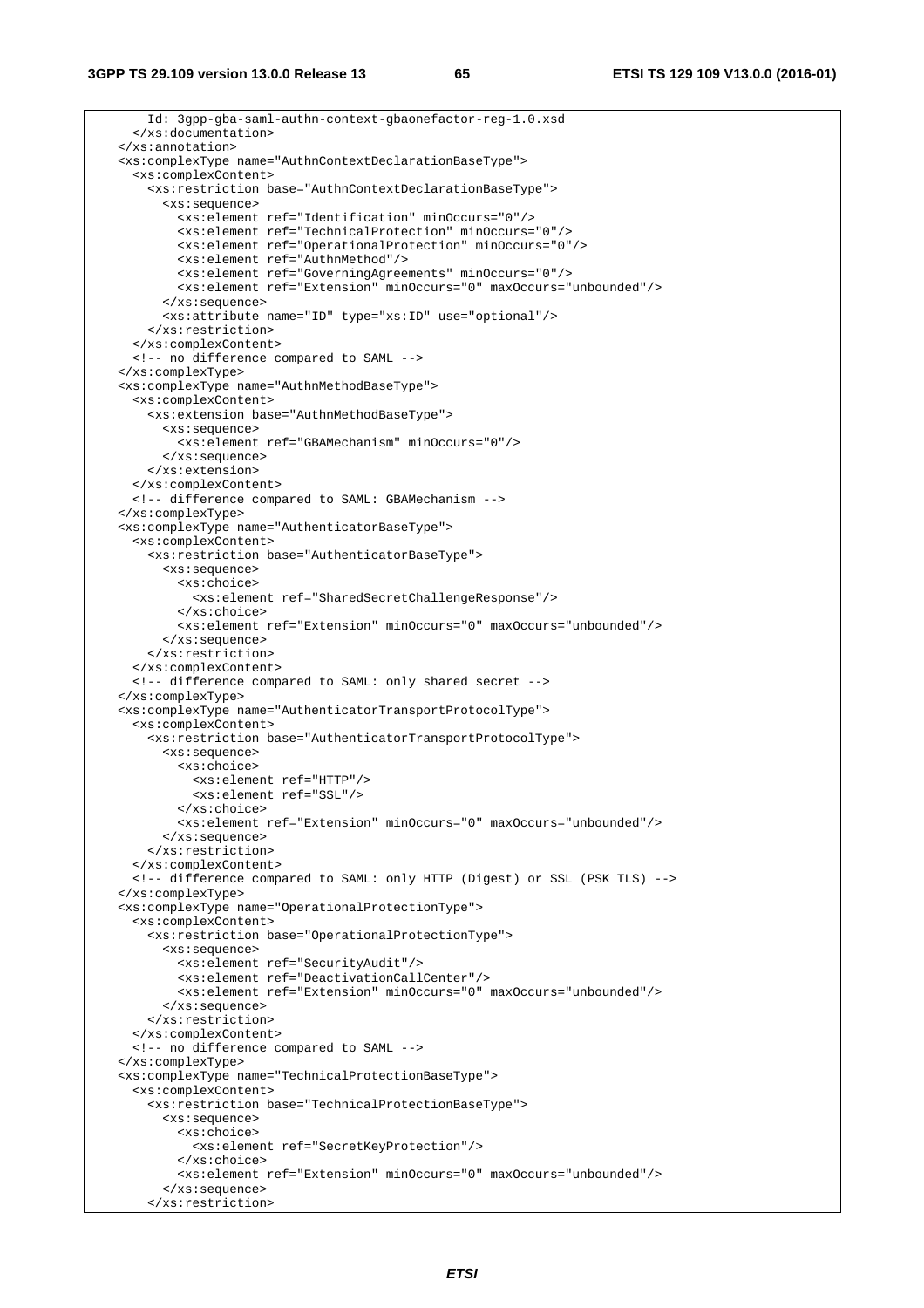```
      Id: 3gpp-gba-saml-authn-context-gbaonefactor-reg-1.0.xsd
    </xs:documentation>
  </xs:annotation>
  <xs:complexType name="AuthnContextDeclarationBaseType">
    <xs:complexContent>
      <xs:restriction base="AuthnContextDeclarationBaseType">
        <xs:sequence>
          <xs:element ref="Identification" minOccurs="0"/>
          <xs:element ref="TechnicalProtection" minOccurs="0"/>
          <xs:element ref="OperationalProtection" minOccurs="0"/>
          <xs:element ref="AuthnMethod"/>
          <xs:element ref="GoverningAgreements" minOccurs="0"/>
          <xs:element ref="Extension" minOccurs="0" maxOccurs="unbounded"/>
        </xs:sequence>
        <xs:attribute name="ID" type="xs:ID" use="optional"/>
      </xs:restriction>
    </xs:complexContent>
    <!-- no difference compared to SAML -->
  </xs:complexType>
  <xs:complexType name="AuthnMethodBaseType">
    <xs:complexContent>
      <xs:extension base="AuthnMethodBaseType">
        <xs:sequence>
          <xs:element ref="GBAMechanism" minOccurs="0"/>
        </xs:sequence>
      </xs:extension>
    </xs:complexContent>
    <!-- difference compared to SAML: GBAMechanism -->
  </xs:complexType>
  <xs:complexType name="AuthenticatorBaseType">
    <xs:complexContent>
      <xs:restriction base="AuthenticatorBaseType">
        <xs:sequence>
          <xs:choice>
            <xs:element ref="SharedSecretChallengeResponse"/>
          </xs:choice>
          <xs:element ref="Extension" minOccurs="0" maxOccurs="unbounded"/>
        </xs:sequence>
      </xs:restriction>
    </xs:complexContent>
    <!-- difference compared to SAML: only shared secret -->
  </xs:complexType>
  <xs:complexType name="AuthenticatorTransportProtocolType">
    <xs:complexContent>
      <xs:restriction base="AuthenticatorTransportProtocolType">
        <xs:sequence>
          <xs:choice>
            <xs:element ref="HTTP"/>
            <xs:element ref="SSL"/>
          </xs:choice>
          <xs:element ref="Extension" minOccurs="0" maxOccurs="unbounded"/>
        </xs:sequence>
      </xs:restriction>
    </xs:complexContent>
    <!-- difference compared to SAML: only HTTP (Digest) or SSL (PSK TLS) -->
  </xs:complexType>
  <xs:complexType name="OperationalProtectionType">
    <xs:complexContent>
      <xs:restriction base="OperationalProtectionType">
        <xs:sequence>
          <xs:element ref="SecurityAudit"/>
          <xs:element ref="DeactivationCallCenter"/>
          <xs:element ref="Extension" minOccurs="0" maxOccurs="unbounded"/>
        </xs:sequence>
      </xs:restriction>
    </xs:complexContent>
    <!-- no difference compared to SAML -->
  </xs:complexType>
  <xs:complexType name="TechnicalProtectionBaseType">
    <xs:complexContent>
      <xs:restriction base="TechnicalProtectionBaseType">
        <xs:sequence>
          <xs:choice>
            <xs:element ref="SecretKeyProtection"/>
          </xs:choice>
          <xs:element ref="Extension" minOccurs="0" maxOccurs="unbounded"/>
        </xs:sequence>
      </xs:restriction>
```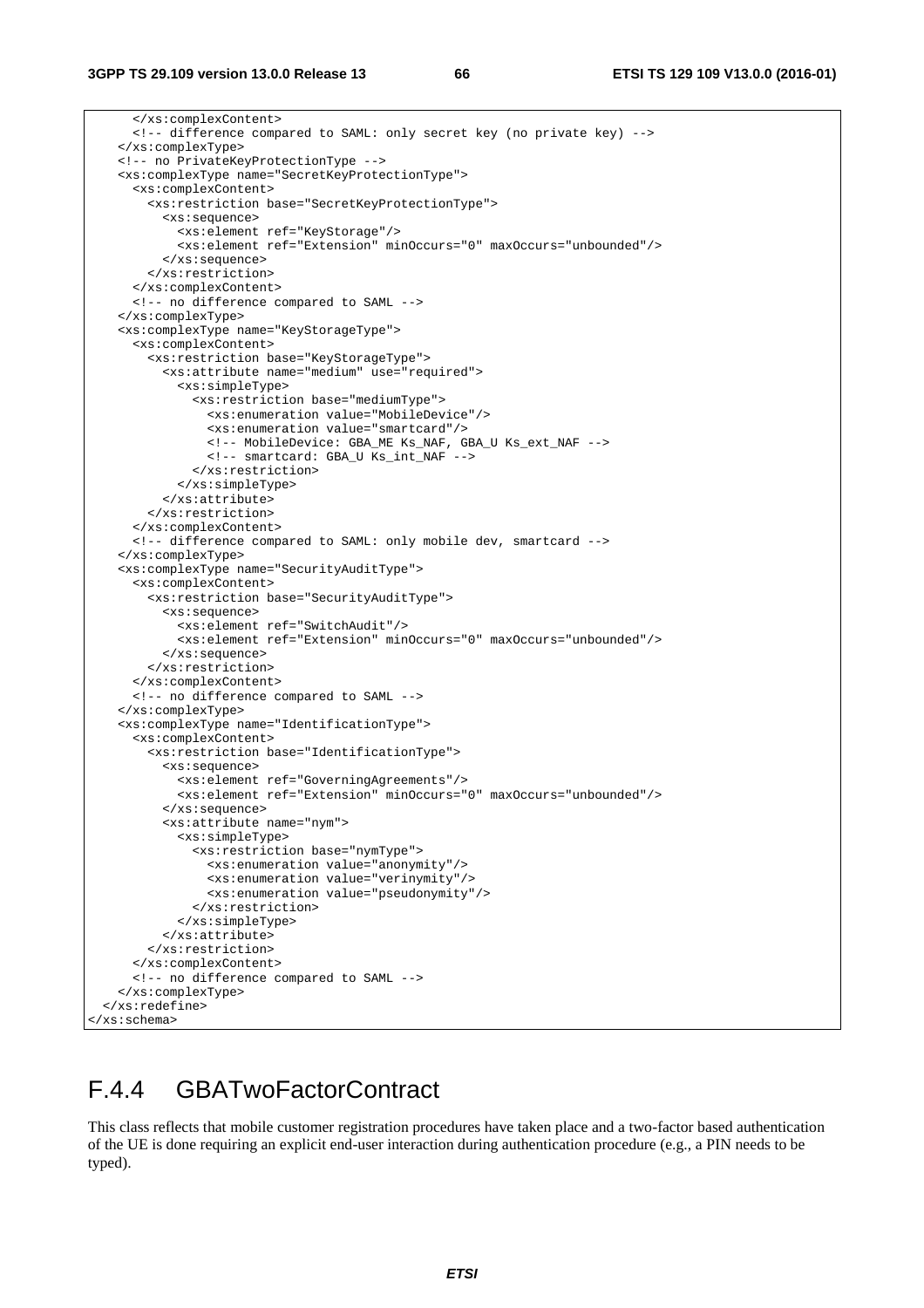```
      </xs:complexContent>
      <!-- difference compared to SAML: only secret key (no private key) -->
    </xs:complexType>
    <!-- no PrivateKeyProtectionType -->
    <xs:complexType name="SecretKeyProtectionType">
      <xs:complexContent>
        <xs:restriction base="SecretKeyProtectionType">
          <xs:sequence>
            <xs:element ref="KeyStorage"/>
            <xs:element ref="Extension" minOccurs="0" maxOccurs="unbounded"/>
          </xs:sequence>
        </xs:restriction>
      </xs:complexContent>
      <!-- no difference compared to SAML -->
    </xs:complexType>
    <xs:complexType name="KeyStorageType">
      <xs:complexContent>
        <xs:restriction base="KeyStorageType">
          <xs:attribute name="medium" use="required">
            <xs:simpleType>
              <xs:restriction base="mediumType">
                <xs:enumeration value="MobileDevice"/>
                <xs:enumeration value="smartcard"/>
                <!-- MobileDevice: GBA_ME Ks_NAF, GBA_U Ks_ext_NAF -->
                <!-- smartcard: GBA_U Ks_int_NAF -->
              </xs:restriction>
            </xs:simpleType>
          </xs:attribute>
        </xs:restriction>
      </xs:complexContent>
      <!-- difference compared to SAML: only mobile dev, smartcard -->
    </xs:complexType>
    <xs:complexType name="SecurityAuditType">
      <xs:complexContent>
        <xs:restriction base="SecurityAuditType">
          <xs:sequence>
            <xs:element ref="SwitchAudit"/>
            <xs:element ref="Extension" minOccurs="0" maxOccurs="unbounded"/>
          </xs:sequence>
        </xs:restriction>
      </xs:complexContent>
      <!-- no difference compared to SAML -->
    </xs:complexType>
    <xs:complexType name="IdentificationType">
      <xs:complexContent>
        <xs:restriction base="IdentificationType">
          <xs:sequence>
            <xs:element ref="GoverningAgreements"/>
            <xs:element ref="Extension" minOccurs="0" maxOccurs="unbounded"/>
          </xs:sequence>
          <xs:attribute name="nym">
            <xs:simpleType>
              <xs:restriction base="nymType">
                <xs:enumeration value="anonymity"/>
                <xs:enumeration value="verinymity"/>
                <xs:enumeration value="pseudonymity"/>
              </xs:restriction>
            </xs:simpleType>
          </xs:attribute>
        </xs:restriction>
      </xs:complexContent>
      <!-- no difference compared to SAML -->
    </xs:complexType>
  </xs:redefine>
</xs:schema>
```

### F.4.4 GBATwoFactorContract

This class reflects that mobile customer registration procedures have taken place and a two-factor based authentication of the UE is done requiring an explicit end-user interaction during authentication procedure (e.g., a PIN needs to be typed).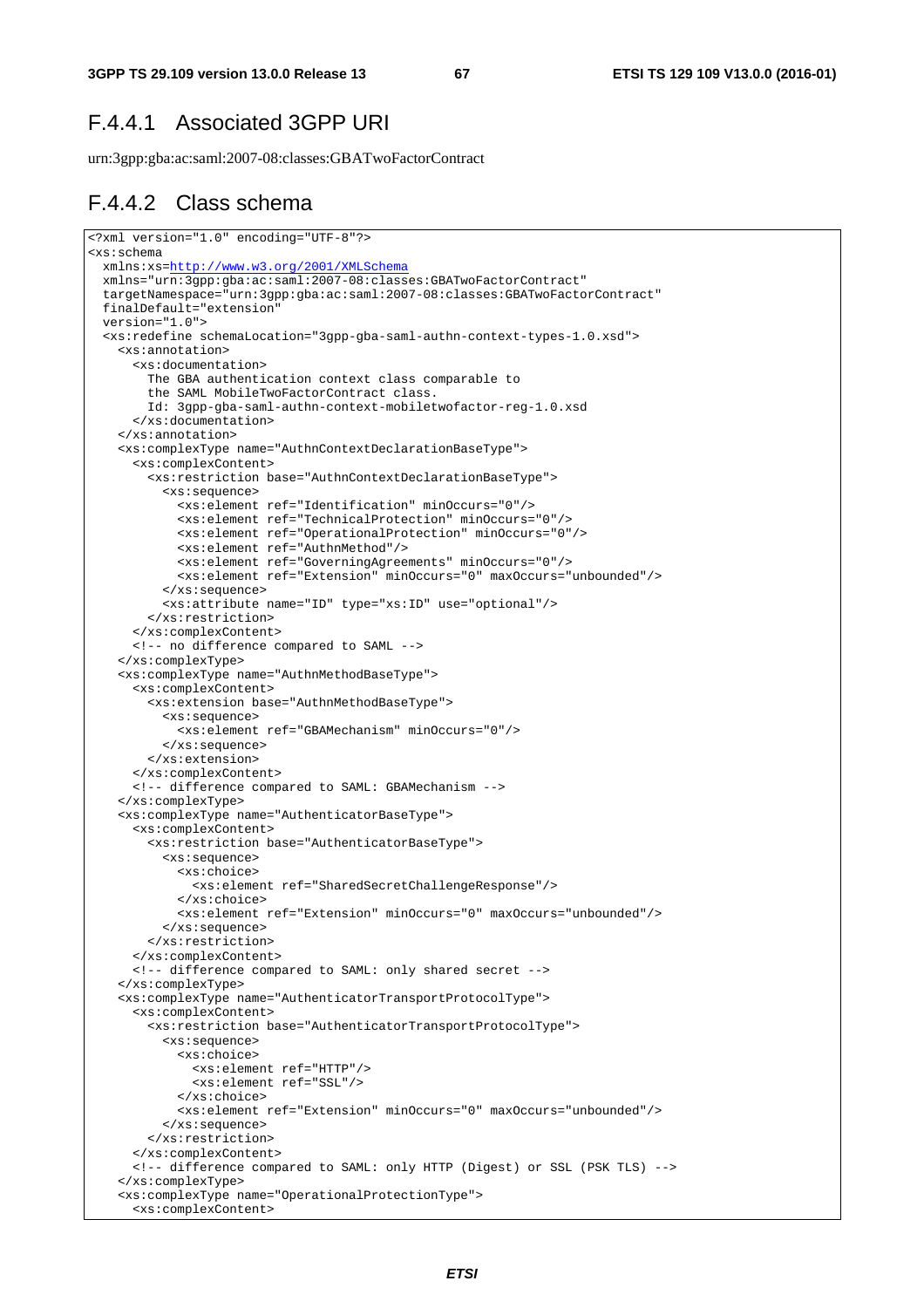## F.4.4.1 Associated 3GPP URI

urn:3gpp:gba:ac:saml:2007-08:classes:GBATwoFactorContract

## F.4.4.2 Class schema

```
<?xml version="1.0" encoding="UTF-8"?>
<xs:schema
  xmlns:xs=http://www.w3.org/2001/XMLSchema
  xmlns="urn:3gpp:gba:ac:saml:2007-08:classes:GBATwoFactorContract"
  targetNamespace="urn:3gpp:gba:ac:saml:2007-08:classes:GBATwoFactorContract"
  finalDefault="extension"
  version="1.0">
  <xs:redefine schemaLocation="3gpp-gba-saml-authn-context-types-1.0.xsd">
    <xs:annotation>
      <xs:documentation>
        The GBA authentication context class comparable to
        the SAML MobileTwoFactorContract class.
        Id: 3gpp-gba-saml-authn-context-mobiletwofactor-reg-1.0.xsd
      </xs:documentation>
    </xs:annotation>
    <xs:complexType name="AuthnContextDeclarationBaseType">
      <xs:complexContent>
        <xs:restriction base="AuthnContextDeclarationBaseType">
          <xs:sequence>
            <xs:element ref="Identification" minOccurs="0"/>
            <xs:element ref="TechnicalProtection" minOccurs="0"/>
            <xs:element ref="OperationalProtection" minOccurs="0"/>
            <xs:element ref="AuthnMethod"/>
            <xs:element ref="GoverningAgreements" minOccurs="0"/>
            <xs:element ref="Extension" minOccurs="0" maxOccurs="unbounded"/>
          </xs:sequence>
          <xs:attribute name="ID" type="xs:ID" use="optional"/>
        </xs:restriction>
      </xs:complexContent>
      <!-- no difference compared to SAML -->
    </xs:complexType>
    <xs:complexType name="AuthnMethodBaseType">
      <xs:complexContent>
        <xs:extension base="AuthnMethodBaseType">
          <xs:sequence>
            <xs:element ref="GBAMechanism" minOccurs="0"/>
          </xs:sequence>
        </xs:extension>
      </xs:complexContent>
      <!-- difference compared to SAML: GBAMechanism -->
    </xs:complexType>
    <xs:complexType name="AuthenticatorBaseType">
      <xs:complexContent>
        <xs:restriction base="AuthenticatorBaseType">
          <xs:sequence>
            <xs:choice>
              <xs:element ref="SharedSecretChallengeResponse"/>
            </xs:choice>
            <xs:element ref="Extension" minOccurs="0" maxOccurs="unbounded"/>
          </xs:sequence>
        </xs:restriction>
      </xs:complexContent>
      <!-- difference compared to SAML: only shared secret -->
    </xs:complexType>
    <xs:complexType name="AuthenticatorTransportProtocolType">
      <xs:complexContent>
        <xs:restriction base="AuthenticatorTransportProtocolType">
          <xs:sequence>
            <xs:choice>
              <xs:element ref="HTTP"/>
              <xs:element ref="SSL"/>
            </xs:choice>
            <xs:element ref="Extension" minOccurs="0" maxOccurs="unbounded"/>
          </xs:sequence>
        </xs:restriction>
      </xs:complexContent>
      <!-- difference compared to SAML: only HTTP (Digest) or SSL (PSK TLS) -->
    </xs:complexType>
    <xs:complexType name="OperationalProtectionType">
      <xs:complexContent>
```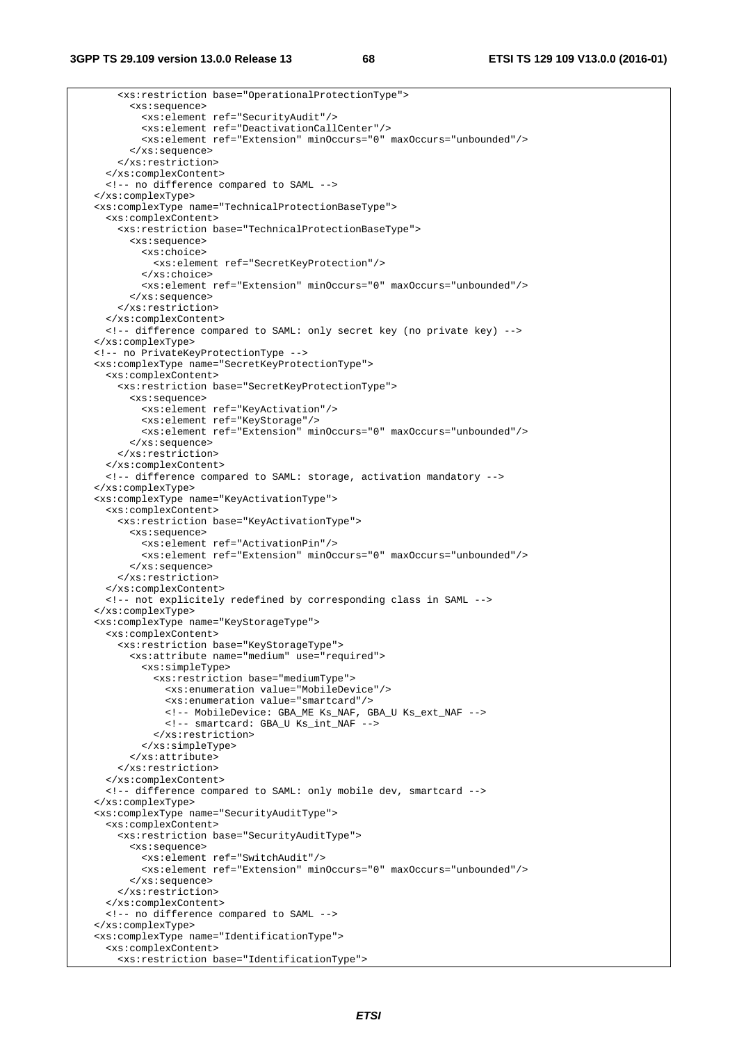```
      <xs:restriction base="OperationalProtectionType">
        <xs:sequence>
          <xs:element ref="SecurityAudit"/>
          <xs:element ref="DeactivationCallCenter"/>
          <xs:element ref="Extension" minOccurs="0" maxOccurs="unbounded"/>
        </xs:sequence>
      </xs:restriction>
    </xs:complexContent>
    <!-- no difference compared to SAML -->
  </xs:complexType>
  <xs:complexType name="TechnicalProtectionBaseType">
    <xs:complexContent>
      <xs:restriction base="TechnicalProtectionBaseType">
        <xs:sequence>
          <xs:choice>
            <xs:element ref="SecretKeyProtection"/>
          </xs:choice>
          <xs:element ref="Extension" minOccurs="0" maxOccurs="unbounded"/>
        </xs:sequence>
      </xs:restriction>
    </xs:complexContent>
    <!-- difference compared to SAML: only secret key (no private key) -->
  </xs:complexType>
  <!-- no PrivateKeyProtectionType -->
  <xs:complexType name="SecretKeyProtectionType">
    <xs:complexContent>
      <xs:restriction base="SecretKeyProtectionType">
        <xs:sequence>
          <xs:element ref="KeyActivation"/>
          <xs:element ref="KeyStorage"/>
          <xs:element ref="Extension" minOccurs="0" maxOccurs="unbounded"/>
        </xs:sequence>
      </xs:restriction>
    </xs:complexContent>
    <!-- difference compared to SAML: storage, activation mandatory -->
  </xs:complexType>
  <xs:complexType name="KeyActivationType">
    <xs:complexContent>
      <xs:restriction base="KeyActivationType">
        <xs:sequence>
          <xs:element ref="ActivationPin"/>
          <xs:element ref="Extension" minOccurs="0" maxOccurs="unbounded"/>
        </xs:sequence>
      </xs:restriction>
    </xs:complexContent>
    <!-- not explicitely redefined by corresponding class in SAML -->
  </xs:complexType>
  <xs:complexType name="KeyStorageType">
    <xs:complexContent>
      <xs:restriction base="KeyStorageType">
        <xs:attribute name="medium" use="required">
          <xs:simpleType>
            <xs:restriction base="mediumType">
              <xs:enumeration value="MobileDevice"/>
              <xs:enumeration value="smartcard"/>
              <!-- MobileDevice: GBA_ME Ks_NAF, GBA_U Ks_ext_NAF -->
              <!-- smartcard: GBA_U Ks_int_NAF -->
            </xs:restriction>
          </xs:simpleType>
        </xs:attribute>
      </xs:restriction>
    </xs:complexContent>
    <!-- difference compared to SAML: only mobile dev, smartcard -->
  </xs:complexType>
  <xs:complexType name="SecurityAuditType">
    <xs:complexContent>
      <xs:restriction base="SecurityAuditType">
        <xs:sequence>
          <xs:element ref="SwitchAudit"/>
          <xs:element ref="Extension" minOccurs="0" maxOccurs="unbounded"/>
        </xs:sequence>
      </xs:restriction>
    </xs:complexContent>
    <!-- no difference compared to SAML -->
  </xs:complexType>
  <xs:complexType name="IdentificationType">
    <xs:complexContent>
      <xs:restriction base="IdentificationType">
```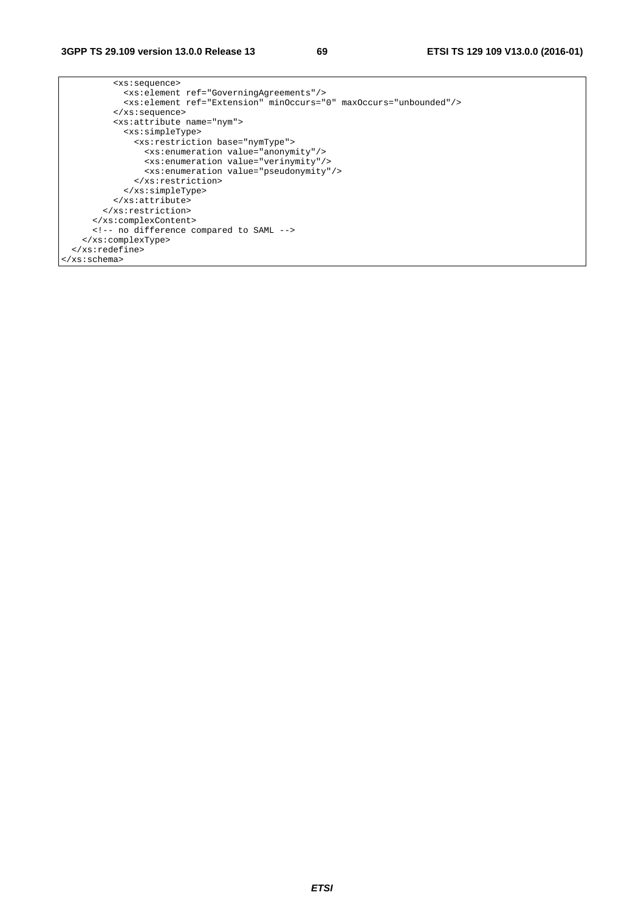```
          <xs:sequence>
            <xs:element ref="GoverningAgreements"/>
            <xs:element ref="Extension" minOccurs="0" maxOccurs="unbounded"/>
          </xs:sequence>
          <xs:attribute name="nym">
            <xs:simpleType>
              <xs:restriction base="nymType">
                <xs:enumeration value="anonymity"/>
                <xs:enumeration value="verinymity"/>
                <xs:enumeration value="pseudonymity"/>
              </xs:restriction>
            </xs:simpleType>
          </xs:attribute>
        </xs:restriction>
      </xs:complexContent>
      <!-- no difference compared to SAML -->
    </xs:complexType>
  </xs:redefine>
</xs:schema>
```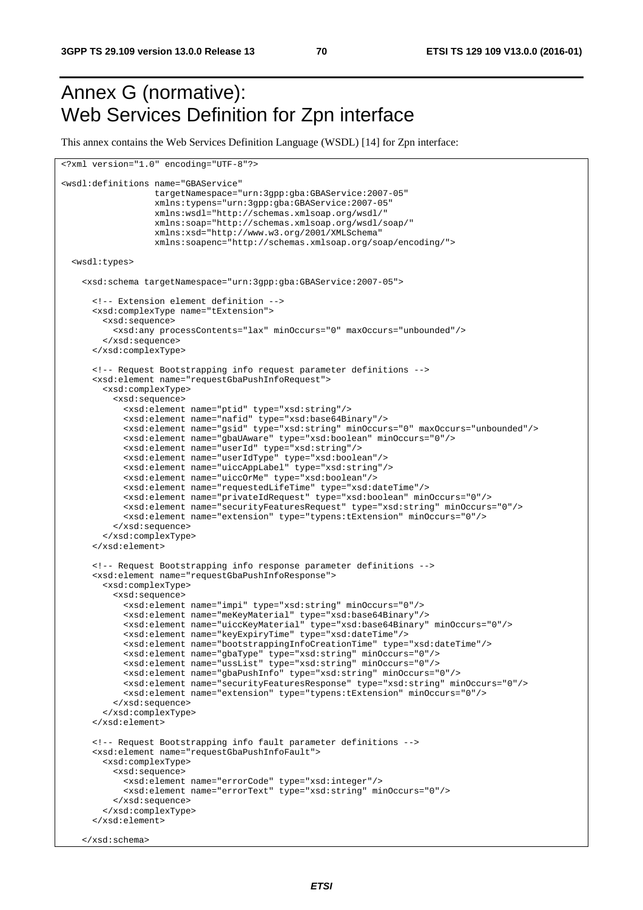# Annex G (normative): Web Services Definition for Zpn interface

This annex contains the Web Services Definition Language (WSDL) [14] for Zpn interface:

```
<?xml version="1.0" encoding="UTF-8"?>

<wsdl:definitions name="GBAService"
                  targetNamespace="urn:3gpp:gba:GBAService:2007-05"
                  xmlns:typens="urn:3gpp:gba:GBAService:2007-05"
                  xmlns:wsdl="http://schemas.xmlsoap.org/wsdl/"
                  xmlns:soap="http://schemas.xmlsoap.org/wsdl/soap/"
                  xmlns:xsd="http://www.w3.org/2001/XMLSchema"
                  xmlns:soapenc="http://schemas.xmlsoap.org/soap/encoding/">

  <wsdl:types>

    <xsd:schema targetNamespace="urn:3gpp:gba:GBAService:2007-05">

      <!-- Extension element definition -->
      <xsd:complexType name="tExtension">
        <xsd:sequence>
          <xsd:any processContents="lax" minOccurs="0" maxOccurs="unbounded"/>
        </xsd:sequence>
      </xsd:complexType>

      <!-- Request Bootstrapping info request parameter definitions -->
      <xsd:element name="requestGbaPushInfoRequest">
        <xsd:complexType>
          <xsd:sequence>
            <xsd:element name="ptid" type="xsd:string"/>
            <xsd:element name="nafid" type="xsd:base64Binary"/>
            <xsd:element name="gsid" type="xsd:string" minOccurs="0" maxOccurs="unbounded"/>
            <xsd:element name="gbaUAware" type="xsd:boolean" minOccurs="0"/>
            <xsd:element name="userId" type="xsd:string"/>
            <xsd:element name="userIdType" type="xsd:boolean"/>
            <xsd:element name="uiccAppLabel" type="xsd:string"/>
            <xsd:element name="uiccOrMe" type="xsd:boolean"/>
            <xsd:element name="requestedLifeTime" type="xsd:dateTime"/>
            <xsd:element name="privateIdRequest" type="xsd:boolean" minOccurs="0"/>
            <xsd:element name="securityFeaturesRequest" type="xsd:string" minOccurs="0"/>
            <xsd:element name="extension" type="typens:tExtension" minOccurs="0"/>
          </xsd:sequence>
        </xsd:complexType>
      </xsd:element>

      <!-- Request Bootstrapping info response parameter definitions -->
      <xsd:element name="requestGbaPushInfoResponse">
        <xsd:complexType>
          <xsd:sequence>
            <xsd:element name="impi" type="xsd:string" minOccurs="0"/>
            <xsd:element name="meKeyMaterial" type="xsd:base64Binary"/>
            <xsd:element name="uiccKeyMaterial" type="xsd:base64Binary" minOccurs="0"/>
            <xsd:element name="keyExpiryTime" type="xsd:dateTime"/>
            <xsd:element name="bootstrappingInfoCreationTime" type="xsd:dateTime"/>
            <xsd:element name="gbaType" type="xsd:string" minOccurs="0"/>
            <xsd:element name="ussList" type="xsd:string" minOccurs="0"/>
            <xsd:element name="gbaPushInfo" type="xsd:string" minOccurs="0"/>
            <xsd:element name="securityFeaturesResponse" type="xsd:string" minOccurs="0"/>
            <xsd:element name="extension" type="typens:tExtension" minOccurs="0"/>
          </xsd:sequence>
        </xsd:complexType>
      </xsd:element>

      <!-- Request Bootstrapping info fault parameter definitions -->
      <xsd:element name="requestGbaPushInfoFault">
        <xsd:complexType>
          <xsd:sequence>
            <xsd:element name="errorCode" type="xsd:integer"/>
            <xsd:element name="errorText" type="xsd:string" minOccurs="0"/>
          </xsd:sequence>
        </xsd:complexType>
      </xsd:element>

    </xsd:schema>
```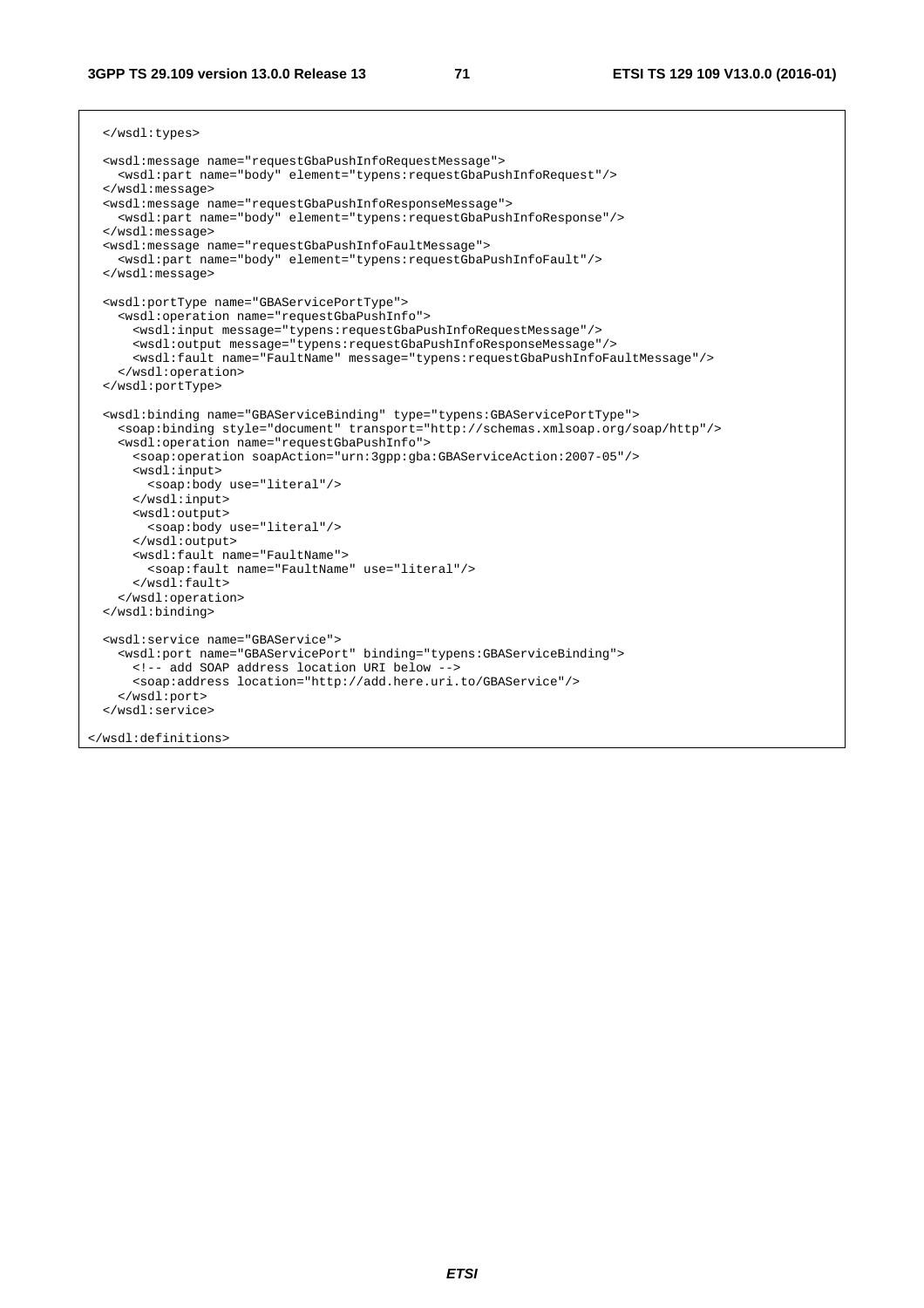```
  </wsdl:types>

  <wsdl:message name="requestGbaPushInfoRequestMessage">
    <wsdl:part name="body" element="types:requestGbaPushInfoRequest"/>
  </wsdl:message>
  <wsdl:message name="requestGbaPushInfoResponseMessage">
    <wsdl:part name="body" element="types:requestGbaPushInfoResponse"/>
  </wsdl:message>
  <wsdl:message name="requestGbaPushInfoFaultMessage">
    <wsdl:part name="body" element="types:requestGbaPushInfoFault"/>
  </wsdl:message>

  <wsdl:portType name="GBAServicePortType">
    <wsdl:operation name="requestGbaPushInfo">
      <wsdl:input message="types:requestGbaPushInfoRequestMessage"/>
      <wsdl:output message="types:requestGbaPushInfoResponseMessage"/>
      <wsdl:fault name="FaultName" message="types:requestGbaPushInfoFaultMessage"/>
    </wsdl:operation>
  </wsdl:portType>

  <wsdl:binding name="GBAServiceBinding" type="types:GBAServicePortType">
    <soap:binding style="document" transport="http://schemas.xmlsoap.org/soap/http"/>
    <wsdl:operation name="requestGbaPushInfo">
      <soap:operation soapAction="urn:3gpp:gba:GBAServiceAction:2007-05"/>
      <wsdl:input>
        <soap:body use="literal"/>
      </wsdl:input>
      <wsdl:output>
        <soap:body use="literal"/>
      </wsdl:output>
      <wsdl:fault name="FaultName">
        <soap:fault name="FaultName" use="literal"/>
      </wsdl:fault>
    </wsdl:operation>
  </wsdl:binding>

  <wsdl:service name="GBAService">
    <wsdl:port name="GBAServicePort" binding="types:GBAServiceBinding">
      <!-- add SOAP address location URI below -->
      <soap:address location="http://add.here.uri.to/GBAService"/>
    </wsdl:port>
  </wsdl:service>

</wsdl:definitions>
```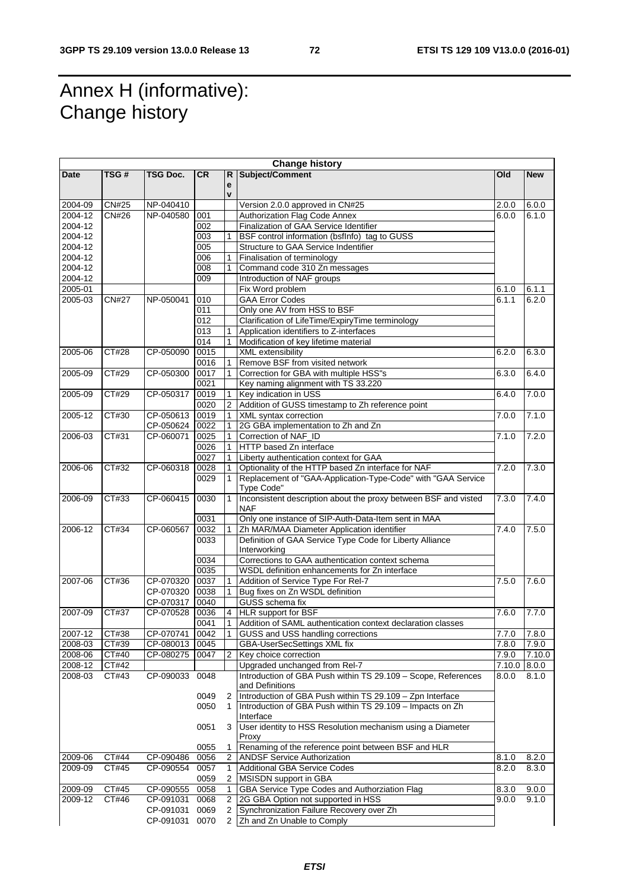# Annex H (informative): Change history

| Change history | | | | | | | |
|---|---|---|---|---|---|---|---|
| **Date** | **TSG #** | **TSG Doc.** | **CR** | **Rev** | **Subject/Comment** | **Old** | **New** |
| 2004-09 | CN#25 | NP-040410 | | | Version 2.0.0 approved in CN#25 | 2.0.0 | 6.0.0 |
| 2004-12 | CN#26 | NP-040580 | 001 | | Authorization Flag Code Annex | 6.0.0 | 6.1.0 |
| 2004-12 | | | 002 | | Finalization of GAA Service Identifier | | |
| 2004-12 | | | 003 | 1 | BSF control information (bsfInfo) tag to GUSS | | |
| 2004-12 | | | 005 | | Structure to GAA Service Indentifier | | |
| 2004-12 | | | 006 | 1 | Finalisation of terminology | | |
| 2004-12 | | | 008 | 1 | Command code 310 Zn messages | | |
| 2004-12 | | | 009 | | Introduction of NAF groups | | |
| 2005-01 | | | | | Fix Word problem | 6.1.0 | 6.1.1 |
| 2005-03 | CN#27 | NP-050041 | 010 | | GAA Error Codes | 6.1.1 | 6.2.0 |
| | | | 011 | | Only one AV from HSS to BSF | | |
| | | | 012 | | Clarification of LifeTime/ExpiryTime terminology | | |
| | | | 013 | 1 | Application identifiers to Z-interfaces | | |
| | | | 014 | 1 | Modification of key lifetime material | | |
| 2005-06 | CT#28 | CP-050090 | 0015 | | XML extensibility | 6.2.0 | 6.3.0 |
| | | | 0016 | 1 | Remove BSF from visited network | | |
| 2005-09 | CT#29 | CP-050300 | 0017 | 1 | Correction for GBA with multiple HSS"s | 6.3.0 | 6.4.0 |
| | | | 0021 | | Key naming alignment with TS 33.220 | | |
| 2005-09 | CT#29 | CP-050317 | 0019 | 1 | Key indication in USS | 6.4.0 | 7.0.0 |
| | | | 0020 | 2 | Addition of GUSS timestamp to Zh reference point | | |
| 2005-12 | CT#30 | CP-050613 | 0019 | 1 | XML syntax correction | 7.0.0 | 7.1.0 |
| | | CP-050624 | 0022 | 1 | 2G GBA implementation to Zh and Zn | | |
| 2006-03 | CT#31 | CP-060071 | 0025 | 1 | Correction of NAF_ID | 7.1.0 | 7.2.0 |
| | | | 0026 | 1 | HTTP based Zn interface | | |
| | | | 0027 | 1 | Liberty authentication context for GAA | | |
| 2006-06 | CT#32 | CP-060318 | 0028 | 1 | Optionality of the HTTP based Zn interface for NAF | 7.2.0 | 7.3.0 |
| | | | 0029 | 1 | Replacement of "GAA-Application-Type-Code" with "GAA Service Type Code" | | |
| 2006-09 | CT#33 | CP-060415 | 0030 | 1 | Inconsistent description about the proxy between BSF and visted NAF | 7.3.0 | 7.4.0 |
| | | | 0031 | | Only one instance of SIP-Auth-Data-Item sent in MAA | | |
| 2006-12 | CT#34 | CP-060567 | 0032 | 1 | Zh MAR/MAA Diameter Application identifier | 7.4.0 | 7.5.0 |
| | | | 0033 | | Definition of GAA Service Type Code for Liberty Alliance Interworking | | |
| | | | 0034 | | Corrections to GAA authentication context schema | | |
| | | | 0035 | | WSDL definition enhancements for Zn interface | | |
| 2007-06 | CT#36 | CP-070320 | 0037 | 1 | Addition of Service Type For Rel-7 | 7.5.0 | 7.6.0 |
| | | CP-070320 | 0038 | 1 | Bug fixes on Zn WSDL definition | | |
| | | CP-070317 | 0040 | | GUSS schema fix | | |
| 2007-09 | CT#37 | CP-070528 | 0036 | 4 | HLR support for BSF | 7.6.0 | 7.7.0 |
| | | | 0041 | 1 | Addition of SAML authentication context declaration classes | | |
| 2007-12 | CT#38 | CP-070741 | 0042 | 1 | GUSS and USS handling corrections | 7.7.0 | 7.8.0 |
| 2008-03 | CT#39 | CP-080013 | 0045 | | GBA-UserSecSettings XML fix | 7.8.0 | 7.9.0 |
| 2008-06 | CT#40 | CP-080275 | 0047 | 2 | Key choice correction | 7.9.0 | 7.10.0 |
| 2008-12 | CT#42 | | | | Upgraded unchanged from Rel-7 | 7.10.0 | 8.0.0 |
| 2008-03 | CT#43 | CP-090033 | 0048 | | Introduction of GBA Push within TS 29.109 – Scope, References and Definitions | 8.0.0 | 8.1.0 |
| | | | 0049 | 2 | Introduction of GBA Push within TS 29.109 – Zpn Interface | | |
| | | | 0050 | 1 | Introduction of GBA Push within TS 29.109 – Impacts on Zh Interface | | |
| | | | 0051 | 3 | User identity to HSS Resolution mechanism using a Diameter Proxy | | |
| | | | 0055 | 1 | Renaming of the reference point between BSF and HLR | | |
| 2009-06 | CT#44 | CP-090486 | 0056 | 2 | ANDSF Service Authorization | 8.1.0 | 8.2.0 |
| 2009-09 | CT#45 | CP-090554 | 0057 | 1 | Additional GBA Service Codes | 8.2.0 | 8.3.0 |
| | | | 0059 | 2 | MSISDN support in GBA | | |
| 2009-09 | CT#45 | CP-090555 | 0058 | 1 | GBA Service Type Codes and Authorziation Flag | 8.3.0 | 9.0.0 |
| 2009-12 | CT#46 | CP-091031 | 0068 | 2 | 2G GBA Option not supported in HSS | 9.0.0 | 9.1.0 |
| | | CP-091031 | 0069 | 2 | Synchronization Failure Recovery over Zh | | |
| | | CP-091031 | 0070 | 2 | Zh and Zn Unable to Comply | | |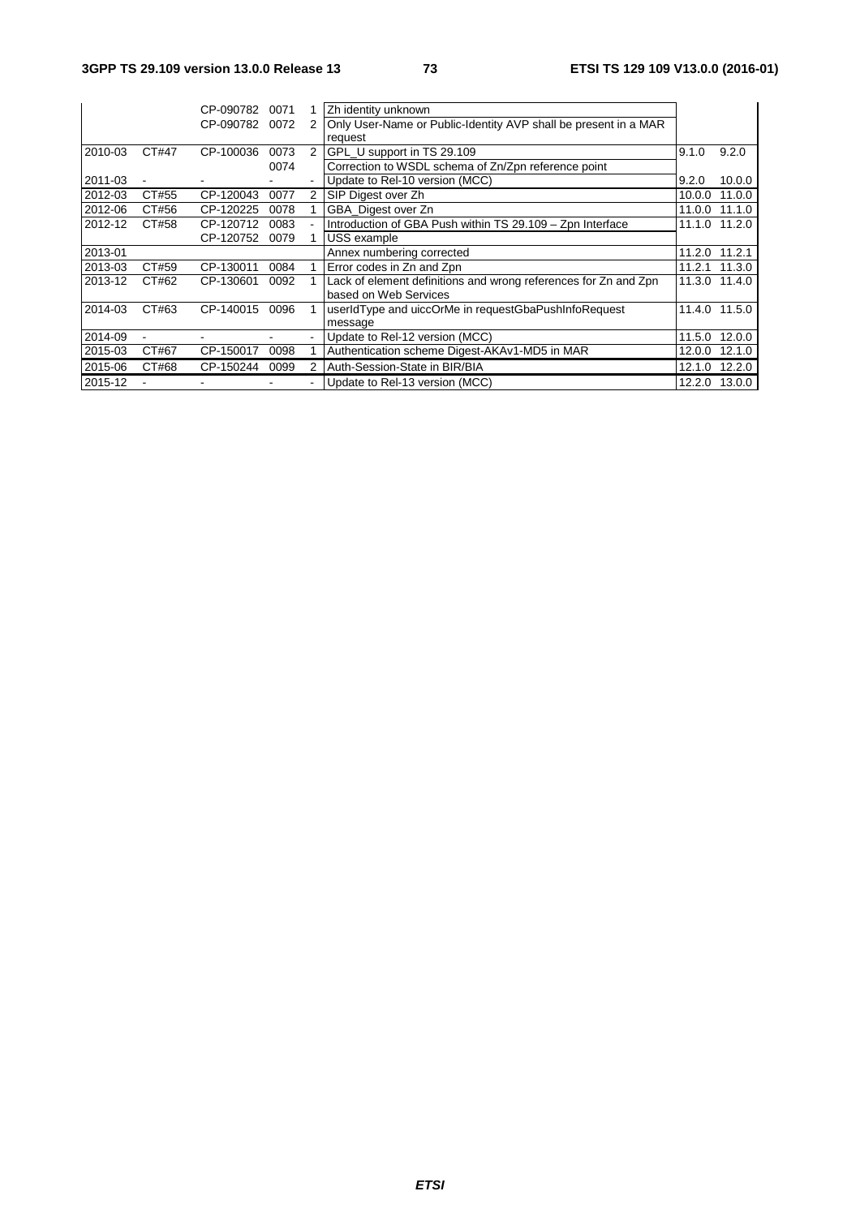| | | | | | | | |
|---|---|---|---|---|---|---|---|
| | | CP-090782 | 0071 | 1 | Zh identity unknown | | |
| | | CP-090782 | 0072 | 2 | Only User-Name or Public-Identity AVP shall be present in a MAR request | | |
| 2010-03 | CT#47 | CP-100036 | 0073 | 2 | GPL_U support in TS 29.109 | 9.1.0 | 9.2.0 |
| | | | 0074 | | Correction to WSDL schema of Zn/Zpn reference point | | |
| 2011-03 | - | - | - | - | Update to Rel-10 version (MCC) | 9.2.0 | 10.0.0 |
| 2012-03 | CT#55 | CP-120043 | 0077 | 2 | SIP Digest over Zh | 10.0.0 | 11.0.0 |
| 2012-06 | CT#56 | CP-120225 | 0078 | 1 | GBA_Digest over Zn | 11.0.0 | 11.1.0 |
| 2012-12 | CT#58 | CP-120712 | 0083 | - | Introduction of GBA Push within TS 29.109 – Zpn Interface | 11.1.0 | 11.2.0 |
| | | CP-120752 | 0079 | 1 | USS example | | |
| 2013-01 | | | | | Annex numbering corrected | 11.2.0 | 11.2.1 |
| 2013-03 | CT#59 | CP-130011 | 0084 | 1 | Error codes in Zn and Zpn | 11.2.1 | 11.3.0 |
| 2013-12 | CT#62 | CP-130601 | 0092 | 1 | Lack of element definitions and wrong references for Zn and Zpn based on Web Services | 11.3.0 | 11.4.0 |
| 2014-03 | CT#63 | CP-140015 | 0096 | 1 | userIdType and uiccOrMe in requestGbaPushInfoRequest message | 11.4.0 | 11.5.0 |
| 2014-09 | - | - | - | - | Update to Rel-12 version (MCC) | 11.5.0 | 12.0.0 |
| 2015-03 | CT#67 | CP-150017 | 0098 | 1 | Authentication scheme Digest-AKAv1-MD5 in MAR | 12.0.0 | 12.1.0 |
| 2015-06 | CT#68 | CP-150244 | 0099 | 2 | Auth-Session-State in BIR/BIA | 12.1.0 | 12.2.0 |
| 2015-12 | - | - | - | - | Update to Rel-13 version (MCC) | 12.2.0 | 13.0.0 |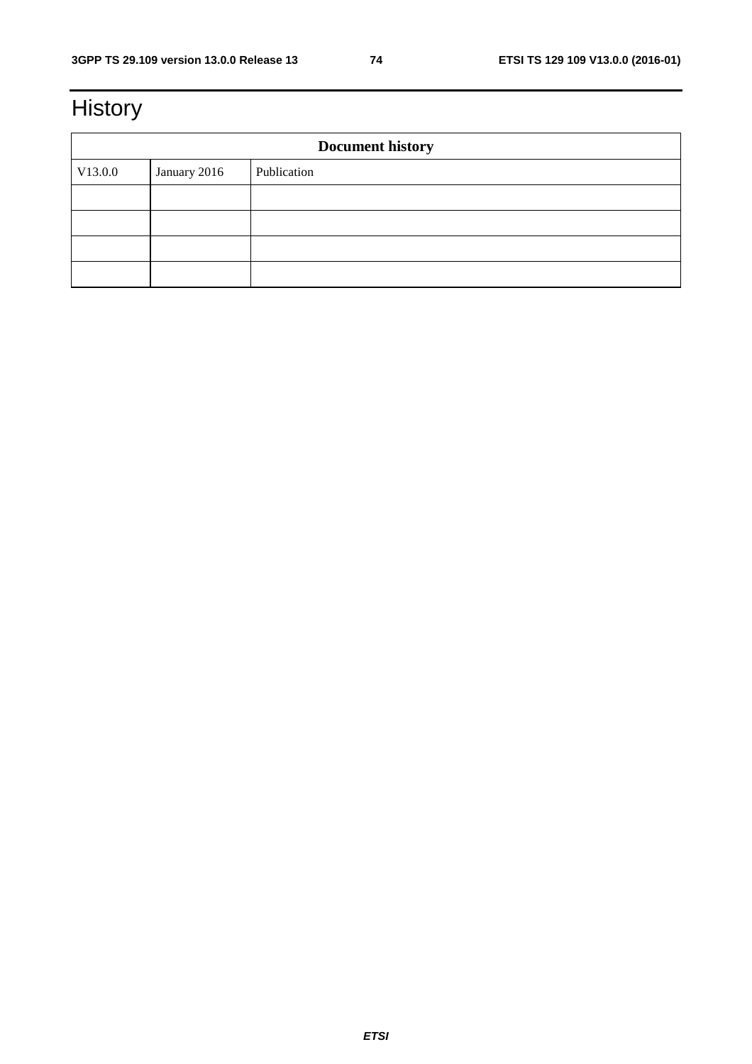# History

| Document history | | |
|---|---|---|
| V13.0.0 | January 2016 | Publication |
| | | |
| | | |
| | | |
| | | |